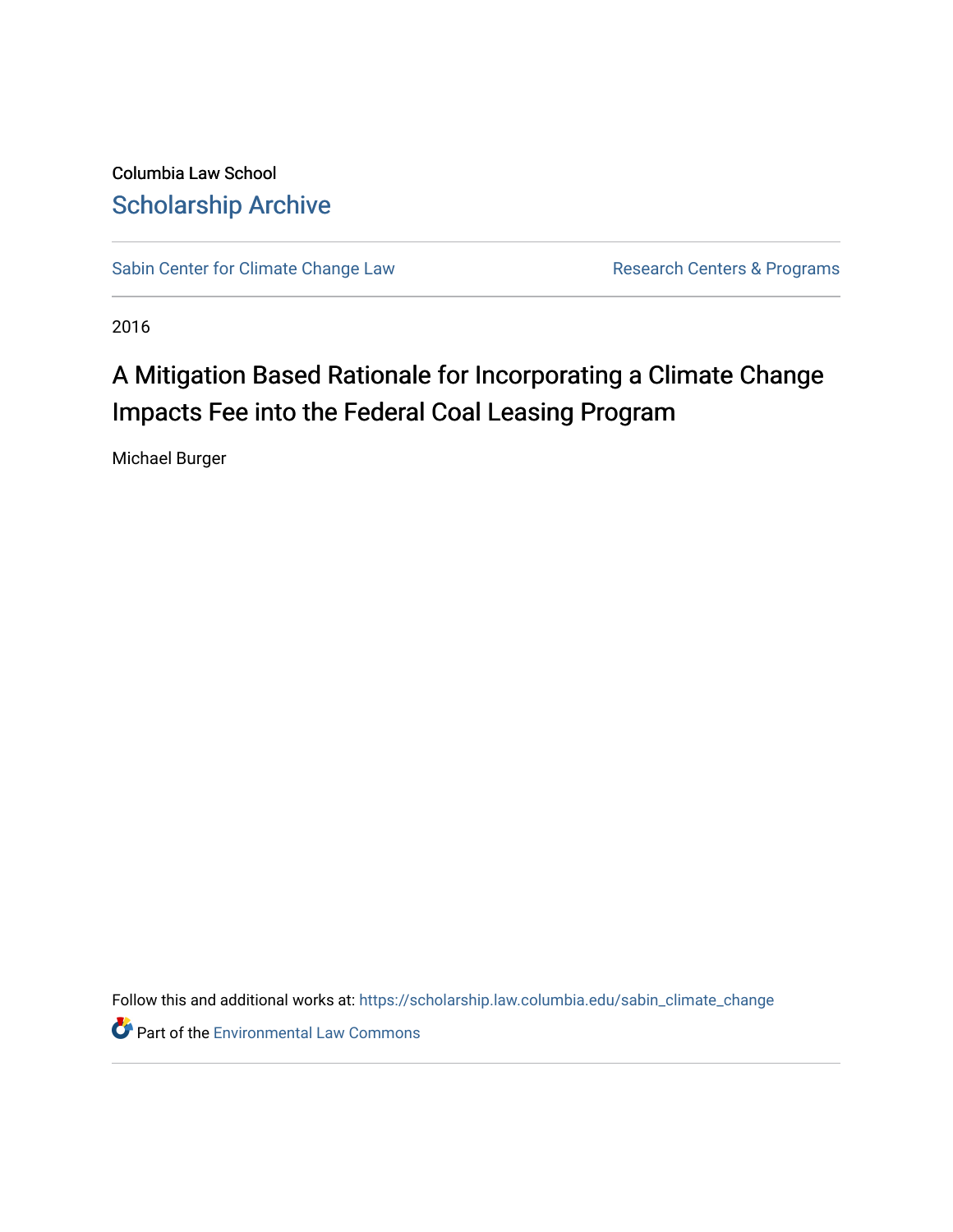Columbia Law School

Scholarship Archive

Sabin Center for Climate Change Law | Research Centers & Programs

2016

# A Mitigation Based Rationale for Incorporating a Climate Change Impacts Fee into the Federal Coal Leasing Program

Michael Burger

Follow this and additional works at: https://scholarship.law.columbia.edu/sabin_climate_change

Part of the Environmental Law Commons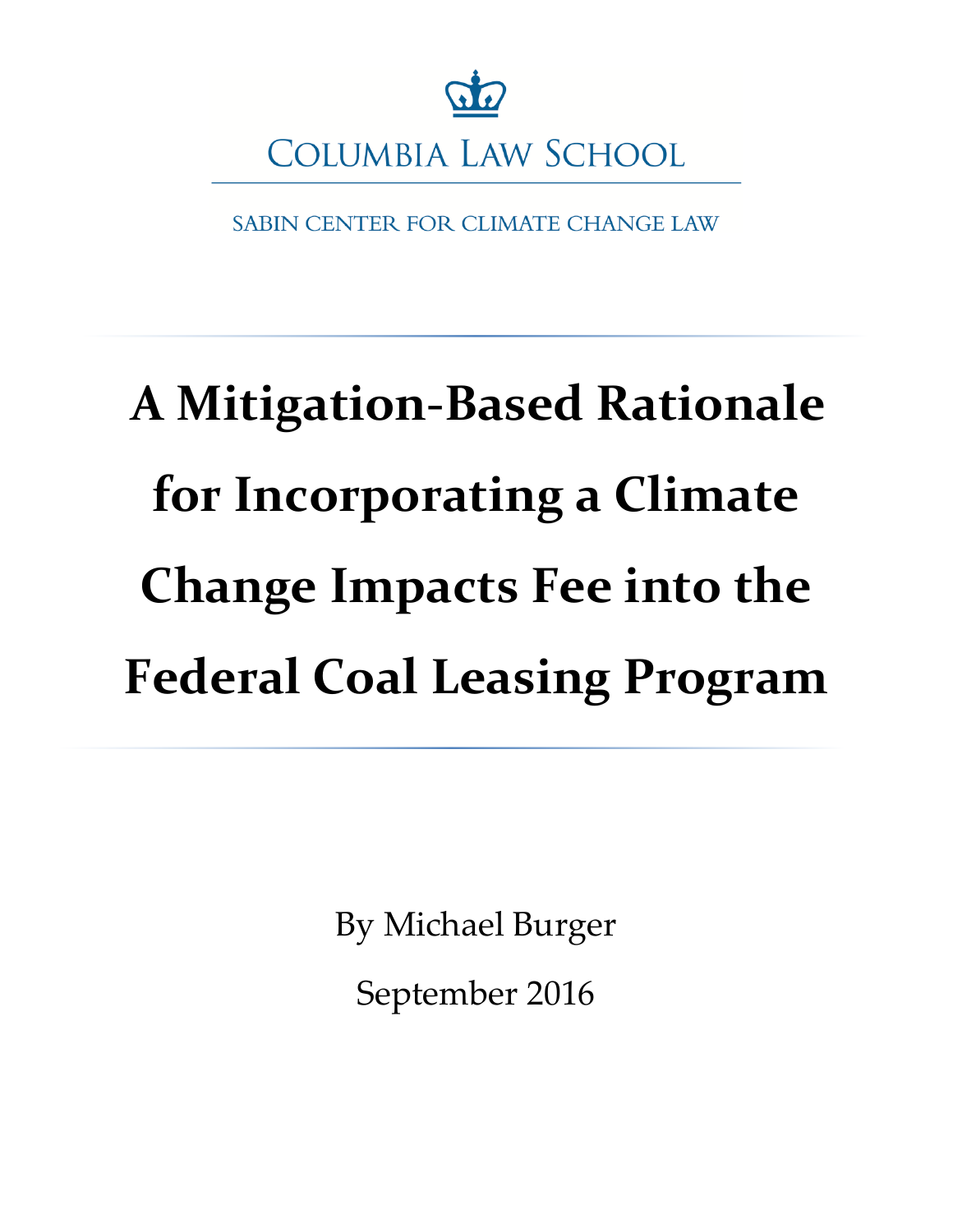COLUMBIA LAW SCHOOL

SABIN CENTER FOR CLIMATE CHANGE LAW

# A Mitigation-Based Rationale for Incorporating a Climate Change Impacts Fee into the Federal Coal Leasing Program

By Michael Burger

September 2016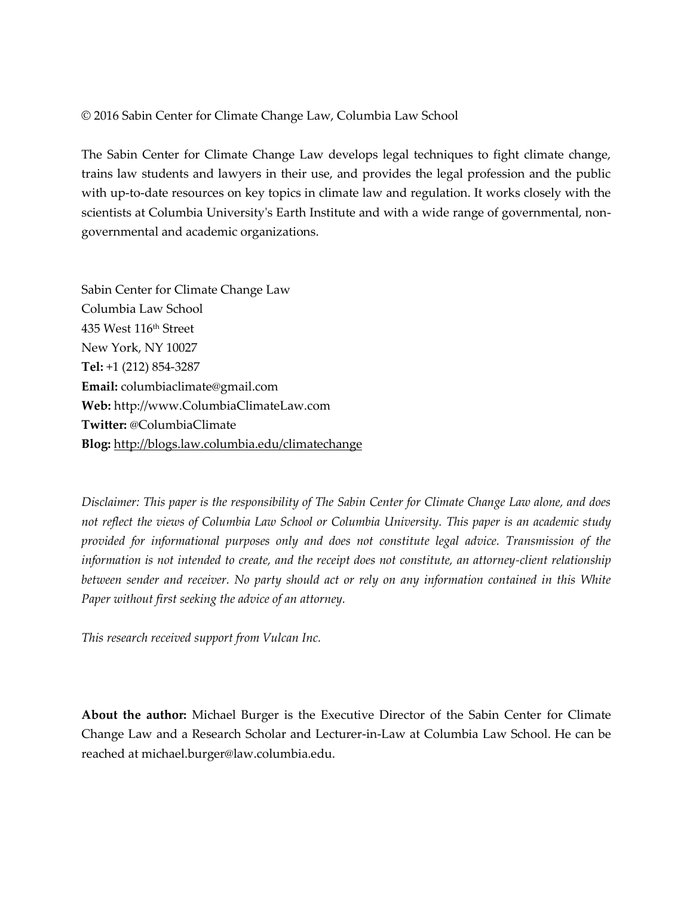© 2016 Sabin Center for Climate Change Law, Columbia Law School

The Sabin Center for Climate Change Law develops legal techniques to fight climate change, trains law students and lawyers in their use, and provides the legal profession and the public with up-to-date resources on key topics in climate law and regulation. It works closely with the scientists at Columbia University's Earth Institute and with a wide range of governmental, non-governmental and academic organizations.

Sabin Center for Climate Change Law
Columbia Law School
435 West 116th Street
New York, NY 10027
**Tel:** +1 (212) 854-3287
**Email:** columbiaclimate@gmail.com
**Web:** http://www.ColumbiaClimateLaw.com
**Twitter:** @ColumbiaClimate
**Blog:** http://blogs.law.columbia.edu/climatechange

*Disclaimer: This paper is the responsibility of The Sabin Center for Climate Change Law alone, and does not reflect the views of Columbia Law School or Columbia University. This paper is an academic study provided for informational purposes only and does not constitute legal advice. Transmission of the information is not intended to create, and the receipt does not constitute, an attorney-client relationship between sender and receiver. No party should act or rely on any information contained in this White Paper without first seeking the advice of an attorney.*

*This research received support from Vulcan Inc.*

**About the author:** Michael Burger is the Executive Director of the Sabin Center for Climate Change Law and a Research Scholar and Lecturer-in-Law at Columbia Law School. He can be reached at michael.burger@law.columbia.edu.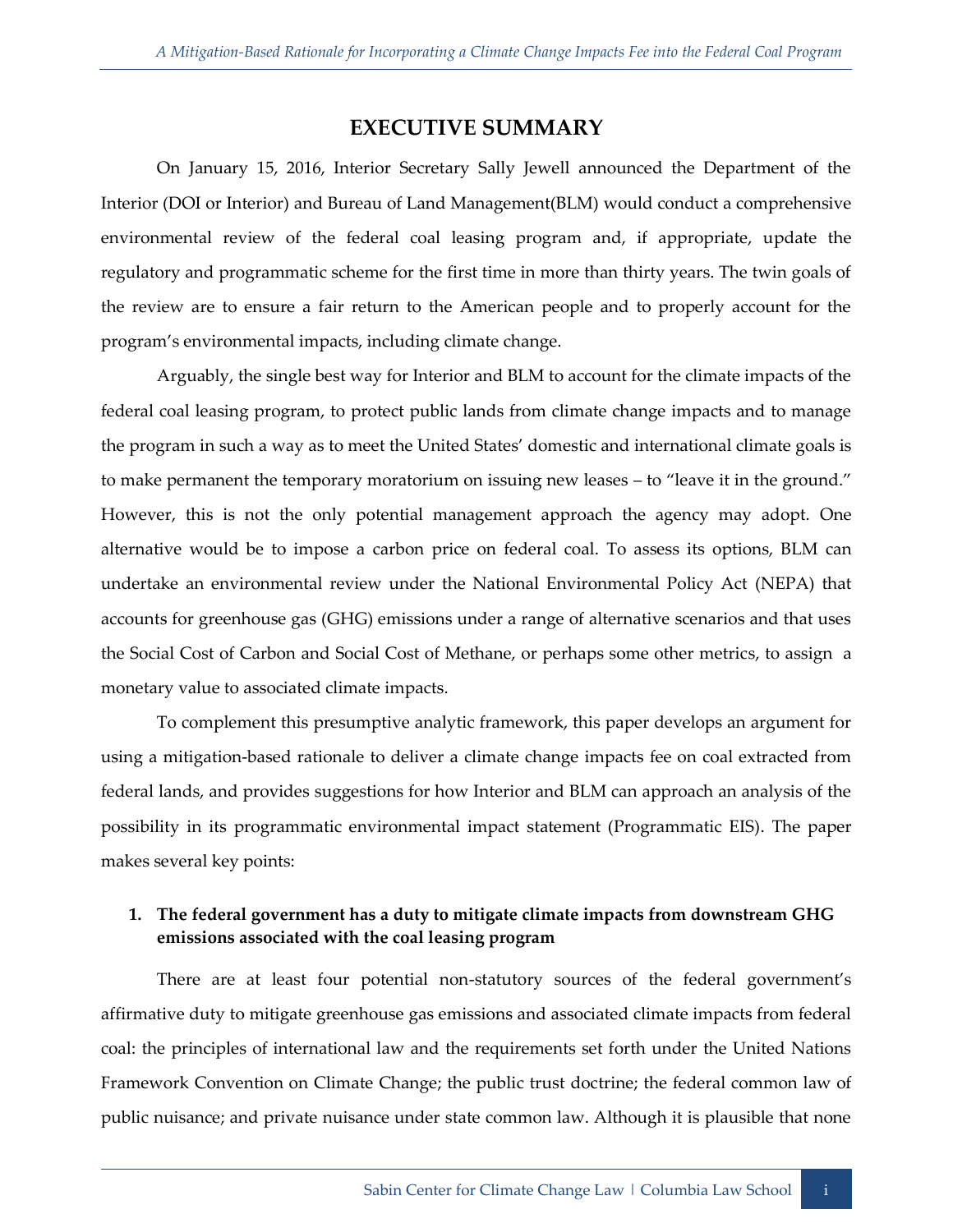# EXECUTIVE SUMMARY

On January 15, 2016, Interior Secretary Sally Jewell announced the Department of the Interior (DOI or Interior) and Bureau of Land Management(BLM) would conduct a comprehensive environmental review of the federal coal leasing program and, if appropriate, update the regulatory and programmatic scheme for the first time in more than thirty years. The twin goals of the review are to ensure a fair return to the American people and to properly account for the program's environmental impacts, including climate change.

Arguably, the single best way for Interior and BLM to account for the climate impacts of the federal coal leasing program, to protect public lands from climate change impacts and to manage the program in such a way as to meet the United States' domestic and international climate goals is to make permanent the temporary moratorium on issuing new leases – to "leave it in the ground." However, this is not the only potential management approach the agency may adopt. One alternative would be to impose a carbon price on federal coal. To assess its options, BLM can undertake an environmental review under the National Environmental Policy Act (NEPA) that accounts for greenhouse gas (GHG) emissions under a range of alternative scenarios and that uses the Social Cost of Carbon and Social Cost of Methane, or perhaps some other metrics, to assign a monetary value to associated climate impacts.

To complement this presumptive analytic framework, this paper develops an argument for using a mitigation-based rationale to deliver a climate change impacts fee on coal extracted from federal lands, and provides suggestions for how Interior and BLM can approach an analysis of the possibility in its programmatic environmental impact statement (Programmatic EIS). The paper makes several key points:

1. **The federal government has a duty to mitigate climate impacts from downstream GHG emissions associated with the coal leasing program**

There are at least four potential non-statutory sources of the federal government's affirmative duty to mitigate greenhouse gas emissions and associated climate impacts from federal coal: the principles of international law and the requirements set forth under the United Nations Framework Convention on Climate Change; the public trust doctrine; the federal common law of public nuisance; and private nuisance under state common law. Although it is plausible that none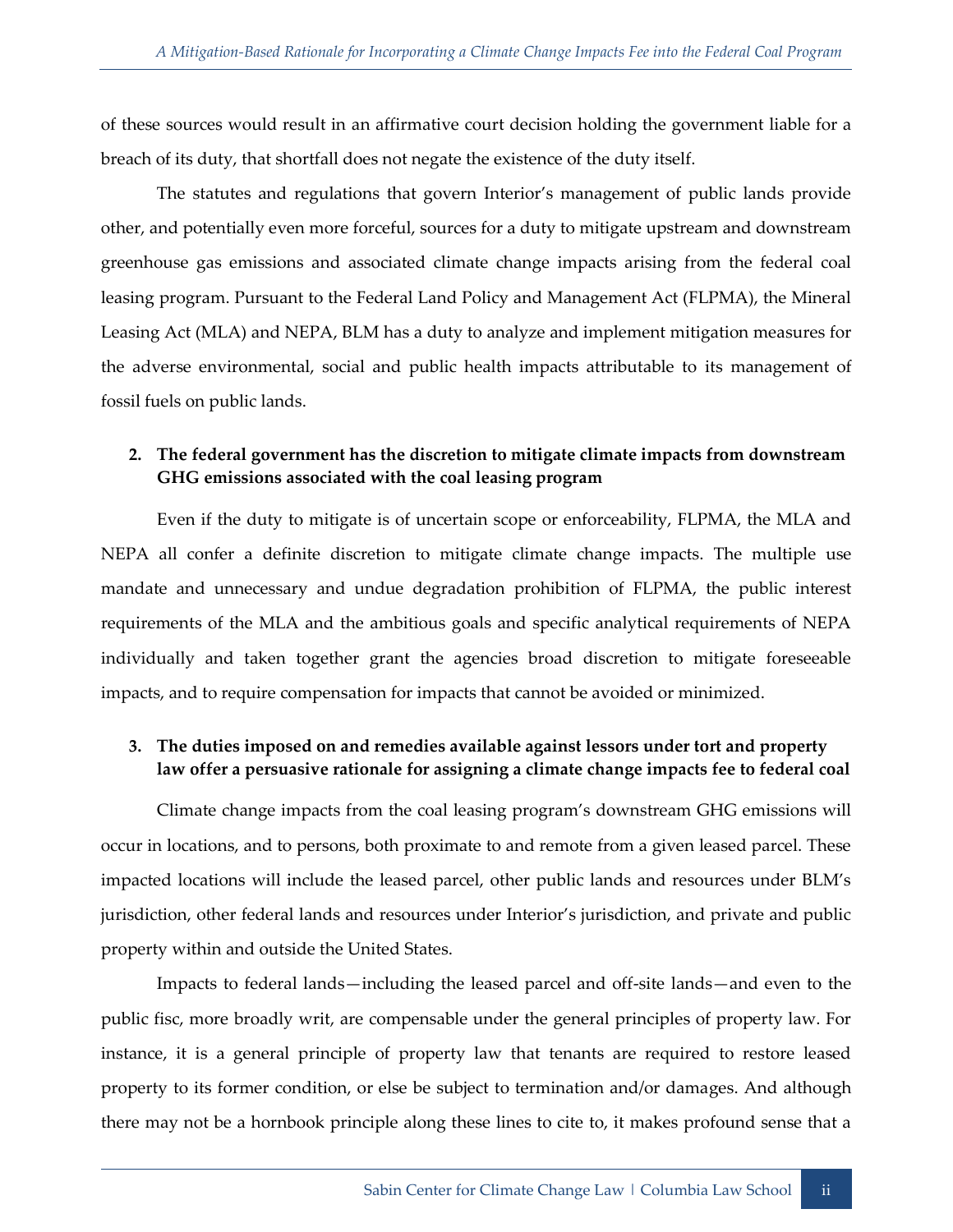of these sources would result in an affirmative court decision holding the government liable for a breach of its duty, that shortfall does not negate the existence of the duty itself.

The statutes and regulations that govern Interior's management of public lands provide other, and potentially even more forceful, sources for a duty to mitigate upstream and downstream greenhouse gas emissions and associated climate change impacts arising from the federal coal leasing program. Pursuant to the Federal Land Policy and Management Act (FLPMA), the Mineral Leasing Act (MLA) and NEPA, BLM has a duty to analyze and implement mitigation measures for the adverse environmental, social and public health impacts attributable to its management of fossil fuels on public lands.

**2. The federal government has the discretion to mitigate climate impacts from downstream GHG emissions associated with the coal leasing program**

Even if the duty to mitigate is of uncertain scope or enforceability, FLPMA, the MLA and NEPA all confer a definite discretion to mitigate climate change impacts. The multiple use mandate and unnecessary and undue degradation prohibition of FLPMA, the public interest requirements of the MLA and the ambitious goals and specific analytical requirements of NEPA individually and taken together grant the agencies broad discretion to mitigate foreseeable impacts, and to require compensation for impacts that cannot be avoided or minimized.

**3. The duties imposed on and remedies available against lessors under tort and property law offer a persuasive rationale for assigning a climate change impacts fee to federal coal**

Climate change impacts from the coal leasing program's downstream GHG emissions will occur in locations, and to persons, both proximate to and remote from a given leased parcel. These impacted locations will include the leased parcel, other public lands and resources under BLM's jurisdiction, other federal lands and resources under Interior's jurisdiction, and private and public property within and outside the United States.

Impacts to federal lands—including the leased parcel and off-site lands—and even to the public fisc, more broadly writ, are compensable under the general principles of property law. For instance, it is a general principle of property law that tenants are required to restore leased property to its former condition, or else be subject to termination and/or damages. And although there may not be a hornbook principle along these lines to cite to, it makes profound sense that a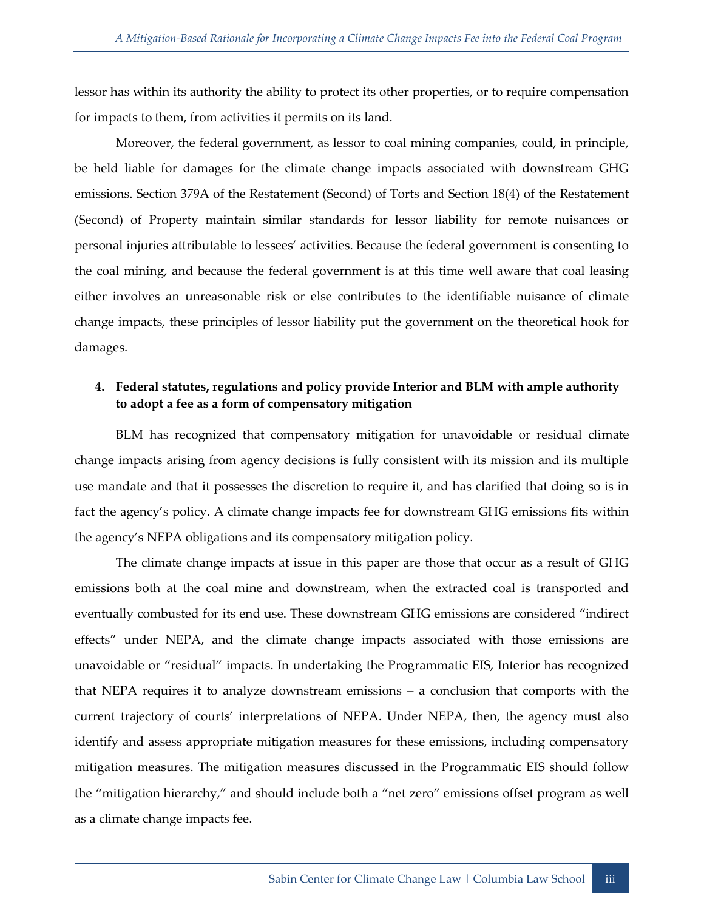lessor has within its authority the ability to protect its other properties, or to require compensation for impacts to them, from activities it permits on its land.

Moreover, the federal government, as lessor to coal mining companies, could, in principle, be held liable for damages for the climate change impacts associated with downstream GHG emissions. Section 379A of the Restatement (Second) of Torts and Section 18(4) of the Restatement (Second) of Property maintain similar standards for lessor liability for remote nuisances or personal injuries attributable to lessees' activities. Because the federal government is consenting to the coal mining, and because the federal government is at this time well aware that coal leasing either involves an unreasonable risk or else contributes to the identifiable nuisance of climate change impacts, these principles of lessor liability put the government on the theoretical hook for damages.

**4. Federal statutes, regulations and policy provide Interior and BLM with ample authority to adopt a fee as a form of compensatory mitigation**

BLM has recognized that compensatory mitigation for unavoidable or residual climate change impacts arising from agency decisions is fully consistent with its mission and its multiple use mandate and that it possesses the discretion to require it, and has clarified that doing so is in fact the agency's policy. A climate change impacts fee for downstream GHG emissions fits within the agency's NEPA obligations and its compensatory mitigation policy.

The climate change impacts at issue in this paper are those that occur as a result of GHG emissions both at the coal mine and downstream, when the extracted coal is transported and eventually combusted for its end use. These downstream GHG emissions are considered "indirect effects" under NEPA, and the climate change impacts associated with those emissions are unavoidable or "residual" impacts. In undertaking the Programmatic EIS, Interior has recognized that NEPA requires it to analyze downstream emissions – a conclusion that comports with the current trajectory of courts' interpretations of NEPA. Under NEPA, then, the agency must also identify and assess appropriate mitigation measures for these emissions, including compensatory mitigation measures. The mitigation measures discussed in the Programmatic EIS should follow the "mitigation hierarchy," and should include both a "net zero" emissions offset program as well as a climate change impacts fee.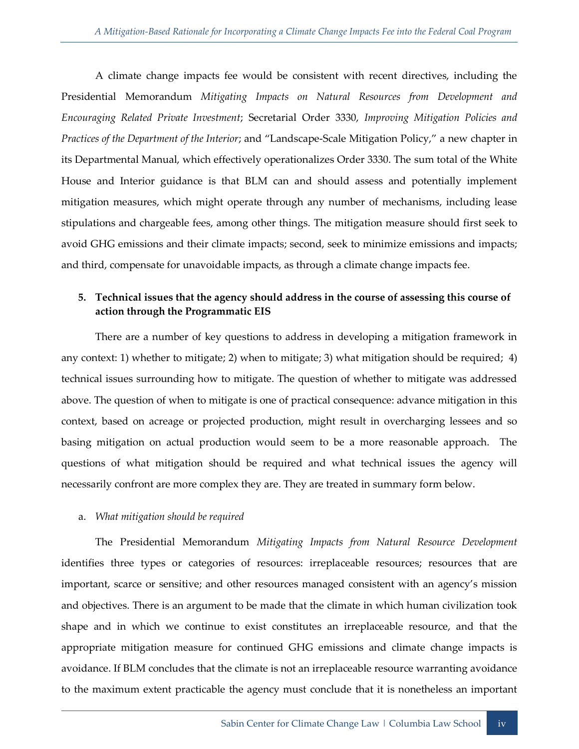A climate change impacts fee would be consistent with recent directives, including the Presidential Memorandum *Mitigating Impacts on Natural Resources from Development and Encouraging Related Private Investment*; Secretarial Order 3330, *Improving Mitigation Policies and Practices of the Department of the Interior*; and "Landscape-Scale Mitigation Policy," a new chapter in its Departmental Manual, which effectively operationalizes Order 3330. The sum total of the White House and Interior guidance is that BLM can and should assess and potentially implement mitigation measures, which might operate through any number of mechanisms, including lease stipulations and chargeable fees, among other things. The mitigation measure should first seek to avoid GHG emissions and their climate impacts; second, seek to minimize emissions and impacts; and third, compensate for unavoidable impacts, as through a climate change impacts fee.

**5. Technical issues that the agency should address in the course of assessing this course of action through the Programmatic EIS**

There are a number of key questions to address in developing a mitigation framework in any context: 1) whether to mitigate; 2) when to mitigate; 3) what mitigation should be required; 4) technical issues surrounding how to mitigate. The question of whether to mitigate was addressed above. The question of when to mitigate is one of practical consequence: advance mitigation in this context, based on acreage or projected production, might result in overcharging lessees and so basing mitigation on actual production would seem to be a more reasonable approach. The questions of what mitigation should be required and what technical issues the agency will necessarily confront are more complex they are. They are treated in summary form below.

a. *What mitigation should be required*

The Presidential Memorandum *Mitigating Impacts from Natural Resource Development* identifies three types or categories of resources: irreplaceable resources; resources that are important, scarce or sensitive; and other resources managed consistent with an agency's mission and objectives. There is an argument to be made that the climate in which human civilization took shape and in which we continue to exist constitutes an irreplaceable resource, and that the appropriate mitigation measure for continued GHG emissions and climate change impacts is avoidance. If BLM concludes that the climate is not an irreplaceable resource warranting avoidance to the maximum extent practicable the agency must conclude that it is nonetheless an important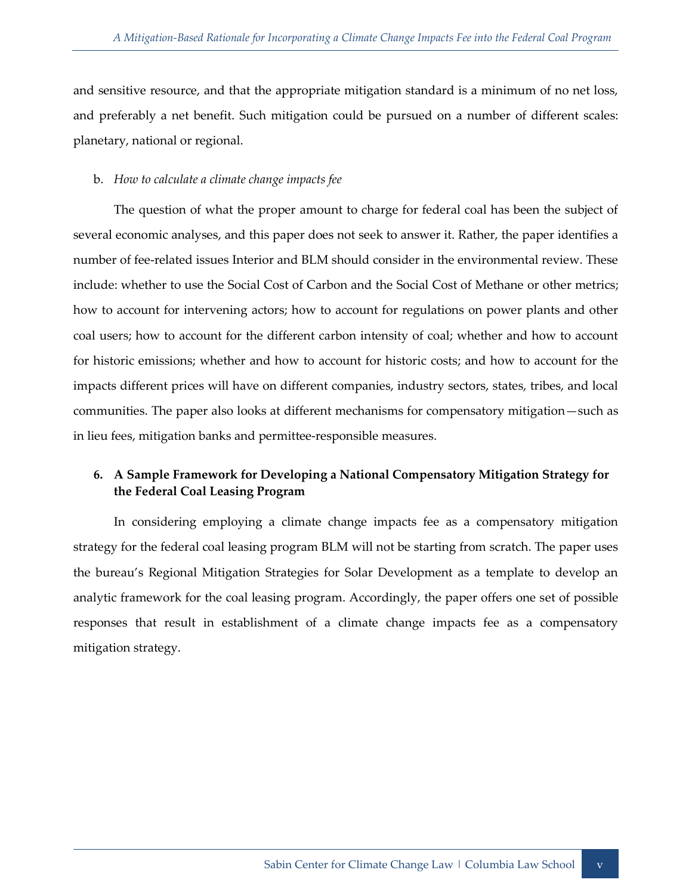and sensitive resource, and that the appropriate mitigation standard is a minimum of no net loss, and preferably a net benefit. Such mitigation could be pursued on a number of different scales: planetary, national or regional.

b. *How to calculate a climate change impacts fee*

The question of what the proper amount to charge for federal coal has been the subject of several economic analyses, and this paper does not seek to answer it. Rather, the paper identifies a number of fee-related issues Interior and BLM should consider in the environmental review. These include: whether to use the Social Cost of Carbon and the Social Cost of Methane or other metrics; how to account for intervening actors; how to account for regulations on power plants and other coal users; how to account for the different carbon intensity of coal; whether and how to account for historic emissions; whether and how to account for historic costs; and how to account for the impacts different prices will have on different companies, industry sectors, states, tribes, and local communities. The paper also looks at different mechanisms for compensatory mitigation—such as in lieu fees, mitigation banks and permittee-responsible measures.

**6. A Sample Framework for Developing a National Compensatory Mitigation Strategy for the Federal Coal Leasing Program**

In considering employing a climate change impacts fee as a compensatory mitigation strategy for the federal coal leasing program BLM will not be starting from scratch. The paper uses the bureau's Regional Mitigation Strategies for Solar Development as a template to develop an analytic framework for the coal leasing program. Accordingly, the paper offers one set of possible responses that result in establishment of a climate change impacts fee as a compensatory mitigation strategy.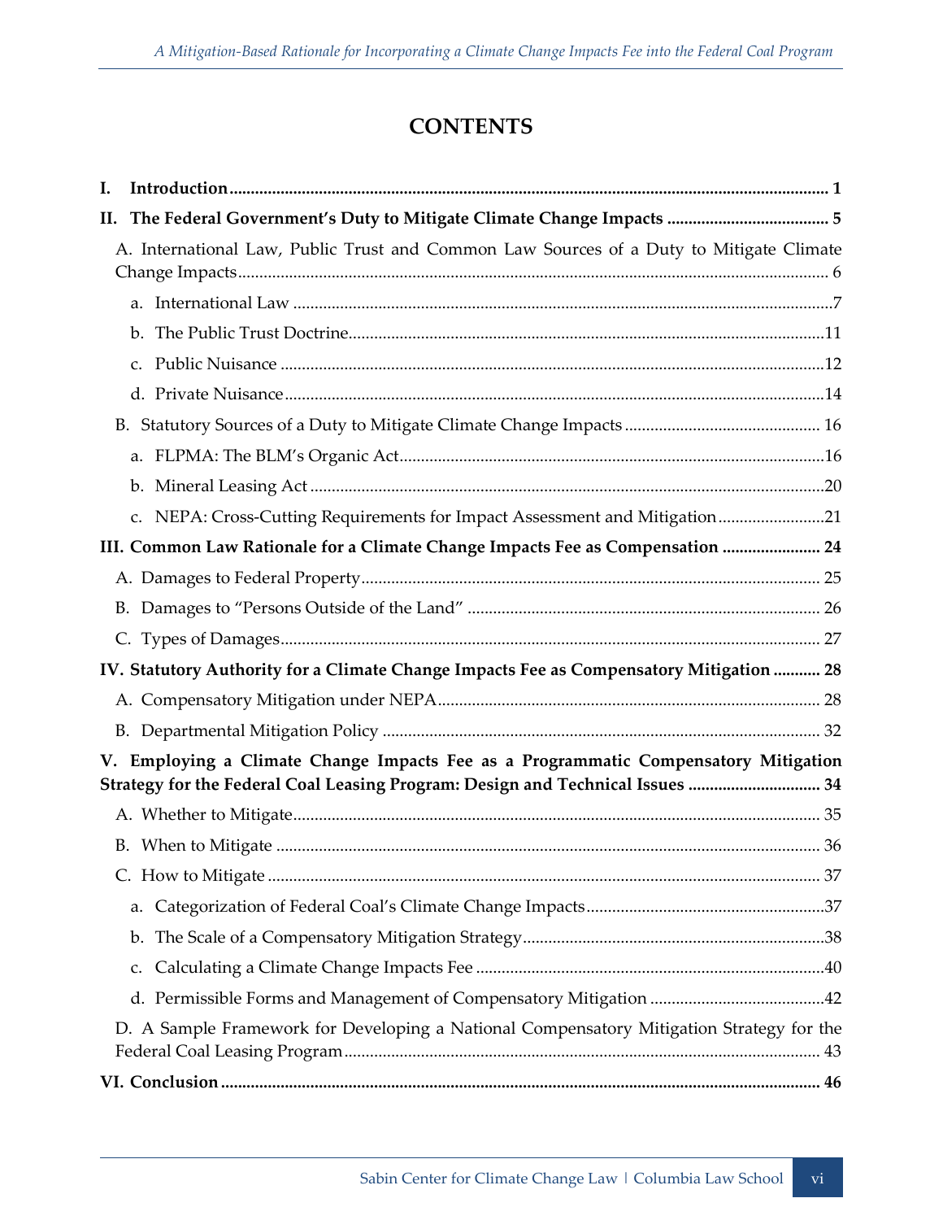# CONTENTS

**I. Introduction** ..... **1**

**II. The Federal Government's Duty to Mitigate Climate Change Impacts** ..... **5**

A. International Law, Public Trust and Common Law Sources of a Duty to Mitigate Climate Change Impacts ..... 6

a. International Law ..... 7

b. The Public Trust Doctrine ..... 11

c. Public Nuisance ..... 12

d. Private Nuisance ..... 14

B. Statutory Sources of a Duty to Mitigate Climate Change Impacts ..... 16

a. FLPMA: The BLM's Organic Act ..... 16

b. Mineral Leasing Act ..... 20

c. NEPA: Cross-Cutting Requirements for Impact Assessment and Mitigation ..... 21

**III. Common Law Rationale for a Climate Change Impacts Fee as Compensation** ..... **24**

A. Damages to Federal Property ..... 25

B. Damages to "Persons Outside of the Land" ..... 26

C. Types of Damages ..... 27

**IV. Statutory Authority for a Climate Change Impacts Fee as Compensatory Mitigation** ..... **28**

A. Compensatory Mitigation under NEPA ..... 28

B. Departmental Mitigation Policy ..... 32

**V. Employing a Climate Change Impacts Fee as a Programmatic Compensatory Mitigation Strategy for the Federal Coal Leasing Program: Design and Technical Issues** ..... **34**

A. Whether to Mitigate ..... 35

B. When to Mitigate ..... 36

C. How to Mitigate ..... 37

a. Categorization of Federal Coal's Climate Change Impacts ..... 37

b. The Scale of a Compensatory Mitigation Strategy ..... 38

c. Calculating a Climate Change Impacts Fee ..... 40

d. Permissible Forms and Management of Compensatory Mitigation ..... 42

D. A Sample Framework for Developing a National Compensatory Mitigation Strategy for the Federal Coal Leasing Program ..... 43

**VI. Conclusion** ..... **46**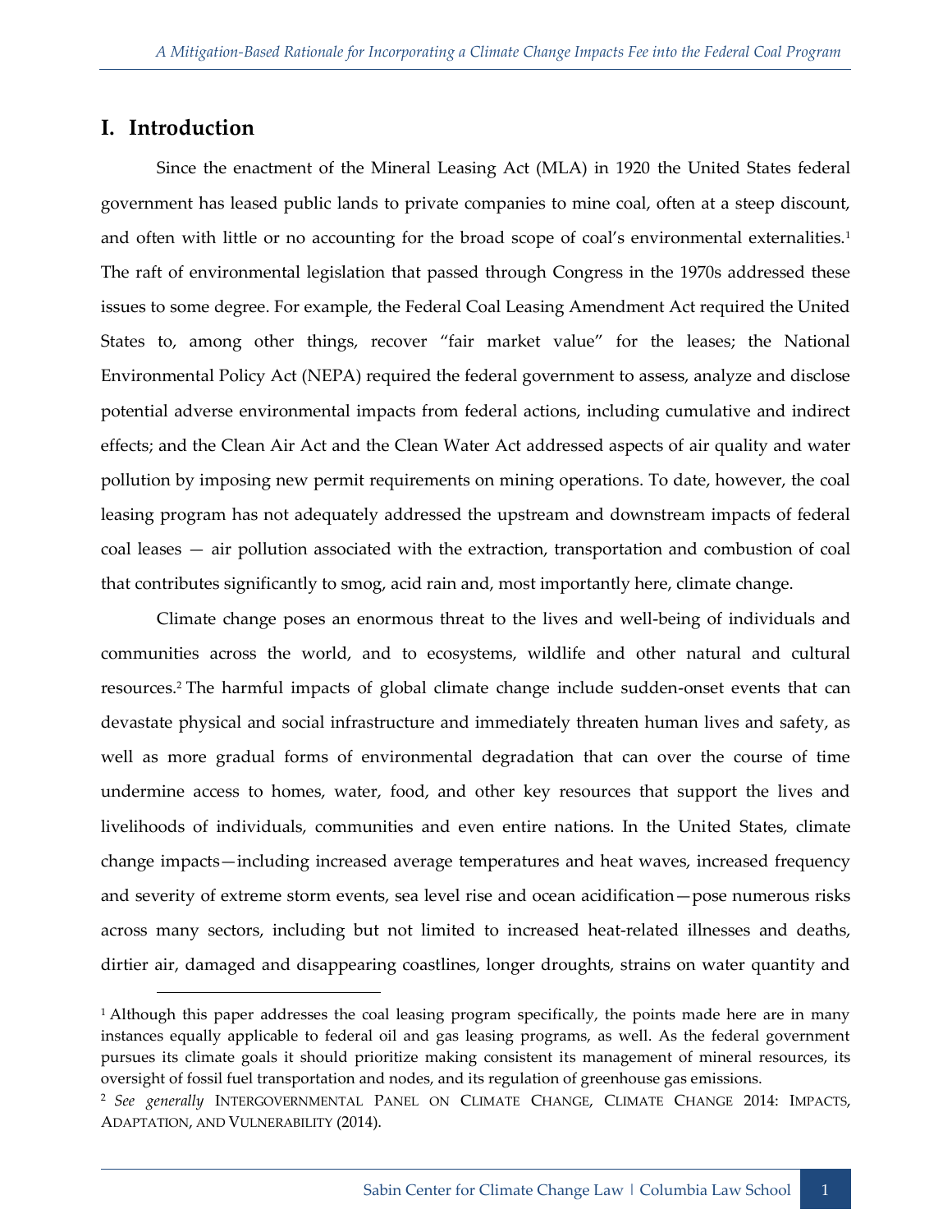## I. Introduction

Since the enactment of the Mineral Leasing Act (MLA) in 1920 the United States federal government has leased public lands to private companies to mine coal, often at a steep discount, and often with little or no accounting for the broad scope of coal's environmental externalities.[1] The raft of environmental legislation that passed through Congress in the 1970s addressed these issues to some degree. For example, the Federal Coal Leasing Amendment Act required the United States to, among other things, recover "fair market value" for the leases; the National Environmental Policy Act (NEPA) required the federal government to assess, analyze and disclose potential adverse environmental impacts from federal actions, including cumulative and indirect effects; and the Clean Air Act and the Clean Water Act addressed aspects of air quality and water pollution by imposing new permit requirements on mining operations. To date, however, the coal leasing program has not adequately addressed the upstream and downstream impacts of federal coal leases — air pollution associated with the extraction, transportation and combustion of coal that contributes significantly to smog, acid rain and, most importantly here, climate change.

Climate change poses an enormous threat to the lives and well-being of individuals and communities across the world, and to ecosystems, wildlife and other natural and cultural resources.[2] The harmful impacts of global climate change include sudden-onset events that can devastate physical and social infrastructure and immediately threaten human lives and safety, as well as more gradual forms of environmental degradation that can over the course of time undermine access to homes, water, food, and other key resources that support the lives and livelihoods of individuals, communities and even entire nations. In the United States, climate change impacts—including increased average temperatures and heat waves, increased frequency and severity of extreme storm events, sea level rise and ocean acidification—pose numerous risks across many sectors, including but not limited to increased heat-related illnesses and deaths, dirtier air, damaged and disappearing coastlines, longer droughts, strains on water quantity and

---

[1] Although this paper addresses the coal leasing program specifically, the points made here are in many instances equally applicable to federal oil and gas leasing programs, as well. As the federal government pursues its climate goals it should prioritize making consistent its management of mineral resources, its oversight of fossil fuel transportation and nodes, and its regulation of greenhouse gas emissions.

[2] *See generally* INTERGOVERNMENTAL PANEL ON CLIMATE CHANGE, CLIMATE CHANGE 2014: IMPACTS, ADAPTATION, AND VULNERABILITY (2014).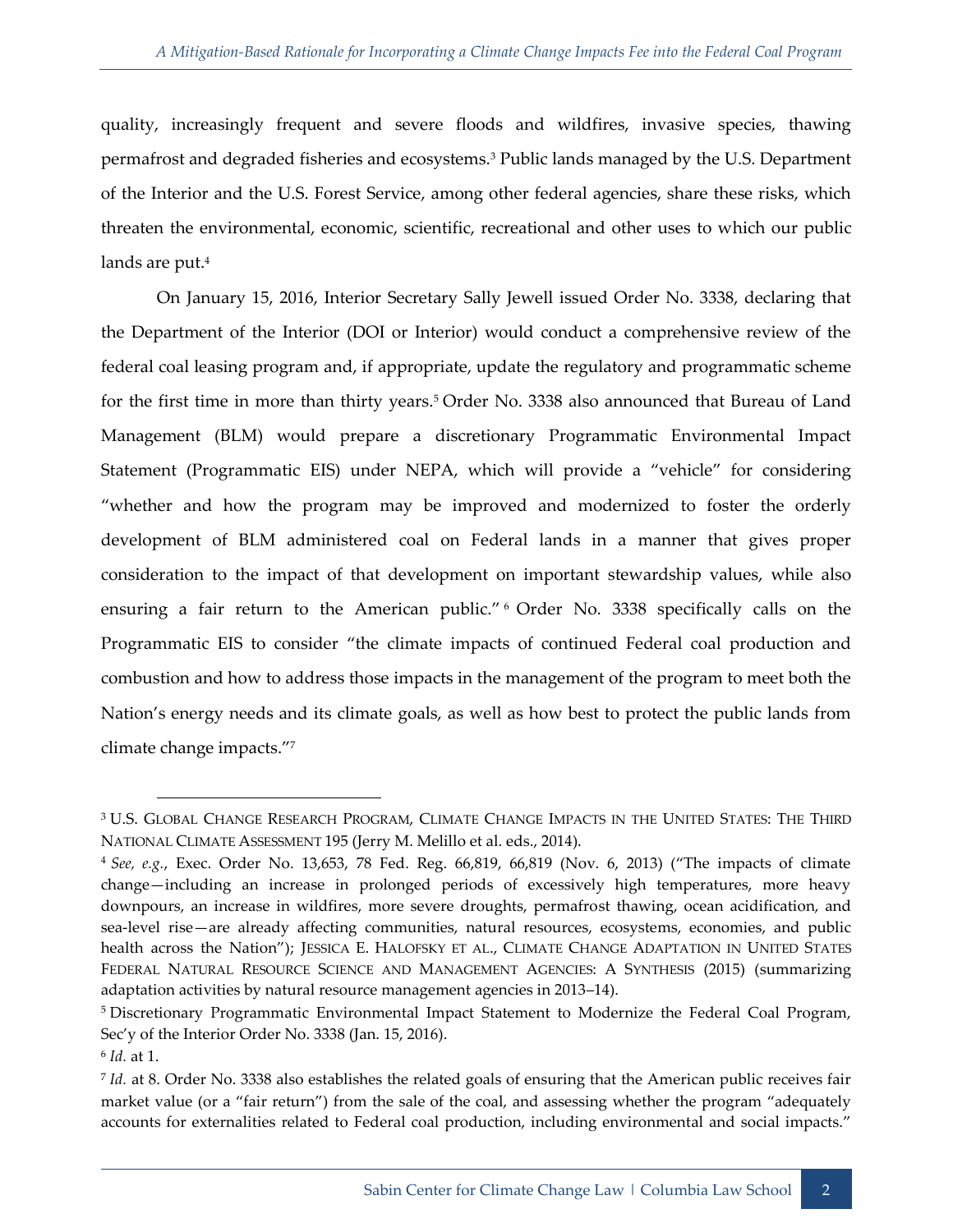quality, increasingly frequent and severe floods and wildfires, invasive species, thawing permafrost and degraded fisheries and ecosystems.[3] Public lands managed by the U.S. Department of the Interior and the U.S. Forest Service, among other federal agencies, share these risks, which threaten the environmental, economic, scientific, recreational and other uses to which our public lands are put.[4]

On January 15, 2016, Interior Secretary Sally Jewell issued Order No. 3338, declaring that the Department of the Interior (DOI or Interior) would conduct a comprehensive review of the federal coal leasing program and, if appropriate, update the regulatory and programmatic scheme for the first time in more than thirty years.[5] Order No. 3338 also announced that Bureau of Land Management (BLM) would prepare a discretionary Programmatic Environmental Impact Statement (Programmatic EIS) under NEPA, which will provide a "vehicle" for considering "whether and how the program may be improved and modernized to foster the orderly development of BLM administered coal on Federal lands in a manner that gives proper consideration to the impact of that development on important stewardship values, while also ensuring a fair return to the American public."[6] Order No. 3338 specifically calls on the Programmatic EIS to consider "the climate impacts of continued Federal coal production and combustion and how to address those impacts in the management of the program to meet both the Nation's energy needs and its climate goals, as well as how best to protect the public lands from climate change impacts."[7]

---

[3] U.S. GLOBAL CHANGE RESEARCH PROGRAM, CLIMATE CHANGE IMPACTS IN THE UNITED STATES: THE THIRD NATIONAL CLIMATE ASSESSMENT 195 (Jerry M. Melillo et al. eds., 2014).

[4] *See, e.g.*, Exec. Order No. 13,653, 78 Fed. Reg. 66,819, 66,819 (Nov. 6, 2013) ("The impacts of climate change—including an increase in prolonged periods of excessively high temperatures, more heavy downpours, an increase in wildfires, more severe droughts, permafrost thawing, ocean acidification, and sea-level rise—are already affecting communities, natural resources, ecosystems, economies, and public health across the Nation"); JESSICA E. HALOFSKY ET AL., CLIMATE CHANGE ADAPTATION IN UNITED STATES FEDERAL NATURAL RESOURCE SCIENCE AND MANAGEMENT AGENCIES: A SYNTHESIS (2015) (summarizing adaptation activities by natural resource management agencies in 2013–14).

[5] Discretionary Programmatic Environmental Impact Statement to Modernize the Federal Coal Program, Sec'y of the Interior Order No. 3338 (Jan. 15, 2016).

[6] *Id.* at 1.

[7] *Id.* at 8. Order No. 3338 also establishes the related goals of ensuring that the American public receives fair market value (or a "fair return") from the sale of the coal, and assessing whether the program "adequately accounts for externalities related to Federal coal production, including environmental and social impacts."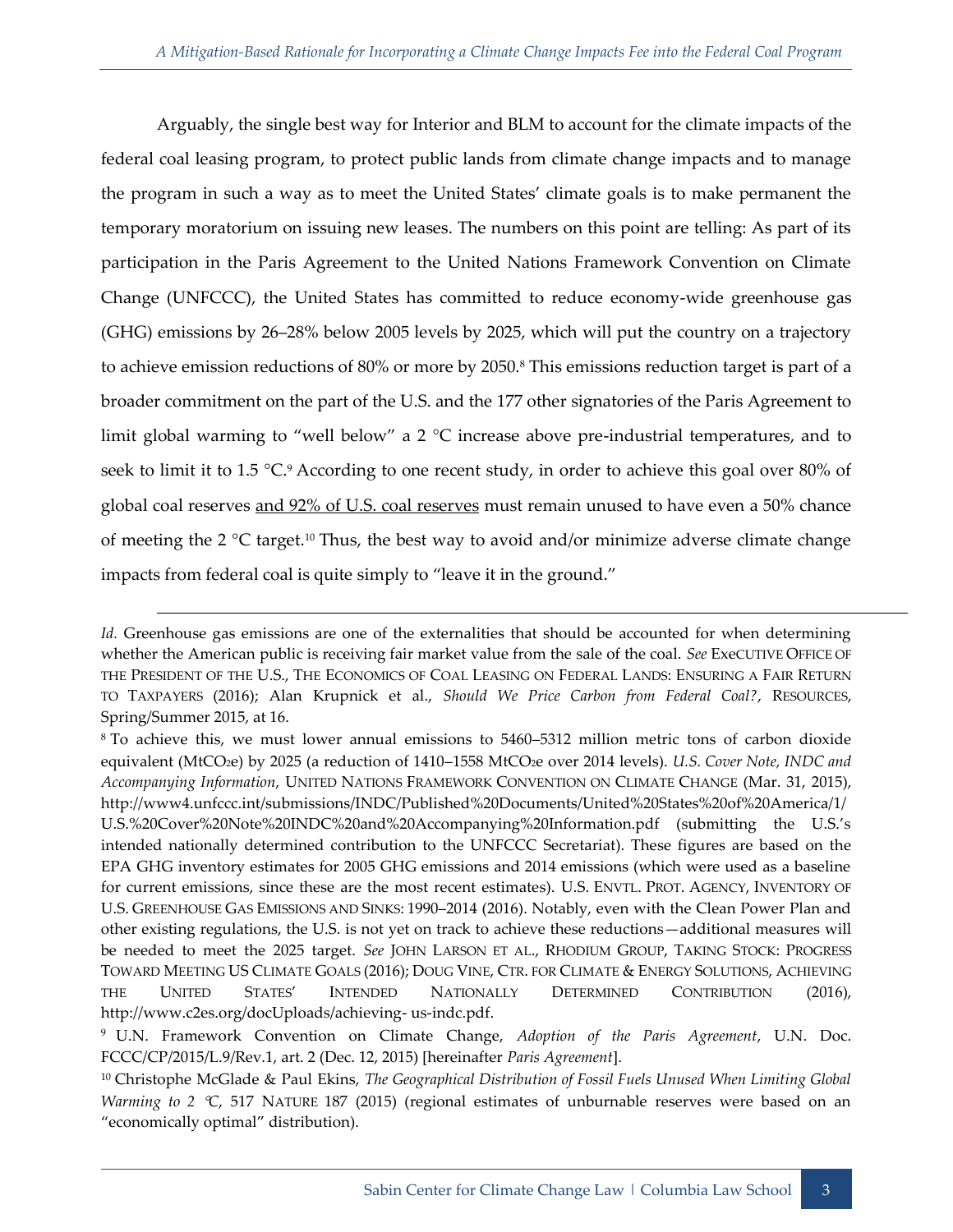Arguably, the single best way for Interior and BLM to account for the climate impacts of the federal coal leasing program, to protect public lands from climate change impacts and to manage the program in such a way as to meet the United States' climate goals is to make permanent the temporary moratorium on issuing new leases. The numbers on this point are telling: As part of its participation in the Paris Agreement to the United Nations Framework Convention on Climate Change (UNFCCC), the United States has committed to reduce economy-wide greenhouse gas (GHG) emissions by 26–28% below 2005 levels by 2025, which will put the country on a trajectory to achieve emission reductions of 80% or more by 2050.[8] This emissions reduction target is part of a broader commitment on the part of the U.S. and the 177 other signatories of the Paris Agreement to limit global warming to "well below" a 2 °C increase above pre-industrial temperatures, and to seek to limit it to 1.5 °C.[9] According to one recent study, in order to achieve this goal over 80% of global coal reserves <u>and 92% of U.S. coal reserves</u> must remain unused to have even a 50% chance of meeting the 2 °C target.[10] Thus, the best way to avoid and/or minimize adverse climate change impacts from federal coal is quite simply to "leave it in the ground."

---

*Id.* Greenhouse gas emissions are one of the externalities that should be accounted for when determining whether the American public is receiving fair market value from the sale of the coal. *See* EXECUTIVE OFFICE OF THE PRESIDENT OF THE U.S., THE ECONOMICS OF COAL LEASING ON FEDERAL LANDS: ENSURING A FAIR RETURN TO TAXPAYERS (2016); Alan Krupnick et al., *Should We Price Carbon from Federal Coal?*, RESOURCES, Spring/Summer 2015, at 16.

[8] To achieve this, we must lower annual emissions to 5460–5312 million metric tons of carbon dioxide equivalent ($MtCO_2e$) by 2025 (a reduction of 1410–1558 $MtCO_2e$ over 2014 levels). *U.S. Cover Note, INDC and Accompanying Information*, UNITED NATIONS FRAMEWORK CONVENTION ON CLIMATE CHANGE (Mar. 31, 2015), http://www4.unfccc.int/submissions/INDC/Published%20Documents/United%20States%20of%20America/1/U.S.%20Cover%20Note%20INDC%20and%20Accompanying%20Information.pdf (submitting the U.S.'s intended nationally determined contribution to the UNFCCC Secretariat). These figures are based on the EPA GHG inventory estimates for 2005 GHG emissions and 2014 emissions (which were used as a baseline for current emissions, since these are the most recent estimates). U.S. ENVTL. PROT. AGENCY, INVENTORY OF U.S. GREENHOUSE GAS EMISSIONS AND SINKS: 1990–2014 (2016). Notably, even with the Clean Power Plan and other existing regulations, the U.S. is not yet on track to achieve these reductions—additional measures will be needed to meet the 2025 target. *See* JOHN LARSON ET AL., RHODIUM GROUP, TAKING STOCK: PROGRESS TOWARD MEETING US CLIMATE GOALS (2016); DOUG VINE, CTR. FOR CLIMATE & ENERGY SOLUTIONS, ACHIEVING THE UNITED STATES' INTENDED NATIONALLY DETERMINED CONTRIBUTION (2016), http://www.c2es.org/docUploads/achieving- us-indc.pdf.

[9] U.N. Framework Convention on Climate Change, *Adoption of the Paris Agreement*, U.N. Doc. FCCC/CP/2015/L.9/Rev.1, art. 2 (Dec. 12, 2015) [hereinafter *Paris Agreement*].

[10] Christophe McGlade & Paul Ekins, *The Geographical Distribution of Fossil Fuels Unused When Limiting Global Warming to 2 °C*, 517 NATURE 187 (2015) (regional estimates of unburnable reserves were based on an "economically optimal" distribution).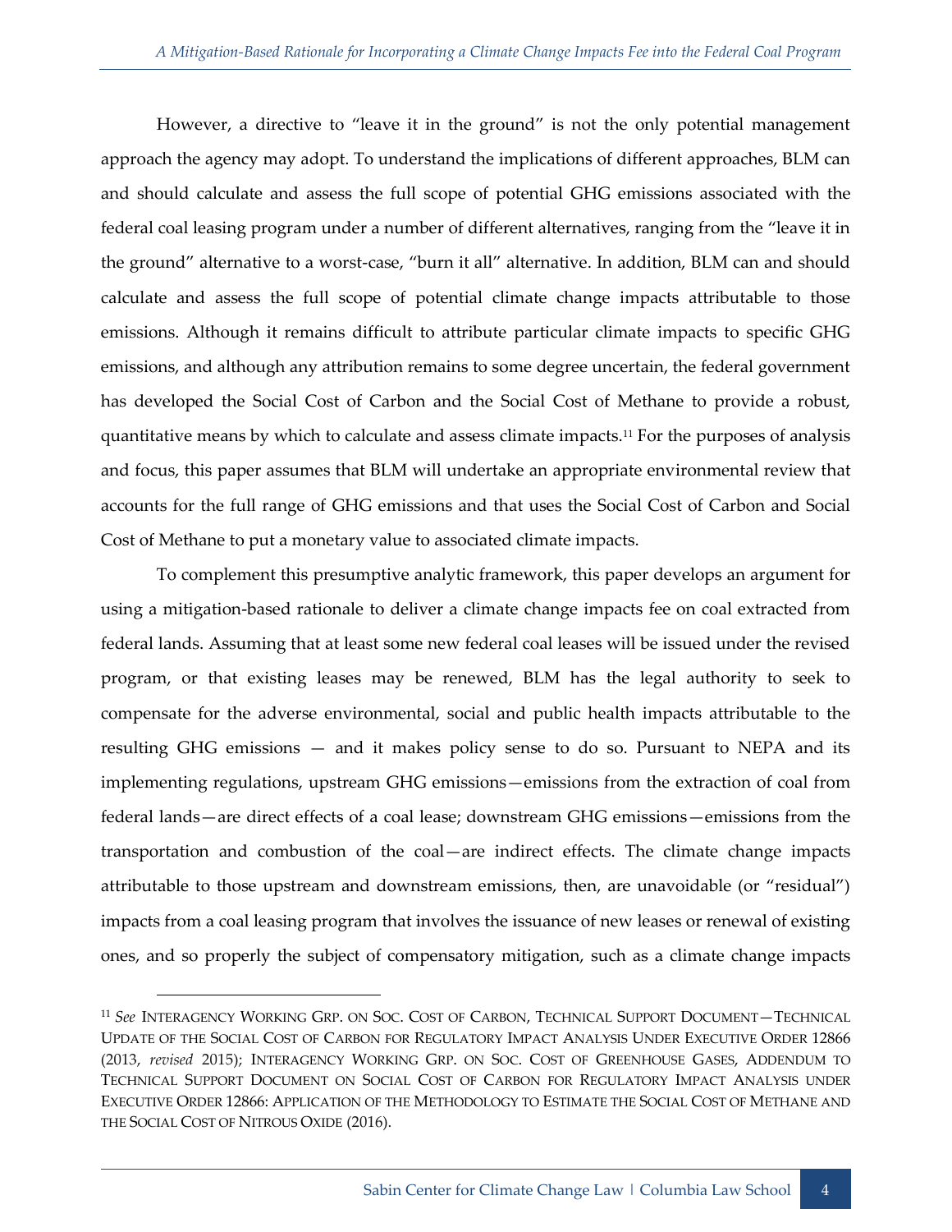However, a directive to "leave it in the ground" is not the only potential management approach the agency may adopt. To understand the implications of different approaches, BLM can and should calculate and assess the full scope of potential GHG emissions associated with the federal coal leasing program under a number of different alternatives, ranging from the "leave it in the ground" alternative to a worst-case, "burn it all" alternative. In addition, BLM can and should calculate and assess the full scope of potential climate change impacts attributable to those emissions. Although it remains difficult to attribute particular climate impacts to specific GHG emissions, and although any attribution remains to some degree uncertain, the federal government has developed the Social Cost of Carbon and the Social Cost of Methane to provide a robust, quantitative means by which to calculate and assess climate impacts.[11] For the purposes of analysis and focus, this paper assumes that BLM will undertake an appropriate environmental review that accounts for the full range of GHG emissions and that uses the Social Cost of Carbon and Social Cost of Methane to put a monetary value to associated climate impacts.

To complement this presumptive analytic framework, this paper develops an argument for using a mitigation-based rationale to deliver a climate change impacts fee on coal extracted from federal lands. Assuming that at least some new federal coal leases will be issued under the revised program, or that existing leases may be renewed, BLM has the legal authority to seek to compensate for the adverse environmental, social and public health impacts attributable to the resulting GHG emissions — and it makes policy sense to do so. Pursuant to NEPA and its implementing regulations, upstream GHG emissions—emissions from the extraction of coal from federal lands—are direct effects of a coal lease; downstream GHG emissions—emissions from the transportation and combustion of the coal—are indirect effects. The climate change impacts attributable to those upstream and downstream emissions, then, are unavoidable (or "residual") impacts from a coal leasing program that involves the issuance of new leases or renewal of existing ones, and so properly the subject of compensatory mitigation, such as a climate change impacts

---

[11] *See* INTERAGENCY WORKING GRP. ON SOC. COST OF CARBON, TECHNICAL SUPPORT DOCUMENT—TECHNICAL UPDATE OF THE SOCIAL COST OF CARBON FOR REGULATORY IMPACT ANALYSIS UNDER EXECUTIVE ORDER 12866 (2013, *revised* 2015); INTERAGENCY WORKING GRP. ON SOC. COST OF GREENHOUSE GASES, ADDENDUM TO TECHNICAL SUPPORT DOCUMENT ON SOCIAL COST OF CARBON FOR REGULATORY IMPACT ANALYSIS UNDER EXECUTIVE ORDER 12866: APPLICATION OF THE METHODOLOGY TO ESTIMATE THE SOCIAL COST OF METHANE AND THE SOCIAL COST OF NITROUS OXIDE (2016).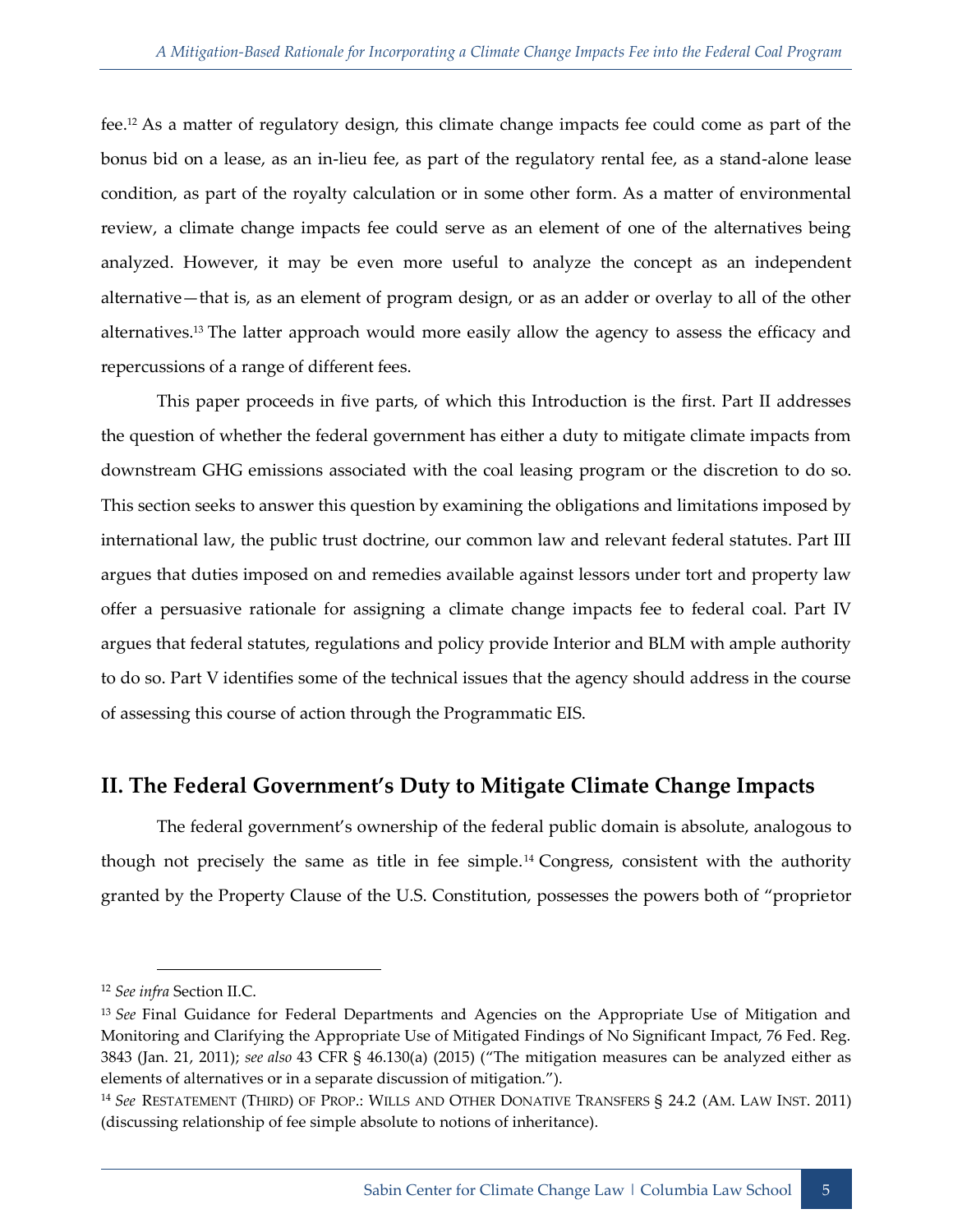fee.[12] As a matter of regulatory design, this climate change impacts fee could come as part of the bonus bid on a lease, as an in-lieu fee, as part of the regulatory rental fee, as a stand-alone lease condition, as part of the royalty calculation or in some other form. As a matter of environmental review, a climate change impacts fee could serve as an element of one of the alternatives being analyzed. However, it may be even more useful to analyze the concept as an independent alternative—that is, as an element of program design, or as an adder or overlay to all of the other alternatives.[13] The latter approach would more easily allow the agency to assess the efficacy and repercussions of a range of different fees.

This paper proceeds in five parts, of which this Introduction is the first. Part II addresses the question of whether the federal government has either a duty to mitigate climate impacts from downstream GHG emissions associated with the coal leasing program or the discretion to do so. This section seeks to answer this question by examining the obligations and limitations imposed by international law, the public trust doctrine, our common law and relevant federal statutes. Part III argues that duties imposed on and remedies available against lessors under tort and property law offer a persuasive rationale for assigning a climate change impacts fee to federal coal. Part IV argues that federal statutes, regulations and policy provide Interior and BLM with ample authority to do so. Part V identifies some of the technical issues that the agency should address in the course of assessing this course of action through the Programmatic EIS.

## II. The Federal Government's Duty to Mitigate Climate Change Impacts

The federal government's ownership of the federal public domain is absolute, analogous to though not precisely the same as title in fee simple.[14] Congress, consistent with the authority granted by the Property Clause of the U.S. Constitution, possesses the powers both of "proprietor

---

[12] *See infra* Section II.C.

[13] *See* Final Guidance for Federal Departments and Agencies on the Appropriate Use of Mitigation and Monitoring and Clarifying the Appropriate Use of Mitigated Findings of No Significant Impact, 76 Fed. Reg. 3843 (Jan. 21, 2011); *see also* 43 CFR § 46.130(a) (2015) ("The mitigation measures can be analyzed either as elements of alternatives or in a separate discussion of mitigation.").

[14] *See* RESTATEMENT (THIRD) OF PROP.: WILLS AND OTHER DONATIVE TRANSFERS § 24.2 (AM. LAW INST. 2011) (discussing relationship of fee simple absolute to notions of inheritance).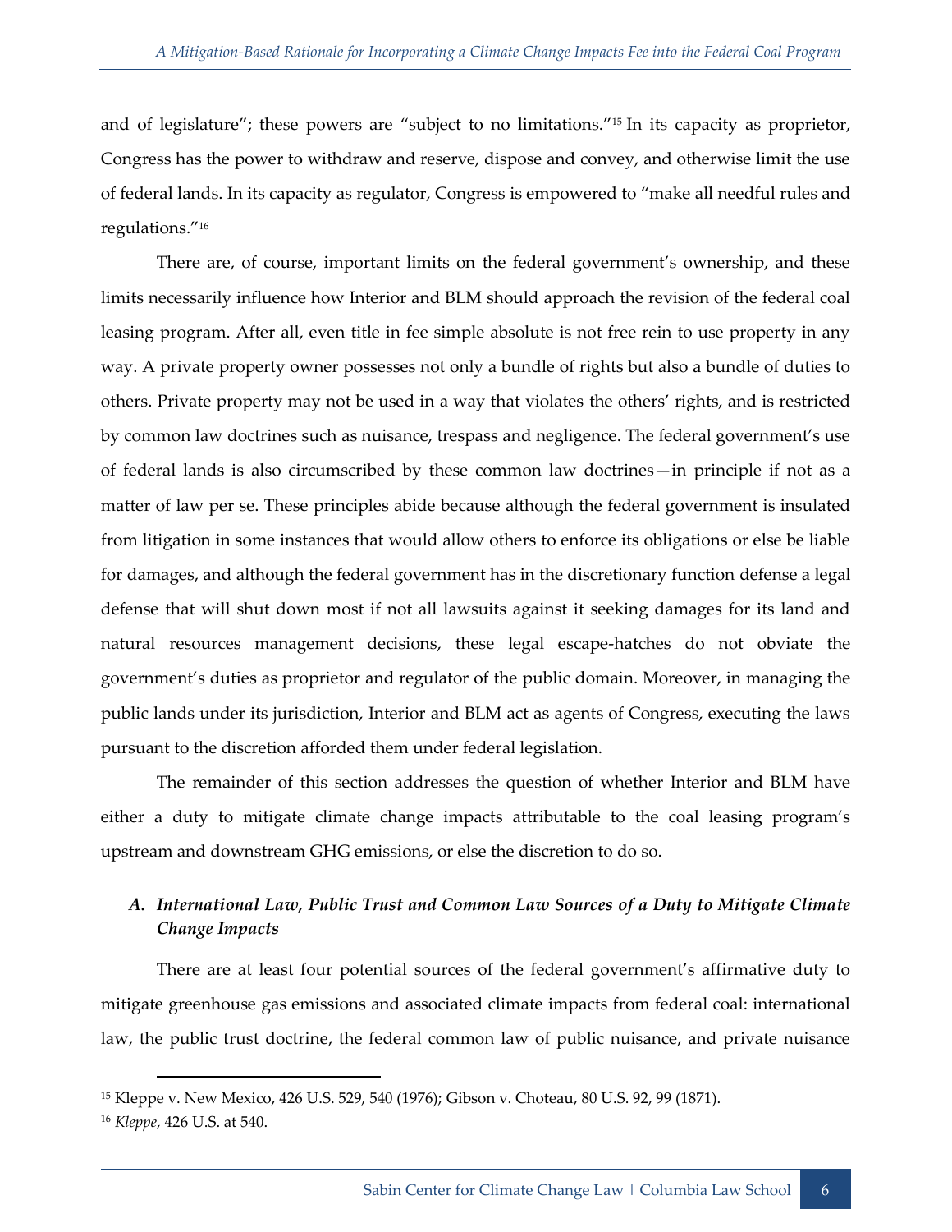and of legislature"; these powers are "subject to no limitations."[15] In its capacity as proprietor, Congress has the power to withdraw and reserve, dispose and convey, and otherwise limit the use of federal lands. In its capacity as regulator, Congress is empowered to "make all needful rules and regulations."[16]

There are, of course, important limits on the federal government's ownership, and these limits necessarily influence how Interior and BLM should approach the revision of the federal coal leasing program. After all, even title in fee simple absolute is not free rein to use property in any way. A private property owner possesses not only a bundle of rights but also a bundle of duties to others. Private property may not be used in a way that violates the others' rights, and is restricted by common law doctrines such as nuisance, trespass and negligence. The federal government's use of federal lands is also circumscribed by these common law doctrines—in principle if not as a matter of law per se. These principles abide because although the federal government is insulated from litigation in some instances that would allow others to enforce its obligations or else be liable for damages, and although the federal government has in the discretionary function defense a legal defense that will shut down most if not all lawsuits against it seeking damages for its land and natural resources management decisions, these legal escape-hatches do not obviate the government's duties as proprietor and regulator of the public domain. Moreover, in managing the public lands under its jurisdiction, Interior and BLM act as agents of Congress, executing the laws pursuant to the discretion afforded them under federal legislation.

The remainder of this section addresses the question of whether Interior and BLM have either a duty to mitigate climate change impacts attributable to the coal leasing program's upstream and downstream GHG emissions, or else the discretion to do so.

### A. *International Law, Public Trust and Common Law Sources of a Duty to Mitigate Climate Change Impacts*

There are at least four potential sources of the federal government's affirmative duty to mitigate greenhouse gas emissions and associated climate impacts from federal coal: international law, the public trust doctrine, the federal common law of public nuisance, and private nuisance

---

[15] Kleppe v. New Mexico, 426 U.S. 529, 540 (1976); Gibson v. Choteau, 80 U.S. 92, 99 (1871).

[16] *Kleppe*, 426 U.S. at 540.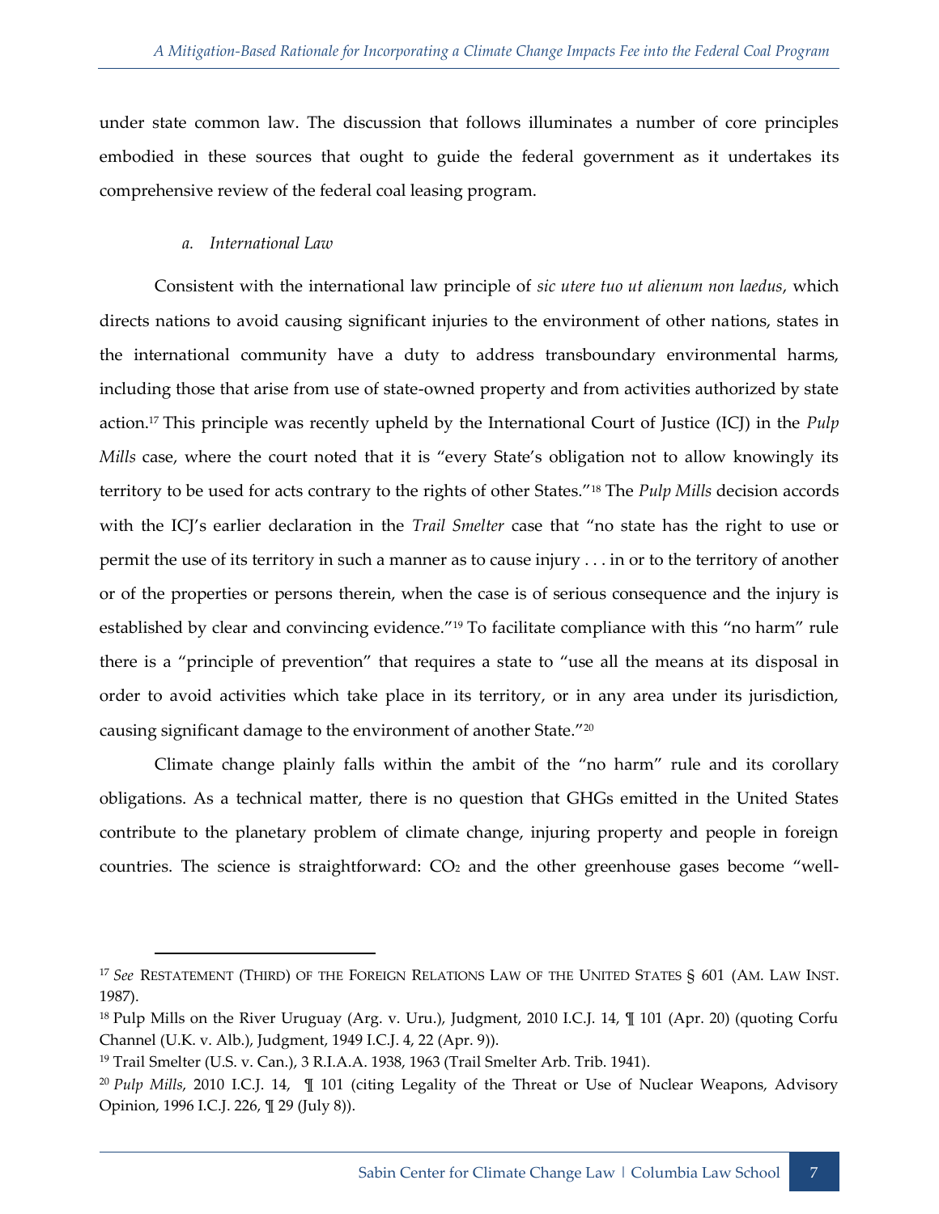under state common law. The discussion that follows illuminates a number of core principles embodied in these sources that ought to guide the federal government as it undertakes its comprehensive review of the federal coal leasing program.

#### *a. International Law*

Consistent with the international law principle of *sic utere tuo ut alienum non laedus*, which directs nations to avoid causing significant injuries to the environment of other nations, states in the international community have a duty to address transboundary environmental harms, including those that arise from use of state-owned property and from activities authorized by state action.[17] This principle was recently upheld by the International Court of Justice (ICJ) in the *Pulp Mills* case, where the court noted that it is "every State's obligation not to allow knowingly its territory to be used for acts contrary to the rights of other States."[18] The *Pulp Mills* decision accords with the ICJ's earlier declaration in the *Trail Smelter* case that "no state has the right to use or permit the use of its territory in such a manner as to cause injury . . . in or to the territory of another or of the properties or persons therein, when the case is of serious consequence and the injury is established by clear and convincing evidence."[19] To facilitate compliance with this "no harm" rule there is a "principle of prevention" that requires a state to "use all the means at its disposal in order to avoid activities which take place in its territory, or in any area under its jurisdiction, causing significant damage to the environment of another State."[20]

Climate change plainly falls within the ambit of the "no harm" rule and its corollary obligations. As a technical matter, there is no question that GHGs emitted in the United States contribute to the planetary problem of climate change, injuring property and people in foreign countries. The science is straightforward: $CO_2$ and the other greenhouse gases become "well-

---

[17] *See* RESTATEMENT (THIRD) OF THE FOREIGN RELATIONS LAW OF THE UNITED STATES § 601 (AM. LAW INST. 1987).

[18] Pulp Mills on the River Uruguay (Arg. v. Uru.), Judgment, 2010 I.C.J. 14, ¶ 101 (Apr. 20) (quoting Corfu Channel (U.K. v. Alb.), Judgment, 1949 I.C.J. 4, 22 (Apr. 9)).

[19] Trail Smelter (U.S. v. Can.), 3 R.I.A.A. 1938, 1963 (Trail Smelter Arb. Trib. 1941).

[20] *Pulp Mills*, 2010 I.C.J. 14, ¶ 101 (citing Legality of the Threat or Use of Nuclear Weapons, Advisory Opinion, 1996 I.C.J. 226, ¶ 29 (July 8)).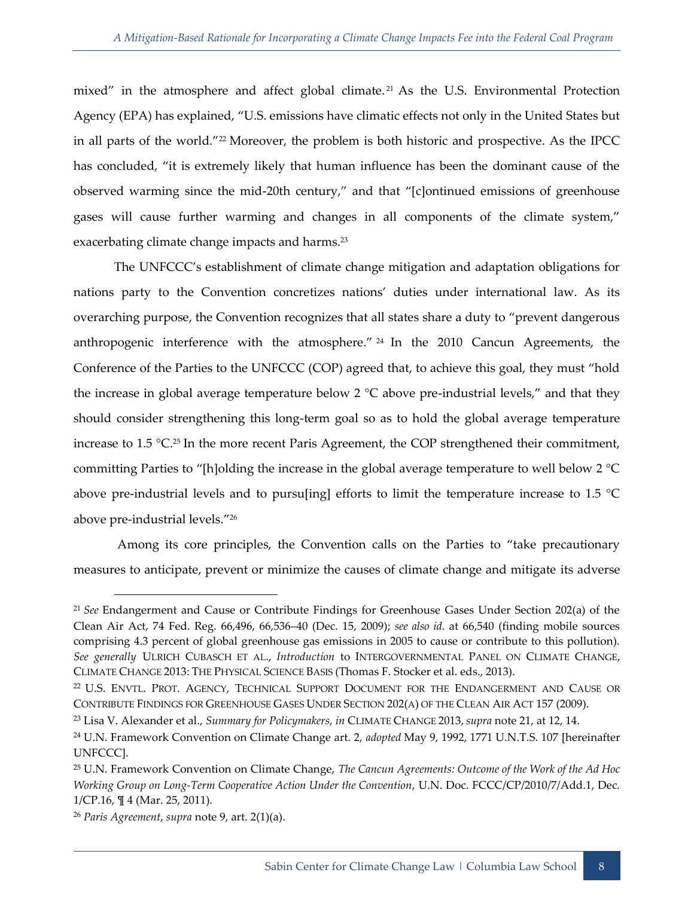mixed" in the atmosphere and affect global climate.[21] As the U.S. Environmental Protection Agency (EPA) has explained, "U.S. emissions have climatic effects not only in the United States but in all parts of the world."[22] Moreover, the problem is both historic and prospective. As the IPCC has concluded, "it is extremely likely that human influence has been the dominant cause of the observed warming since the mid-20th century," and that "[c]ontinued emissions of greenhouse gases will cause further warming and changes in all components of the climate system," exacerbating climate change impacts and harms.[23]

The UNFCCC's establishment of climate change mitigation and adaptation obligations for nations party to the Convention concretizes nations' duties under international law. As its overarching purpose, the Convention recognizes that all states share a duty to "prevent dangerous anthropogenic interference with the atmosphere."[24] In the 2010 Cancun Agreements, the Conference of the Parties to the UNFCCC (COP) agreed that, to achieve this goal, they must "hold the increase in global average temperature below 2 °C above pre-industrial levels," and that they should consider strengthening this long-term goal so as to hold the global average temperature increase to 1.5 °C.[25] In the more recent Paris Agreement, the COP strengthened their commitment, committing Parties to "[h]olding the increase in the global average temperature to well below 2 °C above pre-industrial levels and to pursu[ing] efforts to limit the temperature increase to 1.5 °C above pre-industrial levels."[26]

Among its core principles, the Convention calls on the Parties to "take precautionary measures to anticipate, prevent or minimize the causes of climate change and mitigate its adverse

---

[21] *See* Endangerment and Cause or Contribute Findings for Greenhouse Gases Under Section 202(a) of the Clean Air Act, 74 Fed. Reg. 66,496, 66,536–40 (Dec. 15, 2009); *see also id.* at 66,540 (finding mobile sources comprising 4.3 percent of global greenhouse gas emissions in 2005 to cause or contribute to this pollution). *See generally* ULRICH CUBASCH ET AL., *Introduction* to INTERGOVERNMENTAL PANEL ON CLIMATE CHANGE, CLIMATE CHANGE 2013: THE PHYSICAL SCIENCE BASIS (Thomas F. Stocker et al. eds., 2013).

[22] U.S. ENVTL. PROT. AGENCY, TECHNICAL SUPPORT DOCUMENT FOR THE ENDANGERMENT AND CAUSE OR CONTRIBUTE FINDINGS FOR GREENHOUSE GASES UNDER SECTION 202(A) OF THE CLEAN AIR ACT 157 (2009).

[23] Lisa V. Alexander et al., *Summary for Policymakers*, *in* CLIMATE CHANGE 2013, *supra* note 21, at 12, 14.

[24] U.N. Framework Convention on Climate Change art. 2, *adopted* May 9, 1992, 1771 U.N.T.S. 107 [hereinafter UNFCCC].

[25] U.N. Framework Convention on Climate Change, *The Cancun Agreements: Outcome of the Work of the Ad Hoc Working Group on Long-Term Cooperative Action Under the Convention*, U.N. Doc. FCCC/CP/2010/7/Add.1, Dec. 1/CP.16, ¶ 4 (Mar. 25, 2011).

[26] *Paris Agreement*, *supra* note 9, art. 2(1)(a).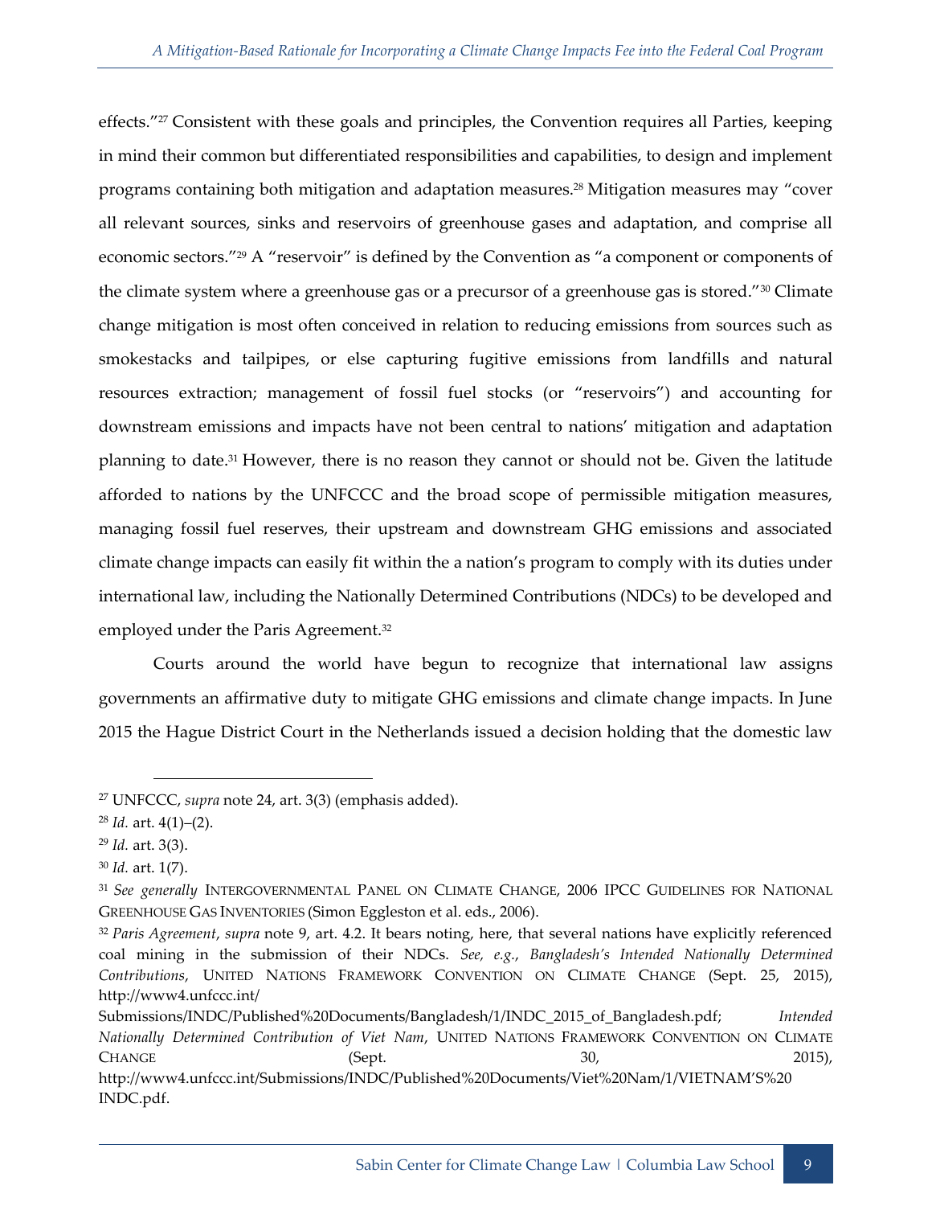effects."[27] Consistent with these goals and principles, the Convention requires all Parties, keeping in mind their common but differentiated responsibilities and capabilities, to design and implement programs containing both mitigation and adaptation measures.[28] Mitigation measures may "cover all relevant sources, sinks and reservoirs of greenhouse gases and adaptation, and comprise all economic sectors."[29] A "reservoir" is defined by the Convention as "a component or components of the climate system where a greenhouse gas or a precursor of a greenhouse gas is stored."[30] Climate change mitigation is most often conceived in relation to reducing emissions from sources such as smokestacks and tailpipes, or else capturing fugitive emissions from landfills and natural resources extraction; management of fossil fuel stocks (or "reservoirs") and accounting for downstream emissions and impacts have not been central to nations' mitigation and adaptation planning to date.[31] However, there is no reason they cannot or should not be. Given the latitude afforded to nations by the UNFCCC and the broad scope of permissible mitigation measures, managing fossil fuel reserves, their upstream and downstream GHG emissions and associated climate change impacts can easily fit within the a nation's program to comply with its duties under international law, including the Nationally Determined Contributions (NDCs) to be developed and employed under the Paris Agreement.[32]

Courts around the world have begun to recognize that international law assigns governments an affirmative duty to mitigate GHG emissions and climate change impacts. In June 2015 the Hague District Court in the Netherlands issued a decision holding that the domestic law

---

[27] UNFCCC, *supra* note 24, art. 3(3) (emphasis added).

[28] *Id.* art. 4(1)–(2).

[29] *Id.* art. 3(3).

[30] *Id.* art. 1(7).

[31] *See generally* INTERGOVERNMENTAL PANEL ON CLIMATE CHANGE, 2006 IPCC GUIDELINES FOR NATIONAL GREENHOUSE GAS INVENTORIES (Simon Eggleston et al. eds., 2006).

[32] *Paris Agreement*, *supra* note 9, art. 4.2. It bears noting, here, that several nations have explicitly referenced coal mining in the submission of their NDCs. *See, e.g.*, *Bangladesh's Intended Nationally Determined Contributions*, UNITED NATIONS FRAMEWORK CONVENTION ON CLIMATE CHANGE (Sept. 25, 2015), http://www4.unfccc.int/Submissions/INDC/Published%20Documents/Bangladesh/1/INDC_2015_of_Bangladesh.pdf; *Intended Nationally Determined Contribution of Viet Nam*, UNITED NATIONS FRAMEWORK CONVENTION ON CLIMATE CHANGE (Sept. 30, 2015), http://www4.unfccc.int/Submissions/INDC/Published%20Documents/Viet%20Nam/1/VIETNAM'S%20INDC.pdf.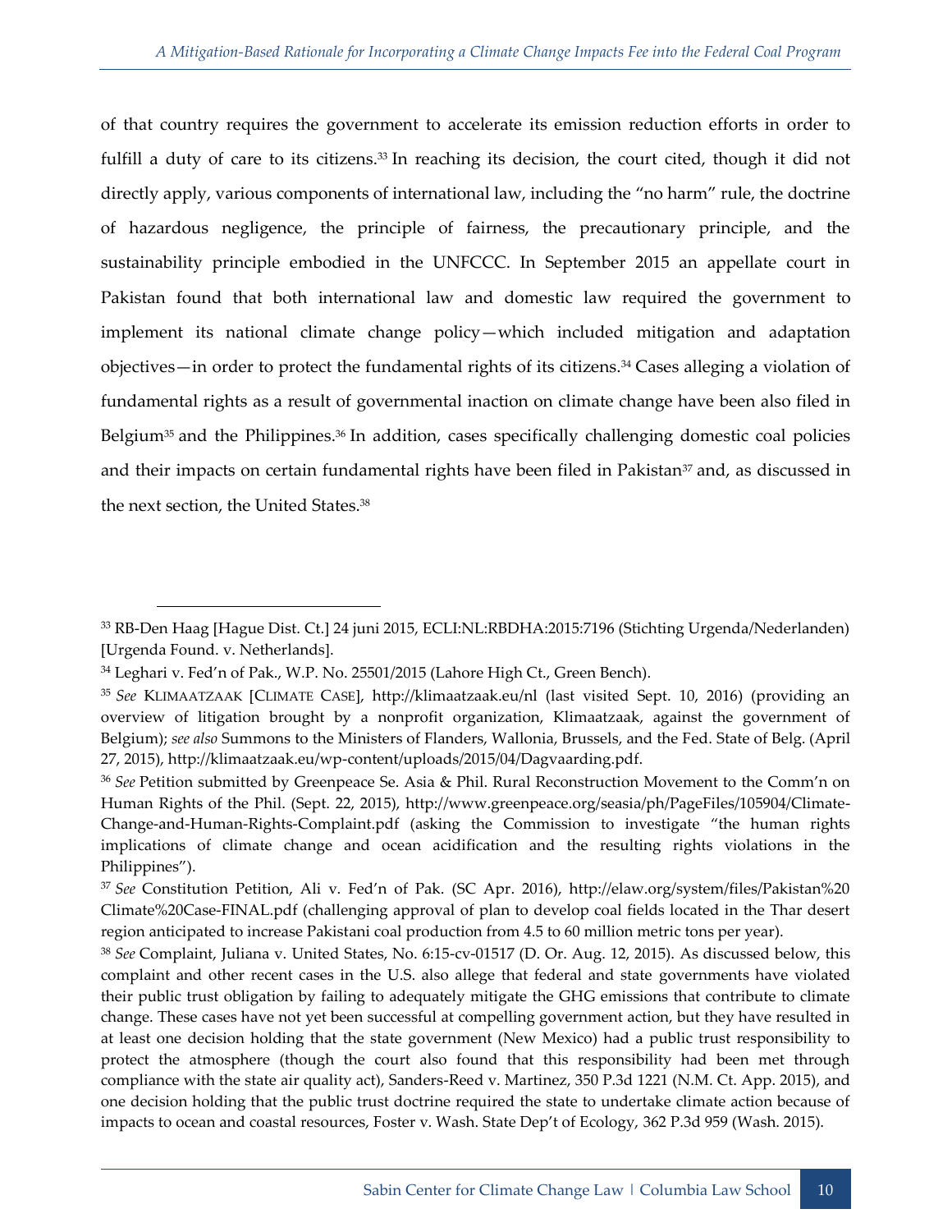of that country requires the government to accelerate its emission reduction efforts in order to fulfill a duty of care to its citizens.[33] In reaching its decision, the court cited, though it did not directly apply, various components of international law, including the "no harm" rule, the doctrine of hazardous negligence, the principle of fairness, the precautionary principle, and the sustainability principle embodied in the UNFCCC. In September 2015 an appellate court in Pakistan found that both international law and domestic law required the government to implement its national climate change policy—which included mitigation and adaptation objectives—in order to protect the fundamental rights of its citizens.[34] Cases alleging a violation of fundamental rights as a result of governmental inaction on climate change have been also filed in Belgium[35] and the Philippines.[36] In addition, cases specifically challenging domestic coal policies and their impacts on certain fundamental rights have been filed in Pakistan[37] and, as discussed in the next section, the United States.[38]

---

[33] RB-Den Haag [Hague Dist. Ct.] 24 juni 2015, ECLI:NL:RBDHA:2015:7196 (Stichting Urgenda/Nederlanden) [Urgenda Found. v. Netherlands].

[34] Leghari v. Fed'n of Pak., W.P. No. 25501/2015 (Lahore High Ct., Green Bench).

[35] *See* KLIMAATZAAK [CLIMATE CASE], http://klimaatzaak.eu/nl (last visited Sept. 10, 2016) (providing an overview of litigation brought by a nonprofit organization, Klimaatzaak, against the government of Belgium); *see also* Summons to the Ministers of Flanders, Wallonia, Brussels, and the Fed. State of Belg. (April 27, 2015), http://klimaatzaak.eu/wp-content/uploads/2015/04/Dagvaarding.pdf.

[36] *See* Petition submitted by Greenpeace Se. Asia & Phil. Rural Reconstruction Movement to the Comm'n on Human Rights of the Phil. (Sept. 22, 2015), http://www.greenpeace.org/seasia/ph/PageFiles/105904/Climate-Change-and-Human-Rights-Complaint.pdf (asking the Commission to investigate "the human rights implications of climate change and ocean acidification and the resulting rights violations in the Philippines").

[37] *See* Constitution Petition, Ali v. Fed'n of Pak. (SC Apr. 2016), http://elaw.org/system/files/Pakistan%20Climate%20Case-FINAL.pdf (challenging approval of plan to develop coal fields located in the Thar desert region anticipated to increase Pakistani coal production from 4.5 to 60 million metric tons per year).

[38] *See* Complaint, Juliana v. United States, No. 6:15-cv-01517 (D. Or. Aug. 12, 2015). As discussed below, this complaint and other recent cases in the U.S. also allege that federal and state governments have violated their public trust obligation by failing to adequately mitigate the GHG emissions that contribute to climate change. These cases have not yet been successful at compelling government action, but they have resulted in at least one decision holding that the state government (New Mexico) had a public trust responsibility to protect the atmosphere (though the court also found that this responsibility had been met through compliance with the state air quality act), Sanders-Reed v. Martinez, 350 P.3d 1221 (N.M. Ct. App. 2015), and one decision holding that the public trust doctrine required the state to undertake climate action because of impacts to ocean and coastal resources, Foster v. Wash. State Dep't of Ecology, 362 P.3d 959 (Wash. 2015).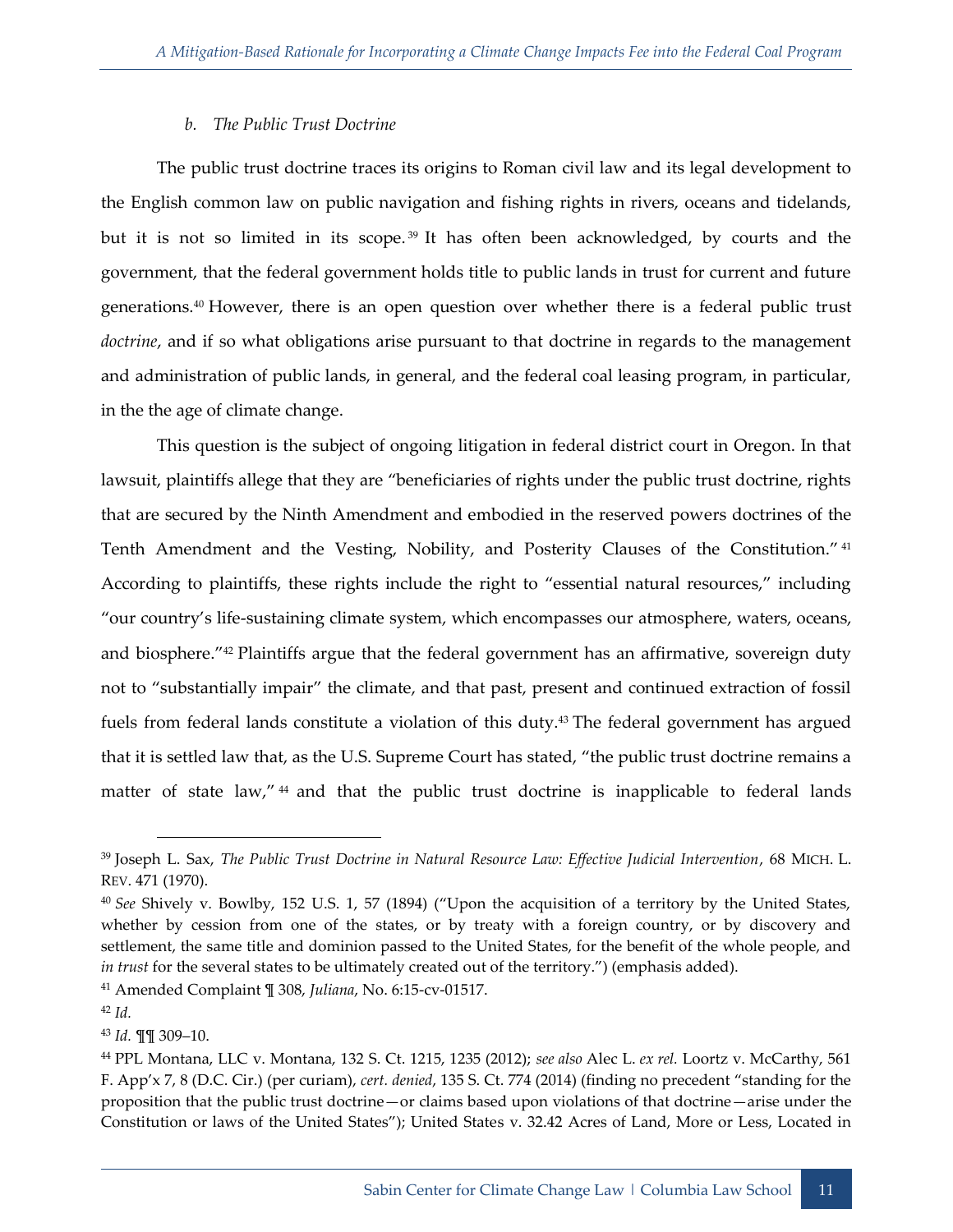### *b. The Public Trust Doctrine*

The public trust doctrine traces its origins to Roman civil law and its legal development to the English common law on public navigation and fishing rights in rivers, oceans and tidelands, but it is not so limited in its scope.[39] It has often been acknowledged, by courts and the government, that the federal government holds title to public lands in trust for current and future generations.[40] However, there is an open question over whether there is a federal public trust *doctrine*, and if so what obligations arise pursuant to that doctrine in regards to the management and administration of public lands, in general, and the federal coal leasing program, in particular, in the the age of climate change.

This question is the subject of ongoing litigation in federal district court in Oregon. In that lawsuit, plaintiffs allege that they are "beneficiaries of rights under the public trust doctrine, rights that are secured by the Ninth Amendment and embodied in the reserved powers doctrines of the Tenth Amendment and the Vesting, Nobility, and Posterity Clauses of the Constitution."[41] According to plaintiffs, these rights include the right to "essential natural resources," including "our country's life-sustaining climate system, which encompasses our atmosphere, waters, oceans, and biosphere."[42] Plaintiffs argue that the federal government has an affirmative, sovereign duty not to "substantially impair" the climate, and that past, present and continued extraction of fossil fuels from federal lands constitute a violation of this duty.[43] The federal government has argued that it is settled law that, as the U.S. Supreme Court has stated, "the public trust doctrine remains a matter of state law,"[44] and that the public trust doctrine is inapplicable to federal lands

---

[39] Joseph L. Sax, *The Public Trust Doctrine in Natural Resource Law: Effective Judicial Intervention*, 68 MICH. L. REV. 471 (1970).

[40] *See* Shively v. Bowlby, 152 U.S. 1, 57 (1894) ("Upon the acquisition of a territory by the United States, whether by cession from one of the states, or by treaty with a foreign country, or by discovery and settlement, the same title and dominion passed to the United States, for the benefit of the whole people, and *in trust* for the several states to be ultimately created out of the territory.") (emphasis added).

[41] Amended Complaint ¶ 308, *Juliana*, No. 6:15-cv-01517.

[42] *Id.*

[43] *Id.* ¶¶ 309–10.

[44] PPL Montana, LLC v. Montana, 132 S. Ct. 1215, 1235 (2012); *see also* Alec L. *ex rel.* Loortz v. McCarthy, 561 F. App'x 7, 8 (D.C. Cir.) (per curiam), *cert. denied*, 135 S. Ct. 774 (2014) (finding no precedent "standing for the proposition that the public trust doctrine—or claims based upon violations of that doctrine—arise under the Constitution or laws of the United States"); United States v. 32.42 Acres of Land, More or Less, Located in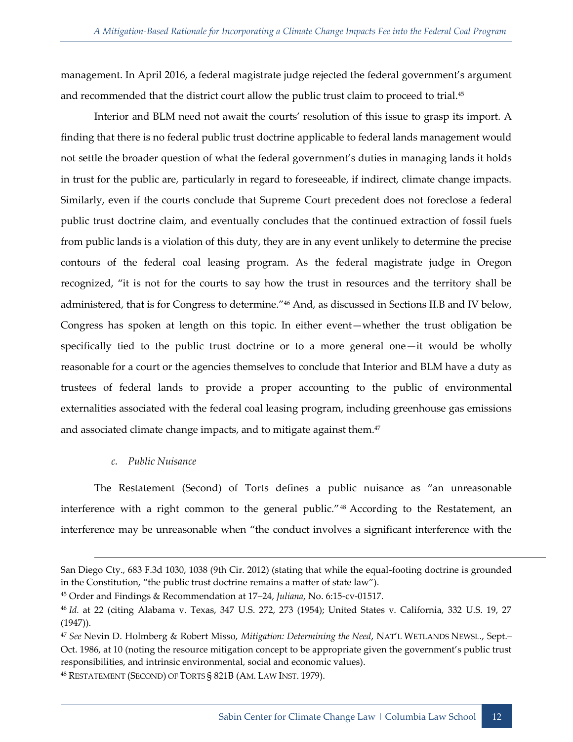management. In April 2016, a federal magistrate judge rejected the federal government's argument and recommended that the district court allow the public trust claim to proceed to trial.[45]

Interior and BLM need not await the courts' resolution of this issue to grasp its import. A finding that there is no federal public trust doctrine applicable to federal lands management would not settle the broader question of what the federal government's duties in managing lands it holds in trust for the public are, particularly in regard to foreseeable, if indirect, climate change impacts. Similarly, even if the courts conclude that Supreme Court precedent does not foreclose a federal public trust doctrine claim, and eventually concludes that the continued extraction of fossil fuels from public lands is a violation of this duty, they are in any event unlikely to determine the precise contours of the federal coal leasing program. As the federal magistrate judge in Oregon recognized, "it is not for the courts to say how the trust in resources and the territory shall be administered, that is for Congress to determine."[46] And, as discussed in Sections II.B and IV below, Congress has spoken at length on this topic. In either event—whether the trust obligation be specifically tied to the public trust doctrine or to a more general one—it would be wholly reasonable for a court or the agencies themselves to conclude that Interior and BLM have a duty as trustees of federal lands to provide a proper accounting to the public of environmental externalities associated with the federal coal leasing program, including greenhouse gas emissions and associated climate change impacts, and to mitigate against them.[47]

#### *c. Public Nuisance*

The Restatement (Second) of Torts defines a public nuisance as "an unreasonable interference with a right common to the general public."[48] According to the Restatement, an interference may be unreasonable when "the conduct involves a significant interference with the

---

San Diego Cty., 683 F.3d 1030, 1038 (9th Cir. 2012) (stating that while the equal-footing doctrine is grounded in the Constitution, "the public trust doctrine remains a matter of state law").

[45] Order and Findings & Recommendation at 17–24, *Juliana*, No. 6:15-cv-01517.

[46] *Id.* at 22 (citing Alabama v. Texas, 347 U.S. 272, 273 (1954); United States v. California, 332 U.S. 19, 27 (1947)).

[47] *See* Nevin D. Holmberg & Robert Misso, *Mitigation: Determining the Need*, NAT'L WETLANDS NEWSL., Sept.–Oct. 1986, at 10 (noting the resource mitigation concept to be appropriate given the government's public trust responsibilities, and intrinsic environmental, social and economic values).

[48] RESTATEMENT (SECOND) OF TORTS § 821B (AM. LAW INST. 1979).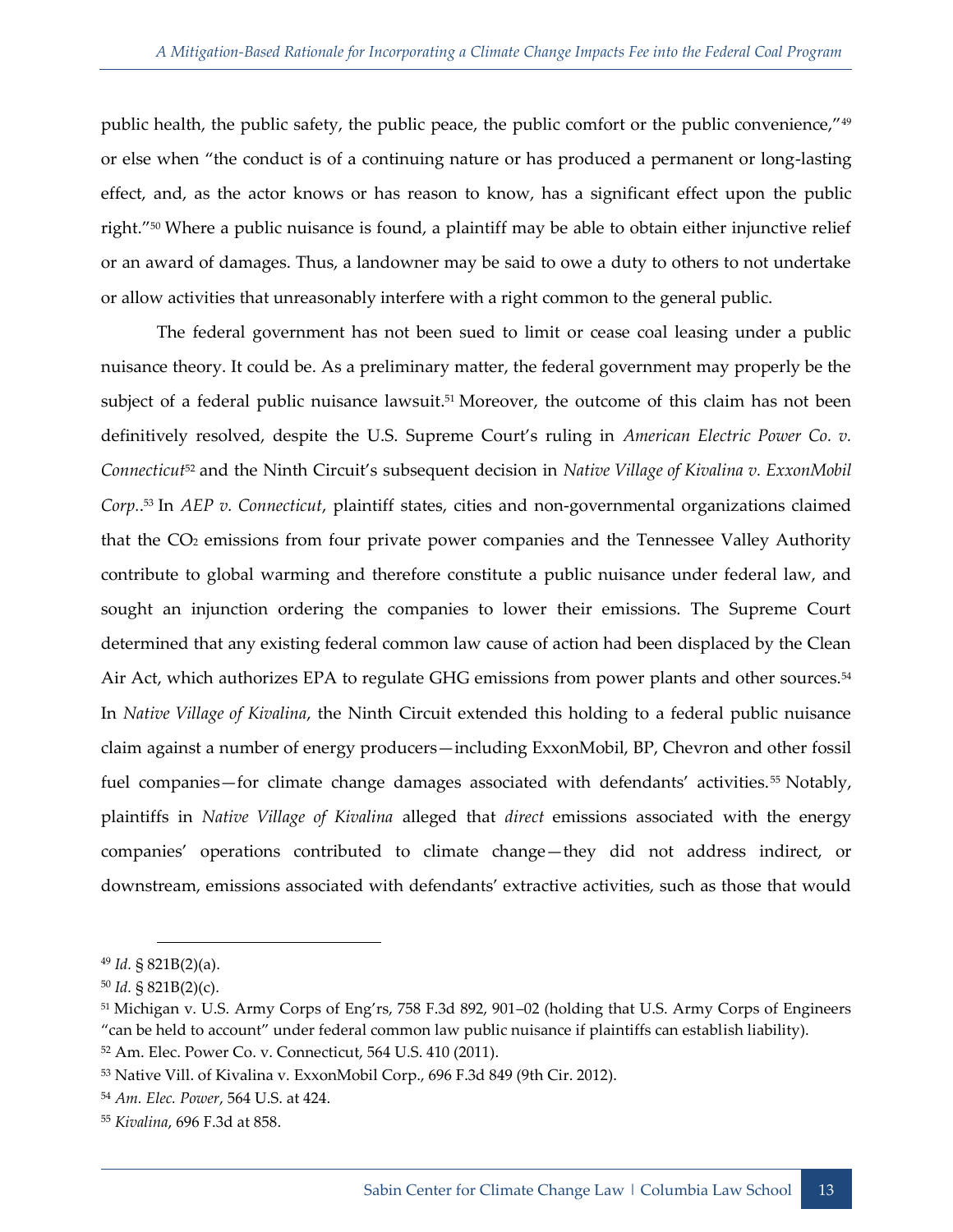public health, the public safety, the public peace, the public comfort or the public convenience,"[49] or else when "the conduct is of a continuing nature or has produced a permanent or long-lasting effect, and, as the actor knows or has reason to know, has a significant effect upon the public right."[50] Where a public nuisance is found, a plaintiff may be able to obtain either injunctive relief or an award of damages. Thus, a landowner may be said to owe a duty to others to not undertake or allow activities that unreasonably interfere with a right common to the general public.

The federal government has not been sued to limit or cease coal leasing under a public nuisance theory. It could be. As a preliminary matter, the federal government may properly be the subject of a federal public nuisance lawsuit.[51] Moreover, the outcome of this claim has not been definitively resolved, despite the U.S. Supreme Court's ruling in *American Electric Power Co. v. Connecticut*[52] and the Ninth Circuit's subsequent decision in *Native Village of Kivalina v. ExxonMobil Corp.*.[53] In *AEP v. Connecticut*, plaintiff states, cities and non-governmental organizations claimed that the $CO_2$ emissions from four private power companies and the Tennessee Valley Authority contribute to global warming and therefore constitute a public nuisance under federal law, and sought an injunction ordering the companies to lower their emissions. The Supreme Court determined that any existing federal common law cause of action had been displaced by the Clean Air Act, which authorizes EPA to regulate GHG emissions from power plants and other sources.[54] In *Native Village of Kivalina*, the Ninth Circuit extended this holding to a federal public nuisance claim against a number of energy producers—including ExxonMobil, BP, Chevron and other fossil fuel companies—for climate change damages associated with defendants' activities.[55] Notably, plaintiffs in *Native Village of Kivalina* alleged that *direct* emissions associated with the energy companies' operations contributed to climate change—they did not address indirect, or downstream, emissions associated with defendants' extractive activities, such as those that would

---

[49] *Id.* § 821B(2)(a).

[50] *Id.* § 821B(2)(c).

[51] Michigan v. U.S. Army Corps of Eng'rs, 758 F.3d 892, 901–02 (holding that U.S. Army Corps of Engineers "can be held to account" under federal common law public nuisance if plaintiffs can establish liability).

[52] Am. Elec. Power Co. v. Connecticut, 564 U.S. 410 (2011).

[53] Native Vill. of Kivalina v. ExxonMobil Corp., 696 F.3d 849 (9th Cir. 2012).

[54] *Am. Elec. Power*, 564 U.S. at 424.

[55] *Kivalina*, 696 F.3d at 858.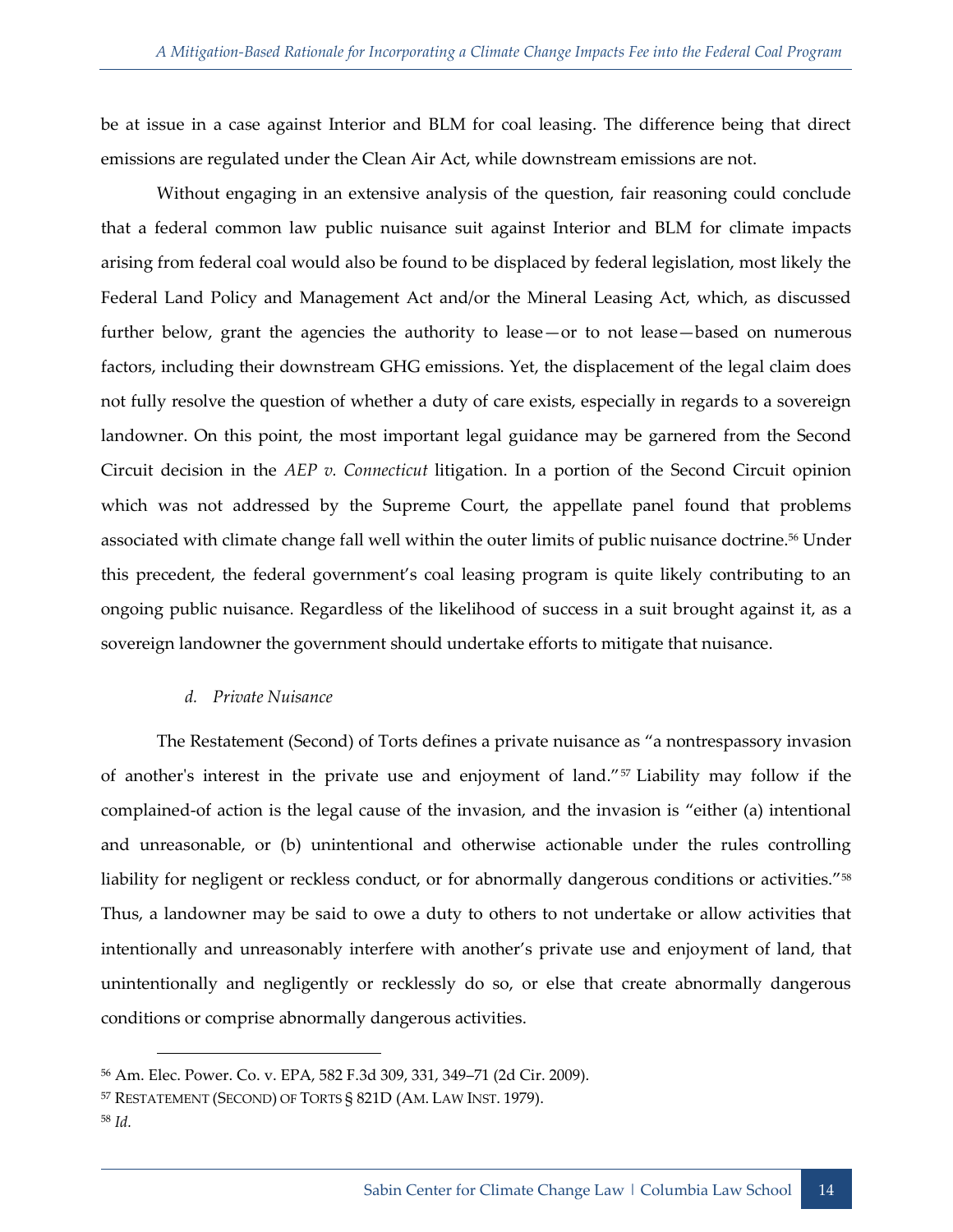be at issue in a case against Interior and BLM for coal leasing. The difference being that direct emissions are regulated under the Clean Air Act, while downstream emissions are not.

Without engaging in an extensive analysis of the question, fair reasoning could conclude that a federal common law public nuisance suit against Interior and BLM for climate impacts arising from federal coal would also be found to be displaced by federal legislation, most likely the Federal Land Policy and Management Act and/or the Mineral Leasing Act, which, as discussed further below, grant the agencies the authority to lease—or to not lease—based on numerous factors, including their downstream GHG emissions. Yet, the displacement of the legal claim does not fully resolve the question of whether a duty of care exists, especially in regards to a sovereign landowner. On this point, the most important legal guidance may be garnered from the Second Circuit decision in the *AEP v. Connecticut* litigation. In a portion of the Second Circuit opinion which was not addressed by the Supreme Court, the appellate panel found that problems associated with climate change fall well within the outer limits of public nuisance doctrine.[56] Under this precedent, the federal government's coal leasing program is quite likely contributing to an ongoing public nuisance. Regardless of the likelihood of success in a suit brought against it, as a sovereign landowner the government should undertake efforts to mitigate that nuisance.

#### *d. Private Nuisance*

The Restatement (Second) of Torts defines a private nuisance as "a nontrespassory invasion of another's interest in the private use and enjoyment of land."[57] Liability may follow if the complained-of action is the legal cause of the invasion, and the invasion is "either (a) intentional and unreasonable, or (b) unintentional and otherwise actionable under the rules controlling liability for negligent or reckless conduct, or for abnormally dangerous conditions or activities."[58] Thus, a landowner may be said to owe a duty to others to not undertake or allow activities that intentionally and unreasonably interfere with another's private use and enjoyment of land, that unintentionally and negligently or recklessly do so, or else that create abnormally dangerous conditions or comprise abnormally dangerous activities.

---

[56] Am. Elec. Power. Co. v. EPA, 582 F.3d 309, 331, 349–71 (2d Cir. 2009).

[57] RESTATEMENT (SECOND) OF TORTS § 821D (AM. LAW INST. 1979).

[58] *Id.*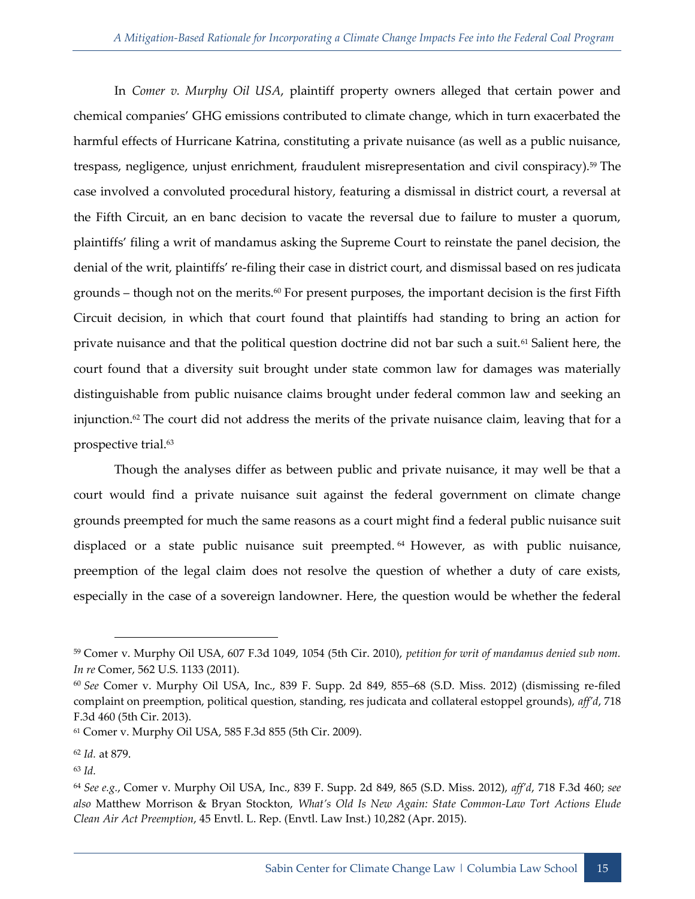In *Comer v. Murphy Oil USA*, plaintiff property owners alleged that certain power and chemical companies' GHG emissions contributed to climate change, which in turn exacerbated the harmful effects of Hurricane Katrina, constituting a private nuisance (as well as a public nuisance, trespass, negligence, unjust enrichment, fraudulent misrepresentation and civil conspiracy).[59] The case involved a convoluted procedural history, featuring a dismissal in district court, a reversal at the Fifth Circuit, an en banc decision to vacate the reversal due to failure to muster a quorum, plaintiffs' filing a writ of mandamus asking the Supreme Court to reinstate the panel decision, the denial of the writ, plaintiffs' re-filing their case in district court, and dismissal based on res judicata grounds – though not on the merits.[60] For present purposes, the important decision is the first Fifth Circuit decision, in which that court found that plaintiffs had standing to bring an action for private nuisance and that the political question doctrine did not bar such a suit.[61] Salient here, the court found that a diversity suit brought under state common law for damages was materially distinguishable from public nuisance claims brought under federal common law and seeking an injunction.[62] The court did not address the merits of the private nuisance claim, leaving that for a prospective trial.[63]

Though the analyses differ as between public and private nuisance, it may well be that a court would find a private nuisance suit against the federal government on climate change grounds preempted for much the same reasons as a court might find a federal public nuisance suit displaced or a state public nuisance suit preempted.[64] However, as with public nuisance, preemption of the legal claim does not resolve the question of whether a duty of care exists, especially in the case of a sovereign landowner. Here, the question would be whether the federal

---

[59] Comer v. Murphy Oil USA, 607 F.3d 1049, 1054 (5th Cir. 2010), *petition for writ of mandamus denied sub nom. In re* Comer, 562 U.S. 1133 (2011).

[60] *See* Comer v. Murphy Oil USA, Inc., 839 F. Supp. 2d 849, 855–68 (S.D. Miss. 2012) (dismissing re-filed complaint on preemption, political question, standing, res judicata and collateral estoppel grounds), *aff'd*, 718 F.3d 460 (5th Cir. 2013).

[61] Comer v. Murphy Oil USA, 585 F.3d 855 (5th Cir. 2009).

[62] *Id.* at 879.

[63] *Id.*

[64] *See e.g.*, Comer v. Murphy Oil USA, Inc., 839 F. Supp. 2d 849, 865 (S.D. Miss. 2012), *aff'd*, 718 F.3d 460; *see also* Matthew Morrison & Bryan Stockton, *What's Old Is New Again: State Common-Law Tort Actions Elude Clean Air Act Preemption*, 45 Envtl. L. Rep. (Envtl. Law Inst.) 10,282 (Apr. 2015).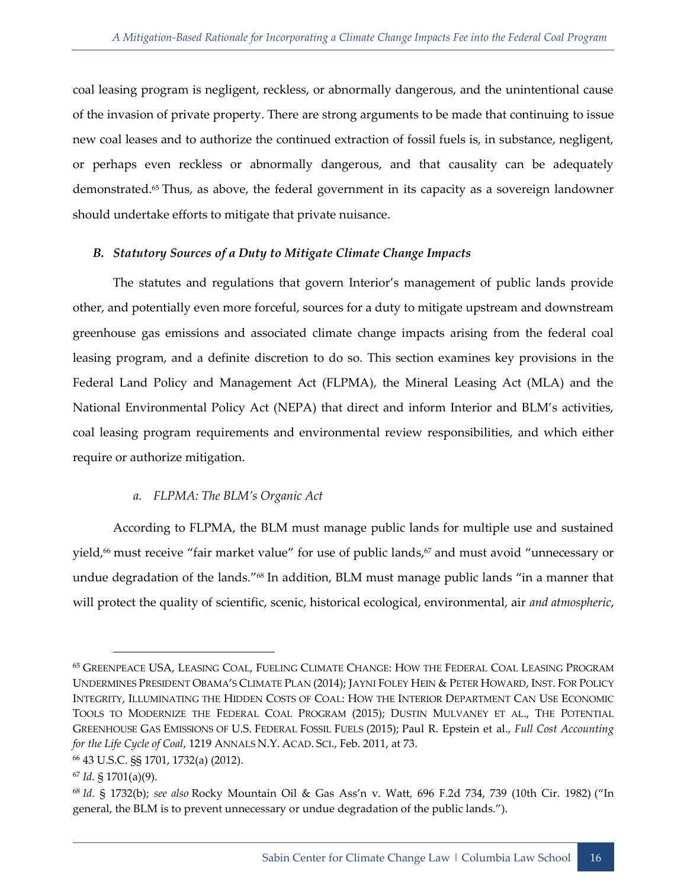coal leasing program is negligent, reckless, or abnormally dangerous, and the unintentional cause of the invasion of private property. There are strong arguments to be made that continuing to issue new coal leases and to authorize the continued extraction of fossil fuels is, in substance, negligent, or perhaps even reckless or abnormally dangerous, and that causality can be adequately demonstrated.[65] Thus, as above, the federal government in its capacity as a sovereign landowner should undertake efforts to mitigate that private nuisance.

### *B. Statutory Sources of a Duty to Mitigate Climate Change Impacts*

The statutes and regulations that govern Interior's management of public lands provide other, and potentially even more forceful, sources for a duty to mitigate upstream and downstream greenhouse gas emissions and associated climate change impacts arising from the federal coal leasing program, and a definite discretion to do so. This section examines key provisions in the Federal Land Policy and Management Act (FLPMA), the Mineral Leasing Act (MLA) and the National Environmental Policy Act (NEPA) that direct and inform Interior and BLM's activities, coal leasing program requirements and environmental review responsibilities, and which either require or authorize mitigation.

#### *a. FLPMA: The BLM's Organic Act*

According to FLPMA, the BLM must manage public lands for multiple use and sustained yield,[66] must receive "fair market value" for use of public lands,[67] and must avoid "unnecessary or undue degradation of the lands."[68] In addition, BLM must manage public lands "in a manner that will protect the quality of scientific, scenic, historical ecological, environmental, air *and atmospheric*,

---

[65] GREENPEACE USA, LEASING COAL, FUELING CLIMATE CHANGE: HOW THE FEDERAL COAL LEASING PROGRAM UNDERMINES PRESIDENT OBAMA'S CLIMATE PLAN (2014); JAYNI FOLEY HEIN & PETER HOWARD, INST. FOR POLICY INTEGRITY, ILLUMINATING THE HIDDEN COSTS OF COAL: HOW THE INTERIOR DEPARTMENT CAN USE ECONOMIC TOOLS TO MODERNIZE THE FEDERAL COAL PROGRAM (2015); DUSTIN MULVANEY ET AL., THE POTENTIAL GREENHOUSE GAS EMISSIONS OF U.S. FEDERAL FOSSIL FUELS (2015); Paul R. Epstein et al., *Full Cost Accounting for the Life Cycle of Coal*, 1219 ANNALS N.Y. ACAD. SCI., Feb. 2011, at 73.

[66] 43 U.S.C. §§ 1701, 1732(a) (2012).

[67] *Id.* § 1701(a)(9).

[68] *Id.* § 1732(b); *see also* Rocky Mountain Oil & Gas Ass'n v. Watt, 696 F.2d 734, 739 (10th Cir. 1982) ("In general, the BLM is to prevent unnecessary or undue degradation of the public lands.").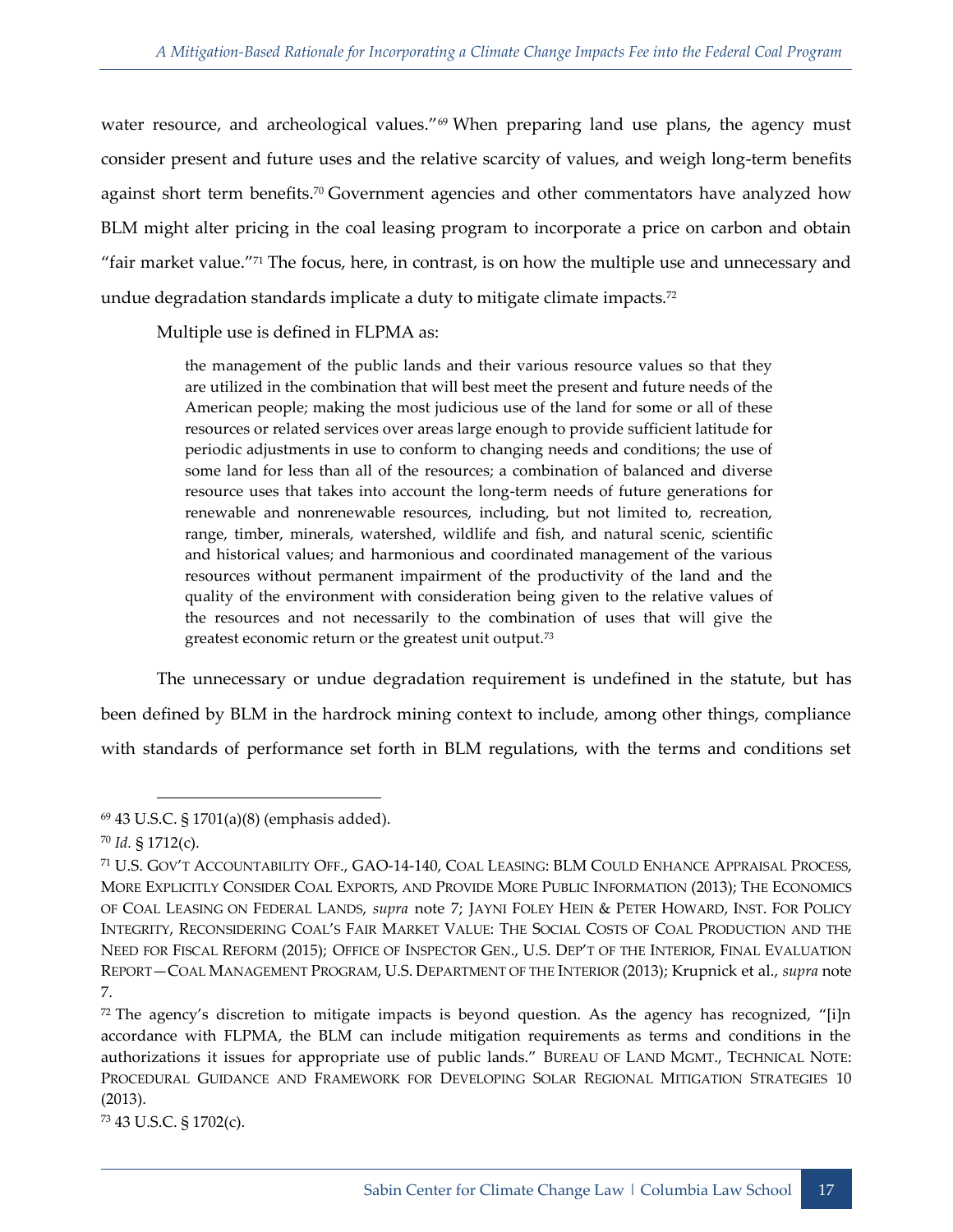water resource, and archeological values."[69] When preparing land use plans, the agency must consider present and future uses and the relative scarcity of values, and weigh long-term benefits against short term benefits.[70] Government agencies and other commentators have analyzed how BLM might alter pricing in the coal leasing program to incorporate a price on carbon and obtain "fair market value."[71] The focus, here, in contrast, is on how the multiple use and unnecessary and undue degradation standards implicate a duty to mitigate climate impacts.[72]

Multiple use is defined in FLPMA as:

> the management of the public lands and their various resource values so that they are utilized in the combination that will best meet the present and future needs of the American people; making the most judicious use of the land for some or all of these resources or related services over areas large enough to provide sufficient latitude for periodic adjustments in use to conform to changing needs and conditions; the use of some land for less than all of the resources; a combination of balanced and diverse resource uses that takes into account the long-term needs of future generations for renewable and nonrenewable resources, including, but not limited to, recreation, range, timber, minerals, watershed, wildlife and fish, and natural scenic, scientific and historical values; and harmonious and coordinated management of the various resources without permanent impairment of the productivity of the land and the quality of the environment with consideration being given to the relative values of the resources and not necessarily to the combination of uses that will give the greatest economic return or the greatest unit output.[73]

The unnecessary or undue degradation requirement is undefined in the statute, but has been defined by BLM in the hardrock mining context to include, among other things, compliance with standards of performance set forth in BLM regulations, with the terms and conditions set

---

[69] 43 U.S.C. § 1701(a)(8) (emphasis added).

[70] *Id.* § 1712(c).

[71] U.S. GOV'T ACCOUNTABILITY OFF., GAO-14-140, COAL LEASING: BLM COULD ENHANCE APPRAISAL PROCESS, MORE EXPLICITLY CONSIDER COAL EXPORTS, AND PROVIDE MORE PUBLIC INFORMATION (2013); THE ECONOMICS OF COAL LEASING ON FEDERAL LANDS, *supra* note 7; JAYNI FOLEY HEIN & PETER HOWARD, INST. FOR POLICY INTEGRITY, RECONSIDERING COAL'S FAIR MARKET VALUE: THE SOCIAL COSTS OF COAL PRODUCTION AND THE NEED FOR FISCAL REFORM (2015); OFFICE OF INSPECTOR GEN., U.S. DEP'T OF THE INTERIOR, FINAL EVALUATION REPORT—COAL MANAGEMENT PROGRAM, U.S. DEPARTMENT OF THE INTERIOR (2013); Krupnick et al., *supra* note 7.

[72] The agency's discretion to mitigate impacts is beyond question. As the agency has recognized, "[i]n accordance with FLPMA, the BLM can include mitigation requirements as terms and conditions in the authorizations it issues for appropriate use of public lands." BUREAU OF LAND MGMT., TECHNICAL NOTE: PROCEDURAL GUIDANCE AND FRAMEWORK FOR DEVELOPING SOLAR REGIONAL MITIGATION STRATEGIES 10 (2013).

[73] 43 U.S.C. § 1702(c).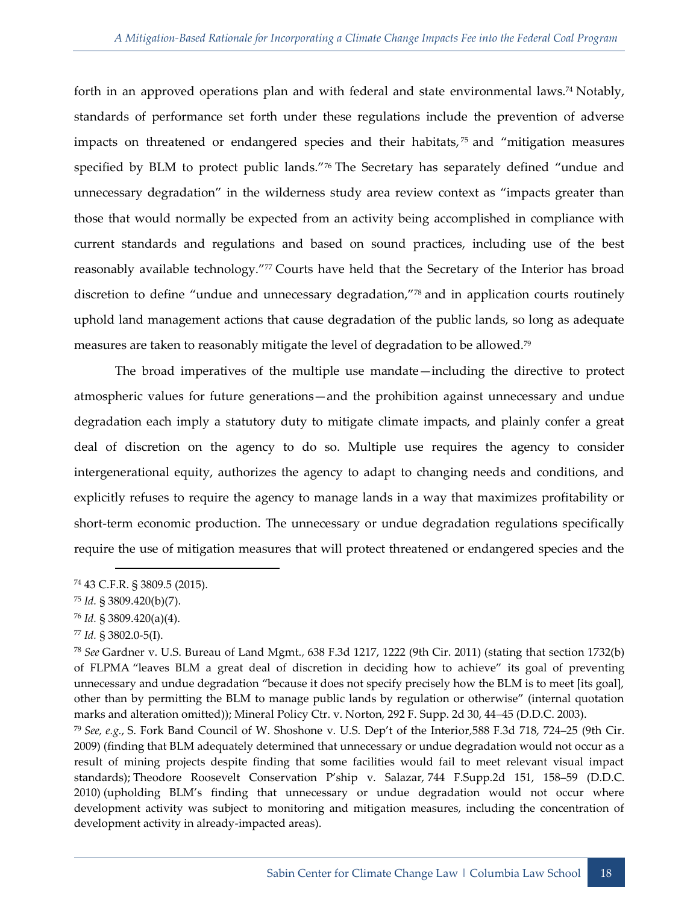forth in an approved operations plan and with federal and state environmental laws.[74] Notably, standards of performance set forth under these regulations include the prevention of adverse impacts on threatened or endangered species and their habitats,[75] and "mitigation measures specified by BLM to protect public lands."[76] The Secretary has separately defined "undue and unnecessary degradation" in the wilderness study area review context as "impacts greater than those that would normally be expected from an activity being accomplished in compliance with current standards and regulations and based on sound practices, including use of the best reasonably available technology."[77] Courts have held that the Secretary of the Interior has broad discretion to define "undue and unnecessary degradation,"[78] and in application courts routinely uphold land management actions that cause degradation of the public lands, so long as adequate measures are taken to reasonably mitigate the level of degradation to be allowed.[79]

The broad imperatives of the multiple use mandate—including the directive to protect atmospheric values for future generations—and the prohibition against unnecessary and undue degradation each imply a statutory duty to mitigate climate impacts, and plainly confer a great deal of discretion on the agency to do so. Multiple use requires the agency to consider intergenerational equity, authorizes the agency to adapt to changing needs and conditions, and explicitly refuses to require the agency to manage lands in a way that maximizes profitability or short-term economic production. The unnecessary or undue degradation regulations specifically require the use of mitigation measures that will protect threatened or endangered species and the

---

[74] 43 C.F.R. § 3809.5 (2015).

[75] *Id.* § 3809.420(b)(7).

[76] *Id.* § 3809.420(a)(4).

[77] *Id.* § 3802.0-5(I).

[78] *See* Gardner v. U.S. Bureau of Land Mgmt., 638 F.3d 1217, 1222 (9th Cir. 2011) (stating that section 1732(b) of FLPMA "leaves BLM a great deal of discretion in deciding how to achieve" its goal of preventing unnecessary and undue degradation "because it does not specify precisely how the BLM is to meet [its goal], other than by permitting the BLM to manage public lands by regulation or otherwise" (internal quotation marks and alteration omitted)); Mineral Policy Ctr. v. Norton, 292 F. Supp. 2d 30, 44–45 (D.D.C. 2003).

[79] *See, e.g.*, S. Fork Band Council of W. Shoshone v. U.S. Dep't of the Interior,588 F.3d 718, 724–25 (9th Cir. 2009) (finding that BLM adequately determined that unnecessary or undue degradation would not occur as a result of mining projects despite finding that some facilities would fail to meet relevant visual impact standards); Theodore Roosevelt Conservation P'ship v. Salazar, 744 F.Supp.2d 151, 158–59 (D.D.C. 2010) (upholding BLM's finding that unnecessary or undue degradation would not occur where development activity was subject to monitoring and mitigation measures, including the concentration of development activity in already-impacted areas).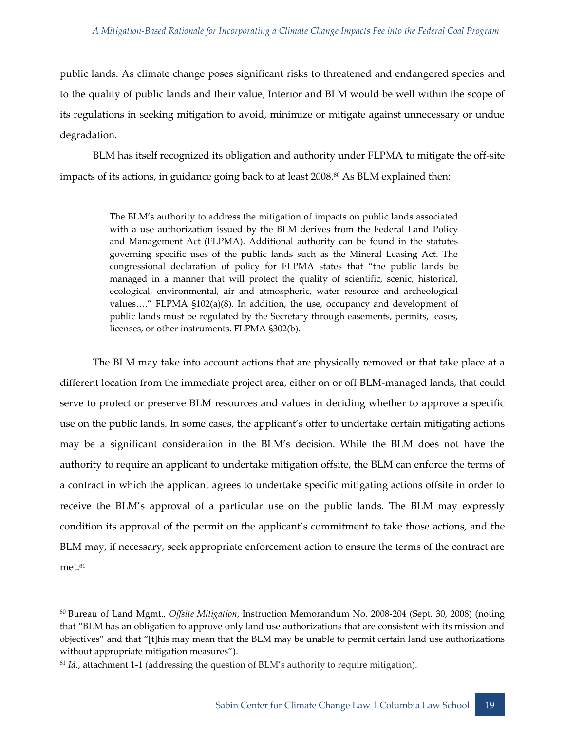public lands. As climate change poses significant risks to threatened and endangered species and to the quality of public lands and their value, Interior and BLM would be well within the scope of its regulations in seeking mitigation to avoid, minimize or mitigate against unnecessary or undue degradation.

BLM has itself recognized its obligation and authority under FLPMA to mitigate the off-site impacts of its actions, in guidance going back to at least 2008.[80] As BLM explained then:

> The BLM's authority to address the mitigation of impacts on public lands associated with a use authorization issued by the BLM derives from the Federal Land Policy and Management Act (FLPMA). Additional authority can be found in the statutes governing specific uses of the public lands such as the Mineral Leasing Act. The congressional declaration of policy for FLPMA states that "the public lands be managed in a manner that will protect the quality of scientific, scenic, historical, ecological, environmental, air and atmospheric, water resource and archeological values…." FLPMA §102(a)(8). In addition, the use, occupancy and development of public lands must be regulated by the Secretary through easements, permits, leases, licenses, or other instruments. FLPMA §302(b).

The BLM may take into account actions that are physically removed or that take place at a different location from the immediate project area, either on or off BLM-managed lands, that could serve to protect or preserve BLM resources and values in deciding whether to approve a specific use on the public lands. In some cases, the applicant's offer to undertake certain mitigating actions may be a significant consideration in the BLM's decision. While the BLM does not have the authority to require an applicant to undertake mitigation offsite, the BLM can enforce the terms of a contract in which the applicant agrees to undertake specific mitigating actions offsite in order to receive the BLM's approval of a particular use on the public lands. The BLM may expressly condition its approval of the permit on the applicant's commitment to take those actions, and the BLM may, if necessary, seek appropriate enforcement action to ensure the terms of the contract are met.[81]

---

[80] Bureau of Land Mgmt., *Offsite Mitigation*, Instruction Memorandum No. 2008-204 (Sept. 30, 2008) (noting that "BLM has an obligation to approve only land use authorizations that are consistent with its mission and objectives" and that "[t]his may mean that the BLM may be unable to permit certain land use authorizations without appropriate mitigation measures").

[81] *Id.*, attachment 1-1 (addressing the question of BLM's authority to require mitigation).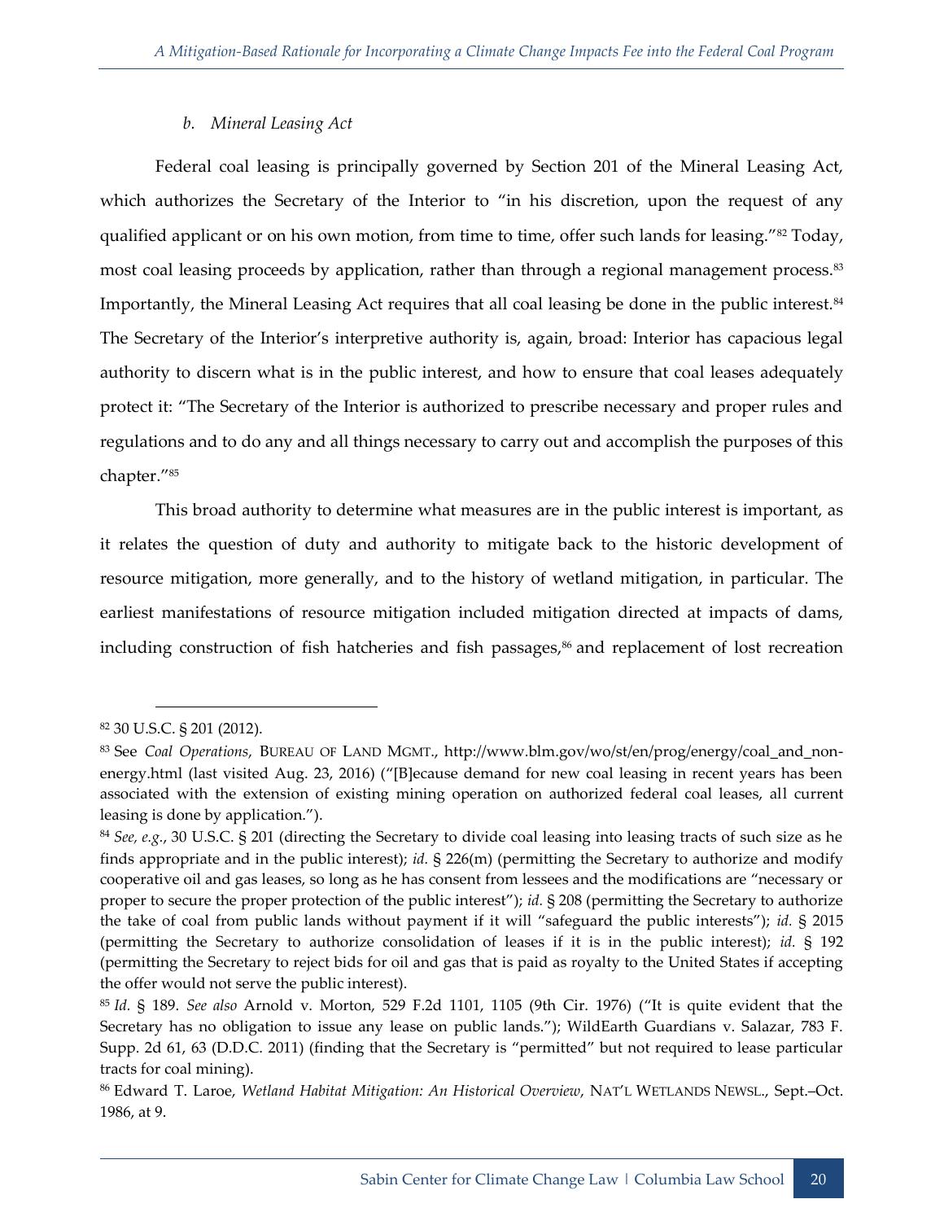### *b. Mineral Leasing Act*

Federal coal leasing is principally governed by Section 201 of the Mineral Leasing Act, which authorizes the Secretary of the Interior to "in his discretion, upon the request of any qualified applicant or on his own motion, from time to time, offer such lands for leasing."[82] Today, most coal leasing proceeds by application, rather than through a regional management process.[83] Importantly, the Mineral Leasing Act requires that all coal leasing be done in the public interest.[84] The Secretary of the Interior's interpretive authority is, again, broad: Interior has capacious legal authority to discern what is in the public interest, and how to ensure that coal leases adequately protect it: "The Secretary of the Interior is authorized to prescribe necessary and proper rules and regulations and to do any and all things necessary to carry out and accomplish the purposes of this chapter."[85]

This broad authority to determine what measures are in the public interest is important, as it relates the question of duty and authority to mitigate back to the historic development of resource mitigation, more generally, and to the history of wetland mitigation, in particular. The earliest manifestations of resource mitigation included mitigation directed at impacts of dams, including construction of fish hatcheries and fish passages,[86] and replacement of lost recreation

---

[82] 30 U.S.C. § 201 (2012).

[83] See *Coal Operations*, BUREAU OF LAND MGMT., http://www.blm.gov/wo/st/en/prog/energy/coal_and_non-energy.html (last visited Aug. 23, 2016) ("[B]ecause demand for new coal leasing in recent years has been associated with the extension of existing mining operation on authorized federal coal leases, all current leasing is done by application.").

[84] *See, e.g.*, 30 U.S.C. § 201 (directing the Secretary to divide coal leasing into leasing tracts of such size as he finds appropriate and in the public interest); *id.* § 226(m) (permitting the Secretary to authorize and modify cooperative oil and gas leases, so long as he has consent from lessees and the modifications are "necessary or proper to secure the proper protection of the public interest"); *id.* § 208 (permitting the Secretary to authorize the take of coal from public lands without payment if it will "safeguard the public interests"); *id.* § 2015 (permitting the Secretary to authorize consolidation of leases if it is in the public interest); *id.* § 192 (permitting the Secretary to reject bids for oil and gas that is paid as royalty to the United States if accepting the offer would not serve the public interest).

[85] *Id.* § 189. *See also* Arnold v. Morton, 529 F.2d 1101, 1105 (9th Cir. 1976) ("It is quite evident that the Secretary has no obligation to issue any lease on public lands."); WildEarth Guardians v. Salazar, 783 F. Supp. 2d 61, 63 (D.D.C. 2011) (finding that the Secretary is "permitted" but not required to lease particular tracts for coal mining).

[86] Edward T. Laroe, *Wetland Habitat Mitigation: An Historical Overview*, NAT'L WETLANDS NEWSL., Sept.–Oct. 1986, at 9.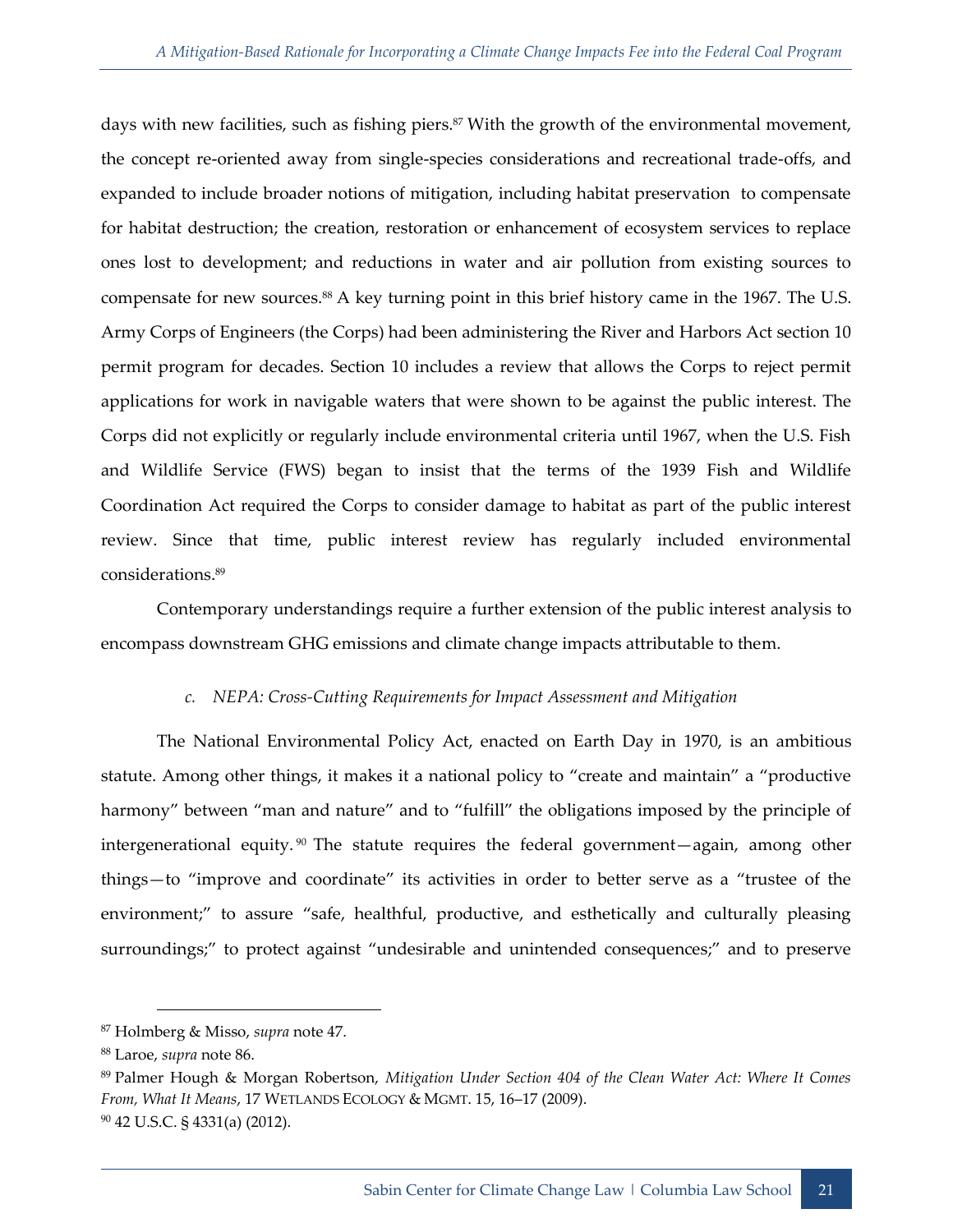days with new facilities, such as fishing piers.[87] With the growth of the environmental movement, the concept re-oriented away from single-species considerations and recreational trade-offs, and expanded to include broader notions of mitigation, including habitat preservation to compensate for habitat destruction; the creation, restoration or enhancement of ecosystem services to replace ones lost to development; and reductions in water and air pollution from existing sources to compensate for new sources.[88] A key turning point in this brief history came in the 1967. The U.S. Army Corps of Engineers (the Corps) had been administering the River and Harbors Act section 10 permit program for decades. Section 10 includes a review that allows the Corps to reject permit applications for work in navigable waters that were shown to be against the public interest. The Corps did not explicitly or regularly include environmental criteria until 1967, when the U.S. Fish and Wildlife Service (FWS) began to insist that the terms of the 1939 Fish and Wildlife Coordination Act required the Corps to consider damage to habitat as part of the public interest review. Since that time, public interest review has regularly included environmental considerations.[89]

Contemporary understandings require a further extension of the public interest analysis to encompass downstream GHG emissions and climate change impacts attributable to them.

### *c. NEPA: Cross-Cutting Requirements for Impact Assessment and Mitigation*

The National Environmental Policy Act, enacted on Earth Day in 1970, is an ambitious statute. Among other things, it makes it a national policy to "create and maintain" a "productive harmony" between "man and nature" and to "fulfill" the obligations imposed by the principle of intergenerational equity.[90] The statute requires the federal government—again, among other things—to "improve and coordinate" its activities in order to better serve as a "trustee of the environment;" to assure "safe, healthful, productive, and esthetically and culturally pleasing surroundings;" to protect against "undesirable and unintended consequences;" and to preserve

---

[87] Holmberg & Misso, *supra* note 47.

[88] Laroe, *supra* note 86.

[89] Palmer Hough & Morgan Robertson, *Mitigation Under Section 404 of the Clean Water Act: Where It Comes From, What It Means*, 17 WETLANDS ECOLOGY & MGMT. 15, 16–17 (2009).

[90] 42 U.S.C. § 4331(a) (2012).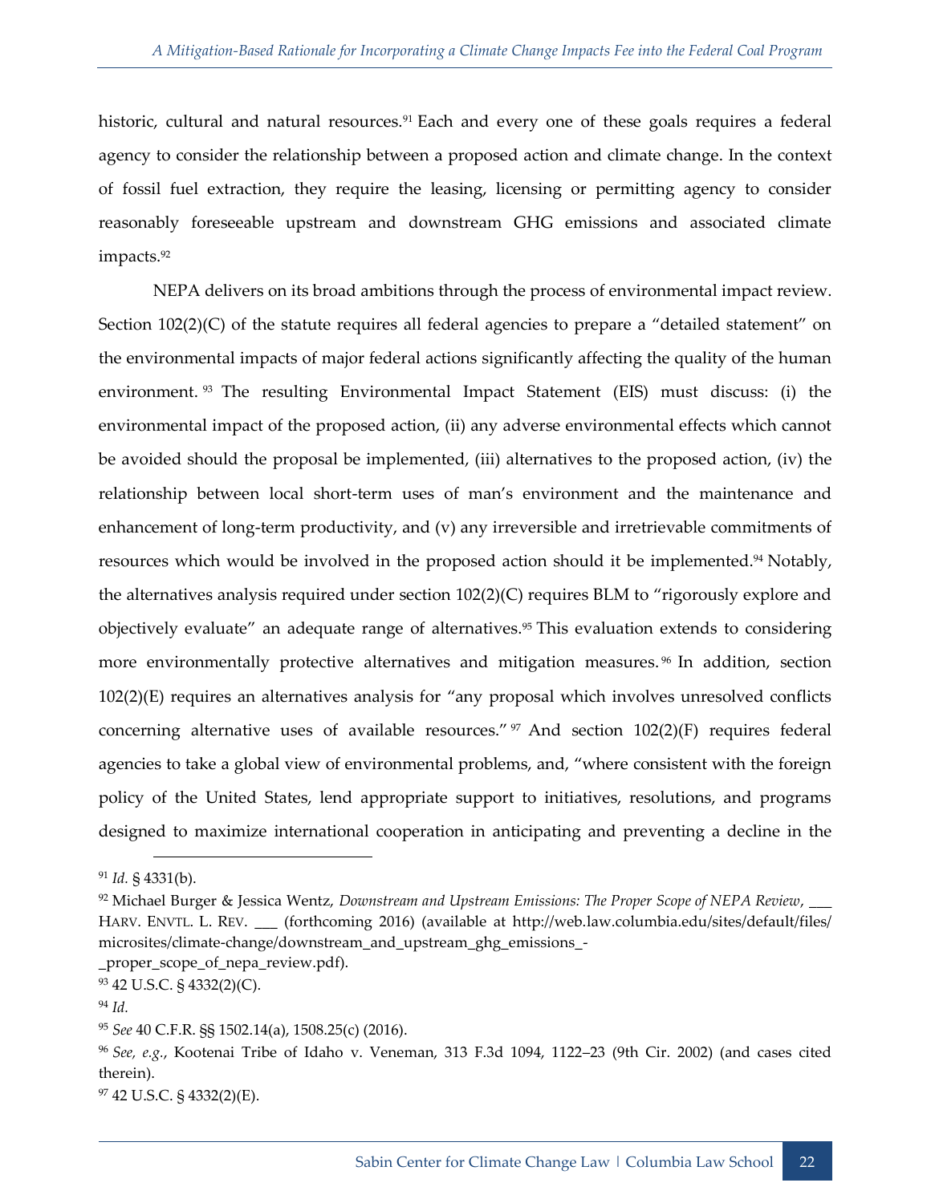historic, cultural and natural resources.[91] Each and every one of these goals requires a federal agency to consider the relationship between a proposed action and climate change. In the context of fossil fuel extraction, they require the leasing, licensing or permitting agency to consider reasonably foreseeable upstream and downstream GHG emissions and associated climate impacts.[92]

NEPA delivers on its broad ambitions through the process of environmental impact review. Section 102(2)(C) of the statute requires all federal agencies to prepare a "detailed statement" on the environmental impacts of major federal actions significantly affecting the quality of the human environment.[93] The resulting Environmental Impact Statement (EIS) must discuss: (i) the environmental impact of the proposed action, (ii) any adverse environmental effects which cannot be avoided should the proposal be implemented, (iii) alternatives to the proposed action, (iv) the relationship between local short-term uses of man's environment and the maintenance and enhancement of long-term productivity, and (v) any irreversible and irretrievable commitments of resources which would be involved in the proposed action should it be implemented.[94] Notably, the alternatives analysis required under section 102(2)(C) requires BLM to "rigorously explore and objectively evaluate" an adequate range of alternatives.[95] This evaluation extends to considering more environmentally protective alternatives and mitigation measures.[96] In addition, section 102(2)(E) requires an alternatives analysis for "any proposal which involves unresolved conflicts concerning alternative uses of available resources."[97] And section 102(2)(F) requires federal agencies to take a global view of environmental problems, and, "where consistent with the foreign policy of the United States, lend appropriate support to initiatives, resolutions, and programs designed to maximize international cooperation in anticipating and preventing a decline in the

---

[91] *Id.* § 4331(b).

[92] Michael Burger & Jessica Wentz, *Downstream and Upstream Emissions: The Proper Scope of NEPA Review*, ___ HARV. ENVTL. L. REV. ___ (forthcoming 2016) (available at http://web.law.columbia.edu/sites/default/files/microsites/climate-change/downstream_and_upstream_ghg_emissions_-_proper_scope_of_nepa_review.pdf).

[93] 42 U.S.C. § 4332(2)(C).

[94] *Id.*

[95] *See* 40 C.F.R. §§ 1502.14(a), 1508.25(c) (2016).

[96] *See, e.g.*, Kootenai Tribe of Idaho v. Veneman, 313 F.3d 1094, 1122–23 (9th Cir. 2002) (and cases cited therein).

[97] 42 U.S.C. § 4332(2)(E).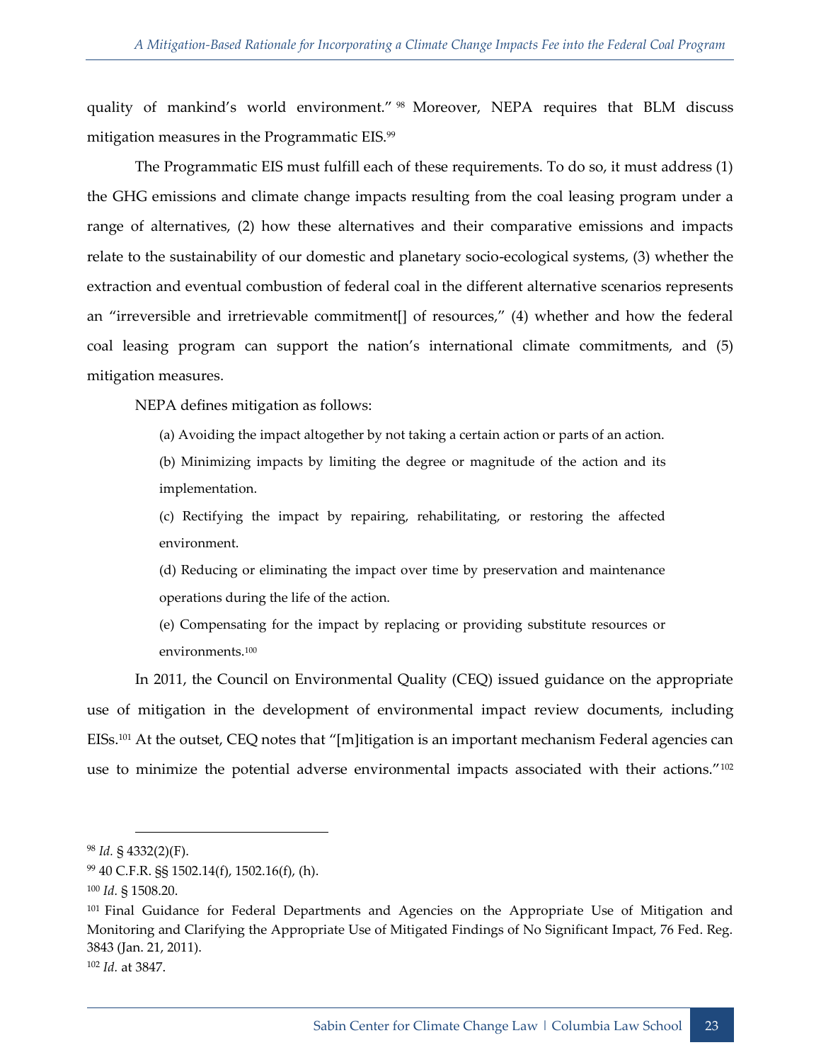quality of mankind's world environment."[98] Moreover, NEPA requires that BLM discuss mitigation measures in the Programmatic EIS.[99]

The Programmatic EIS must fulfill each of these requirements. To do so, it must address (1) the GHG emissions and climate change impacts resulting from the coal leasing program under a range of alternatives, (2) how these alternatives and their comparative emissions and impacts relate to the sustainability of our domestic and planetary socio-ecological systems, (3) whether the extraction and eventual combustion of federal coal in the different alternative scenarios represents an "irreversible and irretrievable commitment[] of resources," (4) whether and how the federal coal leasing program can support the nation's international climate commitments, and (5) mitigation measures.

NEPA defines mitigation as follows:

> (a) Avoiding the impact altogether by not taking a certain action or parts of an action.
>
> (b) Minimizing impacts by limiting the degree or magnitude of the action and its implementation.
>
> (c) Rectifying the impact by repairing, rehabilitating, or restoring the affected environment.
>
> (d) Reducing or eliminating the impact over time by preservation and maintenance operations during the life of the action.
>
> (e) Compensating for the impact by replacing or providing substitute resources or environments.[100]

In 2011, the Council on Environmental Quality (CEQ) issued guidance on the appropriate use of mitigation in the development of environmental impact review documents, including EISs.[101] At the outset, CEQ notes that "[m]itigation is an important mechanism Federal agencies can use to minimize the potential adverse environmental impacts associated with their actions."[102]

---

[98] *Id.* § 4332(2)(F).

[99] 40 C.F.R. §§ 1502.14(f), 1502.16(f), (h).

[100] *Id.* § 1508.20.

[101] Final Guidance for Federal Departments and Agencies on the Appropriate Use of Mitigation and Monitoring and Clarifying the Appropriate Use of Mitigated Findings of No Significant Impact, 76 Fed. Reg. 3843 (Jan. 21, 2011).

[102] *Id.* at 3847.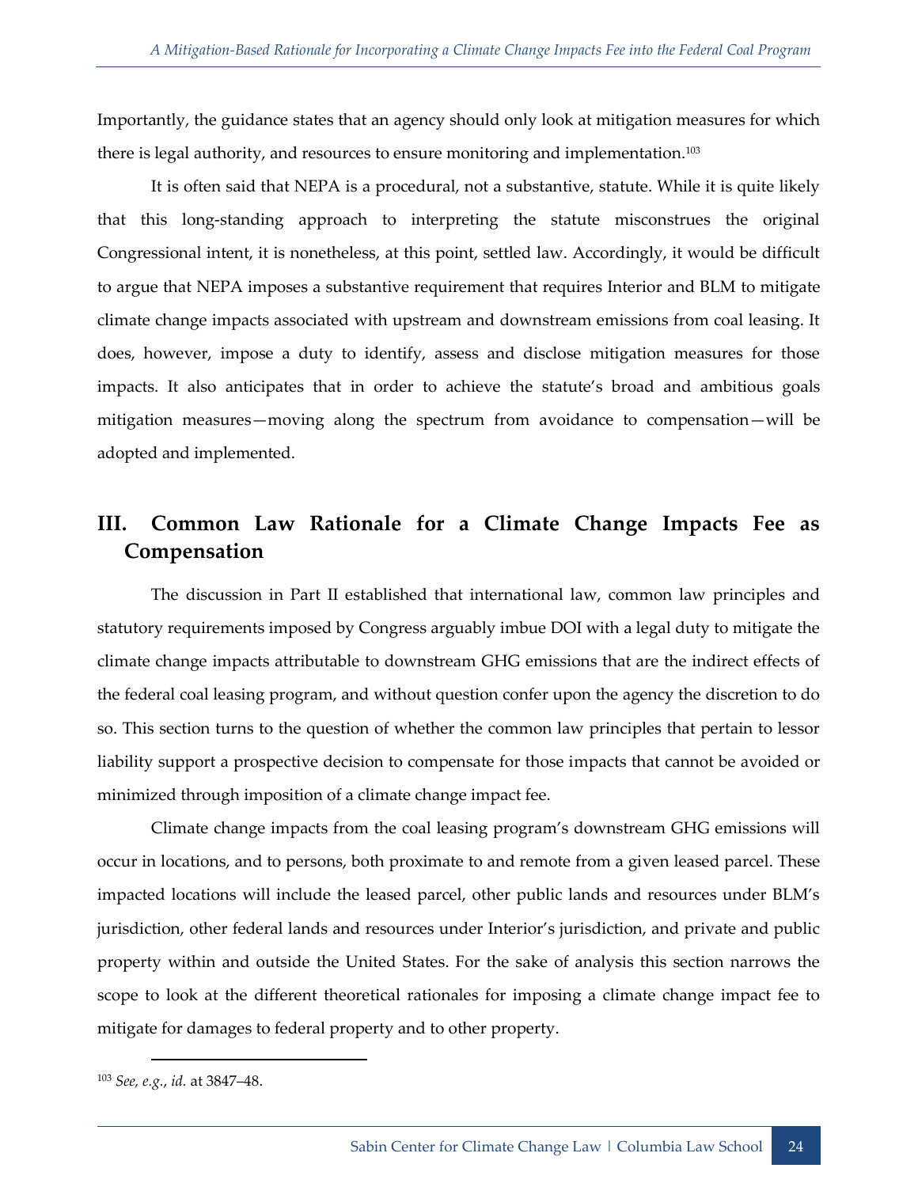Importantly, the guidance states that an agency should only look at mitigation measures for which there is legal authority, and resources to ensure monitoring and implementation.[103]

It is often said that NEPA is a procedural, not a substantive, statute. While it is quite likely that this long-standing approach to interpreting the statute misconstrues the original Congressional intent, it is nonetheless, at this point, settled law. Accordingly, it would be difficult to argue that NEPA imposes a substantive requirement that requires Interior and BLM to mitigate climate change impacts associated with upstream and downstream emissions from coal leasing. It does, however, impose a duty to identify, assess and disclose mitigation measures for those impacts. It also anticipates that in order to achieve the statute's broad and ambitious goals mitigation measures—moving along the spectrum from avoidance to compensation—will be adopted and implemented.

## III. Common Law Rationale for a Climate Change Impacts Fee as Compensation

The discussion in Part II established that international law, common law principles and statutory requirements imposed by Congress arguably imbue DOI with a legal duty to mitigate the climate change impacts attributable to downstream GHG emissions that are the indirect effects of the federal coal leasing program, and without question confer upon the agency the discretion to do so. This section turns to the question of whether the common law principles that pertain to lessor liability support a prospective decision to compensate for those impacts that cannot be avoided or minimized through imposition of a climate change impact fee.

Climate change impacts from the coal leasing program's downstream GHG emissions will occur in locations, and to persons, both proximate to and remote from a given leased parcel. These impacted locations will include the leased parcel, other public lands and resources under BLM's jurisdiction, other federal lands and resources under Interior's jurisdiction, and private and public property within and outside the United States. For the sake of analysis this section narrows the scope to look at the different theoretical rationales for imposing a climate change impact fee to mitigate for damages to federal property and to other property.

---

[103] *See, e.g.*, *id.* at 3847–48.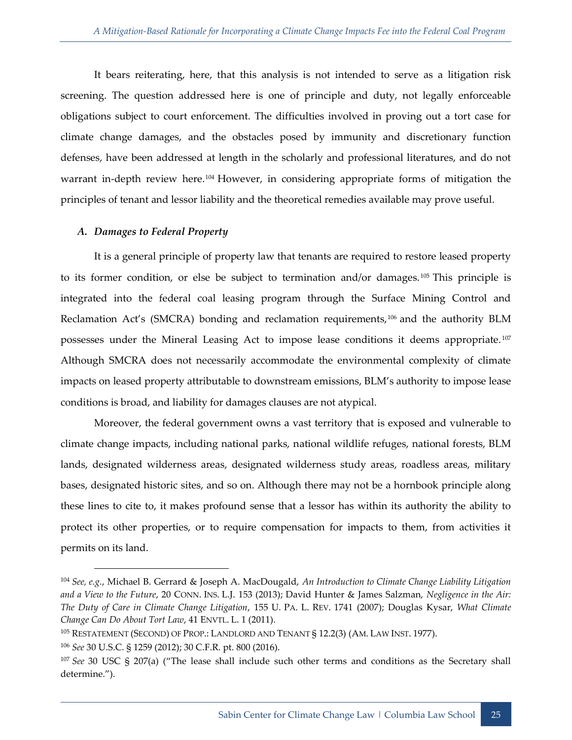It bears reiterating, here, that this analysis is not intended to serve as a litigation risk screening. The question addressed here is one of principle and duty, not legally enforceable obligations subject to court enforcement. The difficulties involved in proving out a tort case for climate change damages, and the obstacles posed by immunity and discretionary function defenses, have been addressed at length in the scholarly and professional literatures, and do not warrant in-depth review here.[104] However, in considering appropriate forms of mitigation the principles of tenant and lessor liability and the theoretical remedies available may prove useful.

### *A. Damages to Federal Property*

It is a general principle of property law that tenants are required to restore leased property to its former condition, or else be subject to termination and/or damages.[105] This principle is integrated into the federal coal leasing program through the Surface Mining Control and Reclamation Act's (SMCRA) bonding and reclamation requirements,[106] and the authority BLM possesses under the Mineral Leasing Act to impose lease conditions it deems appropriate.[107] Although SMCRA does not necessarily accommodate the environmental complexity of climate impacts on leased property attributable to downstream emissions, BLM's authority to impose lease conditions is broad, and liability for damages clauses are not atypical.

Moreover, the federal government owns a vast territory that is exposed and vulnerable to climate change impacts, including national parks, national wildlife refuges, national forests, BLM lands, designated wilderness areas, designated wilderness study areas, roadless areas, military bases, designated historic sites, and so on. Although there may not be a hornbook principle along these lines to cite to, it makes profound sense that a lessor has within its authority the ability to protect its other properties, or to require compensation for impacts to them, from activities it permits on its land.

---

[104] *See, e.g.*, Michael B. Gerrard & Joseph A. MacDougald, *An Introduction to Climate Change Liability Litigation and a View to the Future*, 20 CONN. INS. L.J. 153 (2013); David Hunter & James Salzman, *Negligence in the Air: The Duty of Care in Climate Change Litigation*, 155 U. PA. L. REV. 1741 (2007); Douglas Kysar, *What Climate Change Can Do About Tort Law*, 41 ENVTL. L. 1 (2011).

[105] RESTATEMENT (SECOND) OF PROP.: LANDLORD AND TENANT § 12.2(3) (AM. LAW INST. 1977).

[106] *See* 30 U.S.C. § 1259 (2012); 30 C.F.R. pt. 800 (2016).

[107] *See* 30 USC § 207(a) ("The lease shall include such other terms and conditions as the Secretary shall determine.").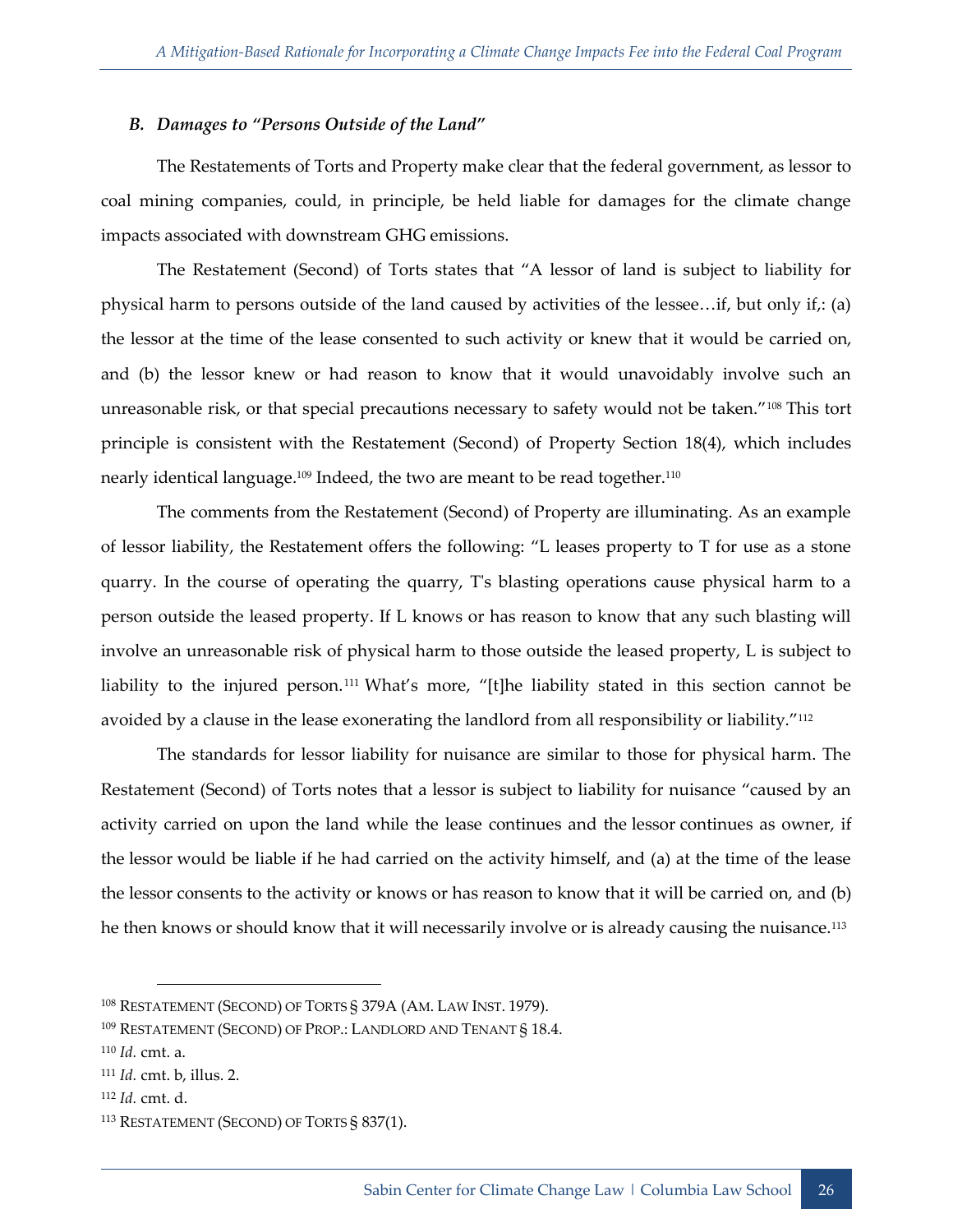### *B. Damages to "Persons Outside of the Land"*

The Restatements of Torts and Property make clear that the federal government, as lessor to coal mining companies, could, in principle, be held liable for damages for the climate change impacts associated with downstream GHG emissions.

The Restatement (Second) of Torts states that "A lessor of land is subject to liability for physical harm to persons outside of the land caused by activities of the lessee…if, but only if,: (a) the lessor at the time of the lease consented to such activity or knew that it would be carried on, and (b) the lessor knew or had reason to know that it would unavoidably involve such an unreasonable risk, or that special precautions necessary to safety would not be taken."[108] This tort principle is consistent with the Restatement (Second) of Property Section 18(4), which includes nearly identical language.[109] Indeed, the two are meant to be read together.[110]

The comments from the Restatement (Second) of Property are illuminating. As an example of lessor liability, the Restatement offers the following: "L leases property to T for use as a stone quarry. In the course of operating the quarry, T's blasting operations cause physical harm to a person outside the leased property. If L knows or has reason to know that any such blasting will involve an unreasonable risk of physical harm to those outside the leased property, L is subject to liability to the injured person.[111] What's more, "[t]he liability stated in this section cannot be avoided by a clause in the lease exonerating the landlord from all responsibility or liability."[112]

The standards for lessor liability for nuisance are similar to those for physical harm. The Restatement (Second) of Torts notes that a lessor is subject to liability for nuisance "caused by an activity carried on upon the land while the lease continues and the lessor continues as owner, if the lessor would be liable if he had carried on the activity himself, and (a) at the time of the lease the lessor consents to the activity or knows or has reason to know that it will be carried on, and (b) he then knows or should know that it will necessarily involve or is already causing the nuisance.[113]

---

[108] RESTATEMENT (SECOND) OF TORTS § 379A (AM. LAW INST. 1979).

[109] RESTATEMENT (SECOND) OF PROP.: LANDLORD AND TENANT § 18.4.

[110] *Id.* cmt. a.

[111] *Id.* cmt. b, illus. 2.

[112] *Id.* cmt. d.

[113] RESTATEMENT (SECOND) OF TORTS § 837(1).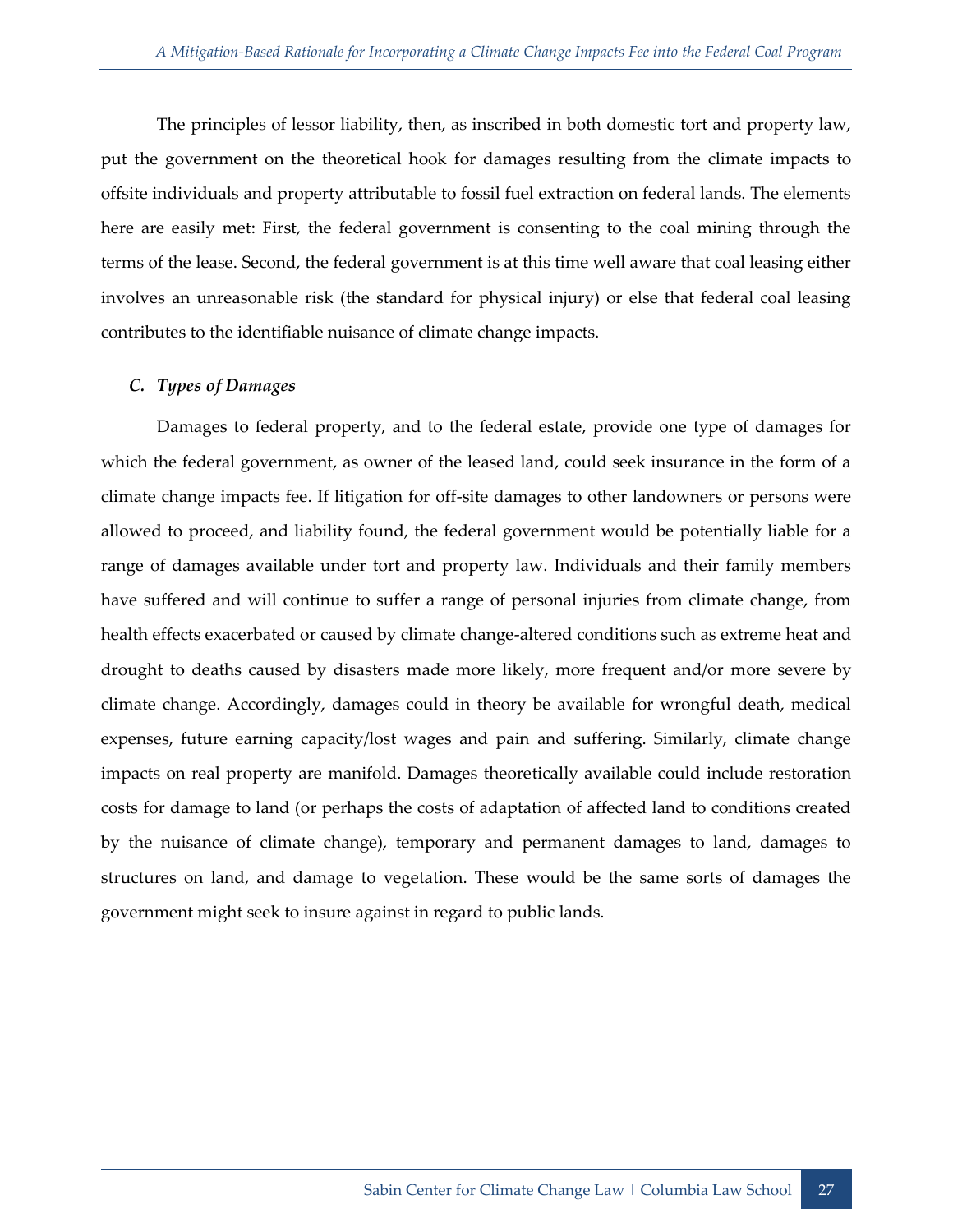The principles of lessor liability, then, as inscribed in both domestic tort and property law, put the government on the theoretical hook for damages resulting from the climate impacts to offsite individuals and property attributable to fossil fuel extraction on federal lands. The elements here are easily met: First, the federal government is consenting to the coal mining through the terms of the lease. Second, the federal government is at this time well aware that coal leasing either involves an unreasonable risk (the standard for physical injury) or else that federal coal leasing contributes to the identifiable nuisance of climate change impacts.

### *C. Types of Damages*

Damages to federal property, and to the federal estate, provide one type of damages for which the federal government, as owner of the leased land, could seek insurance in the form of a climate change impacts fee. If litigation for off-site damages to other landowners or persons were allowed to proceed, and liability found, the federal government would be potentially liable for a range of damages available under tort and property law. Individuals and their family members have suffered and will continue to suffer a range of personal injuries from climate change, from health effects exacerbated or caused by climate change-altered conditions such as extreme heat and drought to deaths caused by disasters made more likely, more frequent and/or more severe by climate change. Accordingly, damages could in theory be available for wrongful death, medical expenses, future earning capacity/lost wages and pain and suffering. Similarly, climate change impacts on real property are manifold. Damages theoretically available could include restoration costs for damage to land (or perhaps the costs of adaptation of affected land to conditions created by the nuisance of climate change), temporary and permanent damages to land, damages to structures on land, and damage to vegetation. These would be the same sorts of damages the government might seek to insure against in regard to public lands.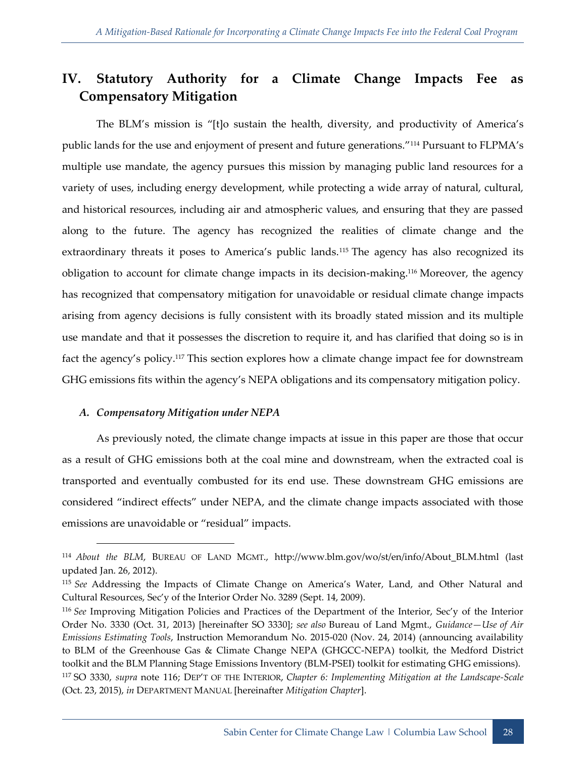## IV. Statutory Authority for a Climate Change Impacts Fee as Compensatory Mitigation

The BLM's mission is "[t]o sustain the health, diversity, and productivity of America's public lands for the use and enjoyment of present and future generations."[114] Pursuant to FLPMA's multiple use mandate, the agency pursues this mission by managing public land resources for a variety of uses, including energy development, while protecting a wide array of natural, cultural, and historical resources, including air and atmospheric values, and ensuring that they are passed along to the future. The agency has recognized the realities of climate change and the extraordinary threats it poses to America's public lands.[115] The agency has also recognized its obligation to account for climate change impacts in its decision-making.[116] Moreover, the agency has recognized that compensatory mitigation for unavoidable or residual climate change impacts arising from agency decisions is fully consistent with its broadly stated mission and its multiple use mandate and that it possesses the discretion to require it, and has clarified that doing so is in fact the agency's policy.[117] This section explores how a climate change impact fee for downstream GHG emissions fits within the agency's NEPA obligations and its compensatory mitigation policy.

### *A. Compensatory Mitigation under NEPA*

As previously noted, the climate change impacts at issue in this paper are those that occur as a result of GHG emissions both at the coal mine and downstream, when the extracted coal is transported and eventually combusted for its end use. These downstream GHG emissions are considered "indirect effects" under NEPA, and the climate change impacts associated with those emissions are unavoidable or "residual" impacts.

---

[114] *About the BLM*, BUREAU OF LAND MGMT., http://www.blm.gov/wo/st/en/info/About_BLM.html (last updated Jan. 26, 2012).

[115] *See* Addressing the Impacts of Climate Change on America's Water, Land, and Other Natural and Cultural Resources, Sec'y of the Interior Order No. 3289 (Sept. 14, 2009).

[116] *See* Improving Mitigation Policies and Practices of the Department of the Interior, Sec'y of the Interior Order No. 3330 (Oct. 31, 2013) [hereinafter SO 3330]; *see also* Bureau of Land Mgmt., *Guidance—Use of Air Emissions Estimating Tools*, Instruction Memorandum No. 2015-020 (Nov. 24, 2014) (announcing availability to BLM of the Greenhouse Gas & Climate Change NEPA (GHGCC-NEPA) toolkit, the Medford District toolkit and the BLM Planning Stage Emissions Inventory (BLM-PSEI) toolkit for estimating GHG emissions).

[117] SO 3330, *supra* note 116; DEP'T OF THE INTERIOR, *Chapter 6: Implementing Mitigation at the Landscape-Scale* (Oct. 23, 2015), *in* DEPARTMENT MANUAL [hereinafter *Mitigation Chapter*].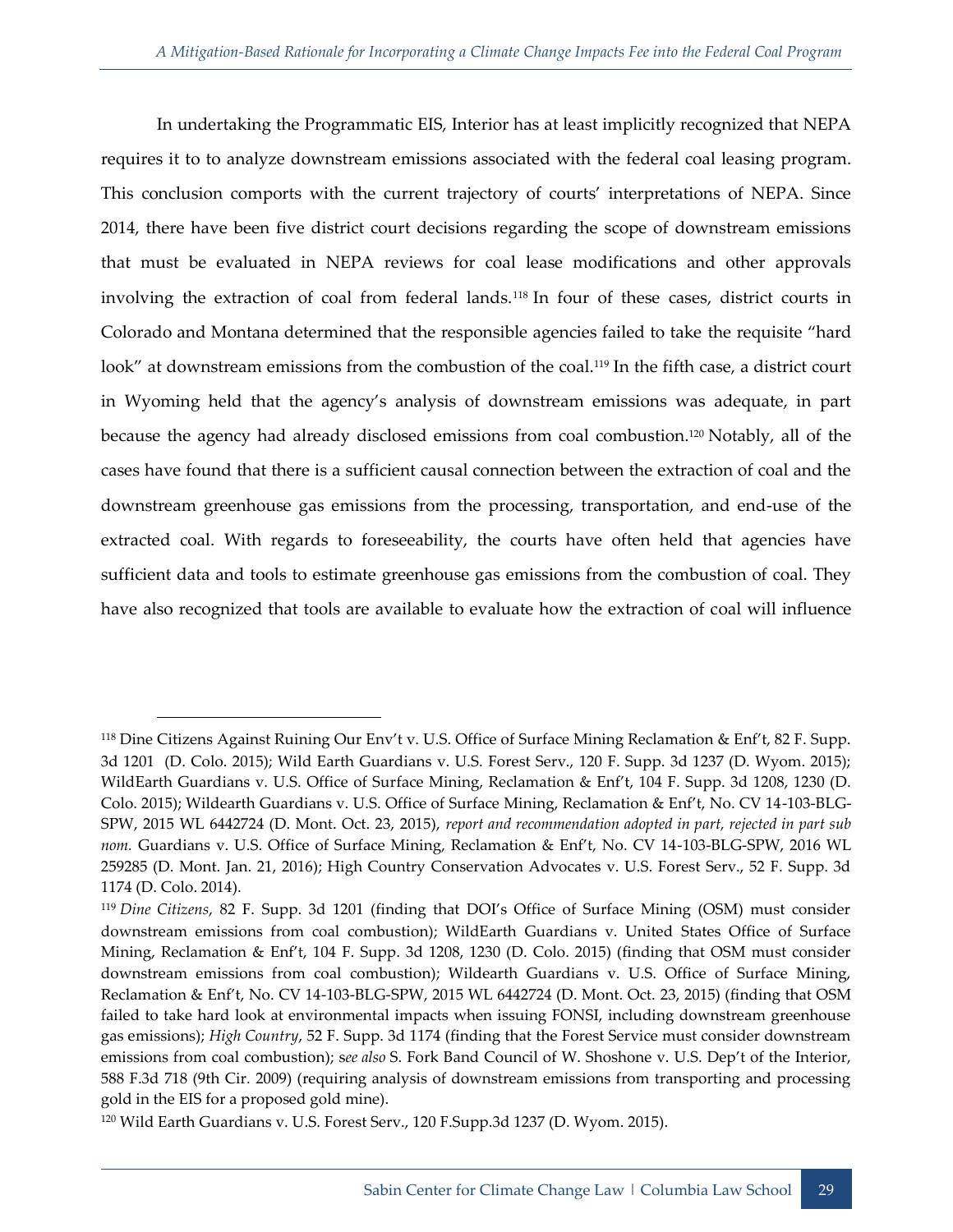In undertaking the Programmatic EIS, Interior has at least implicitly recognized that NEPA requires it to to analyze downstream emissions associated with the federal coal leasing program. This conclusion comports with the current trajectory of courts' interpretations of NEPA. Since 2014, there have been five district court decisions regarding the scope of downstream emissions that must be evaluated in NEPA reviews for coal lease modifications and other approvals involving the extraction of coal from federal lands.[118] In four of these cases, district courts in Colorado and Montana determined that the responsible agencies failed to take the requisite "hard look" at downstream emissions from the combustion of the coal.[119] In the fifth case, a district court in Wyoming held that the agency's analysis of downstream emissions was adequate, in part because the agency had already disclosed emissions from coal combustion.[120] Notably, all of the cases have found that there is a sufficient causal connection between the extraction of coal and the downstream greenhouse gas emissions from the processing, transportation, and end-use of the extracted coal. With regards to foreseeability, the courts have often held that agencies have sufficient data and tools to estimate greenhouse gas emissions from the combustion of coal. They have also recognized that tools are available to evaluate how the extraction of coal will influence

---

[118] Dine Citizens Against Ruining Our Env't v. U.S. Office of Surface Mining Reclamation & Enf't, 82 F. Supp. 3d 1201 (D. Colo. 2015); Wild Earth Guardians v. U.S. Forest Serv., 120 F. Supp. 3d 1237 (D. Wyom. 2015); WildEarth Guardians v. U.S. Office of Surface Mining, Reclamation & Enf't, 104 F. Supp. 3d 1208, 1230 (D. Colo. 2015); Wildearth Guardians v. U.S. Office of Surface Mining, Reclamation & Enf't, No. CV 14-103-BLG-SPW, 2015 WL 6442724 (D. Mont. Oct. 23, 2015), *report and recommendation adopted in part, rejected in part sub nom.* Guardians v. U.S. Office of Surface Mining, Reclamation & Enf't, No. CV 14-103-BLG-SPW, 2016 WL 259285 (D. Mont. Jan. 21, 2016); High Country Conservation Advocates v. U.S. Forest Serv., 52 F. Supp. 3d 1174 (D. Colo. 2014).

[119] *Dine Citizens*, 82 F. Supp. 3d 1201 (finding that DOI's Office of Surface Mining (OSM) must consider downstream emissions from coal combustion); WildEarth Guardians v. United States Office of Surface Mining, Reclamation & Enf't, 104 F. Supp. 3d 1208, 1230 (D. Colo. 2015) (finding that OSM must consider downstream emissions from coal combustion); Wildearth Guardians v. U.S. Office of Surface Mining, Reclamation & Enf't, No. CV 14-103-BLG-SPW, 2015 WL 6442724 (D. Mont. Oct. 23, 2015) (finding that OSM failed to take hard look at environmental impacts when issuing FONSI, including downstream greenhouse gas emissions); *High Country*, 52 F. Supp. 3d 1174 (finding that the Forest Service must consider downstream emissions from coal combustion); *see also* S. Fork Band Council of W. Shoshone v. U.S. Dep't of the Interior, 588 F.3d 718 (9th Cir. 2009) (requiring analysis of downstream emissions from transporting and processing gold in the EIS for a proposed gold mine).

[120] Wild Earth Guardians v. U.S. Forest Serv., 120 F.Supp.3d 1237 (D. Wyom. 2015).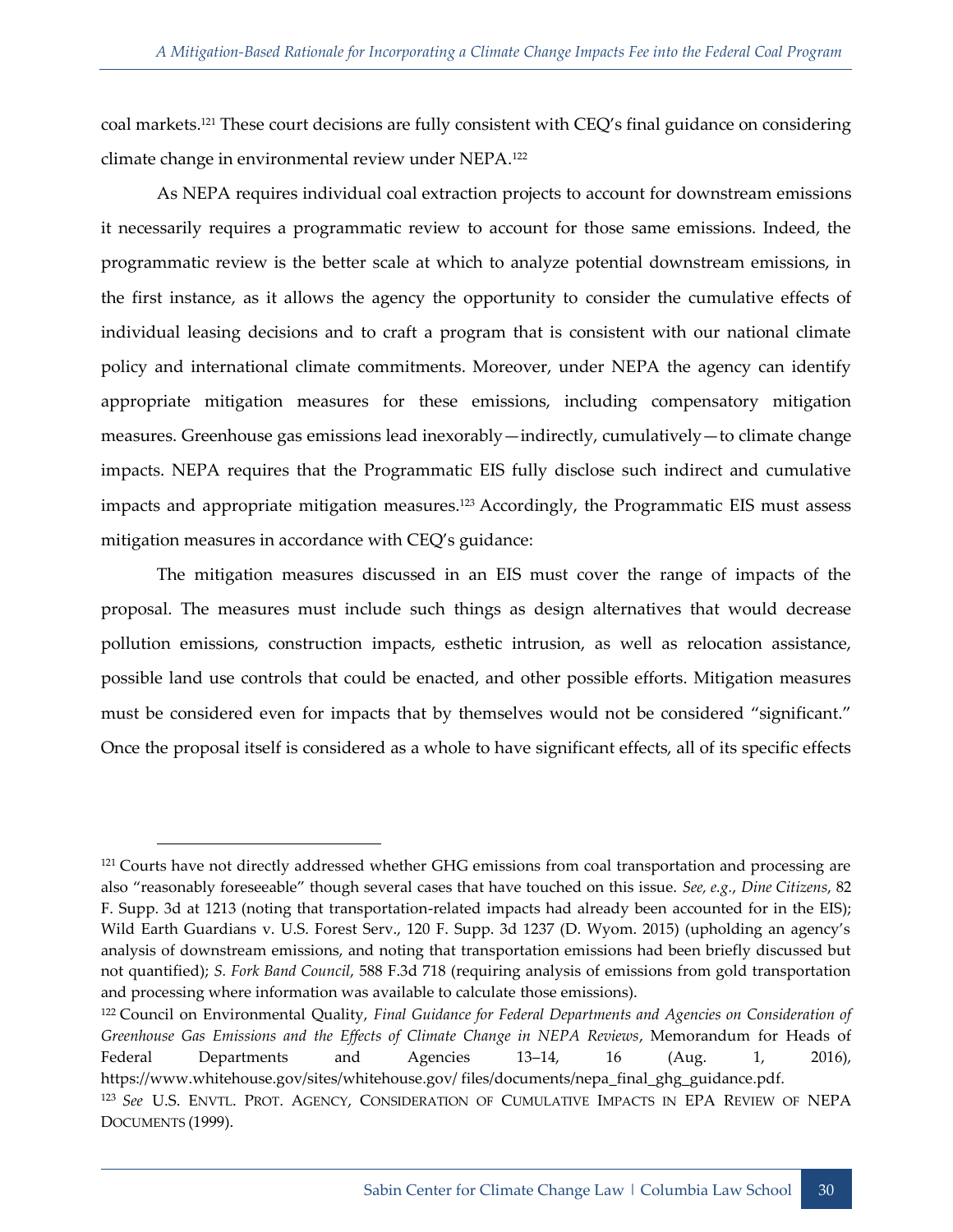coal markets.[121] These court decisions are fully consistent with CEQ's final guidance on considering climate change in environmental review under NEPA.[122]

As NEPA requires individual coal extraction projects to account for downstream emissions it necessarily requires a programmatic review to account for those same emissions. Indeed, the programmatic review is the better scale at which to analyze potential downstream emissions, in the first instance, as it allows the agency the opportunity to consider the cumulative effects of individual leasing decisions and to craft a program that is consistent with our national climate policy and international climate commitments. Moreover, under NEPA the agency can identify appropriate mitigation measures for these emissions, including compensatory mitigation measures. Greenhouse gas emissions lead inexorably—indirectly, cumulatively—to climate change impacts. NEPA requires that the Programmatic EIS fully disclose such indirect and cumulative impacts and appropriate mitigation measures.[123] Accordingly, the Programmatic EIS must assess mitigation measures in accordance with CEQ's guidance:

The mitigation measures discussed in an EIS must cover the range of impacts of the proposal. The measures must include such things as design alternatives that would decrease pollution emissions, construction impacts, esthetic intrusion, as well as relocation assistance, possible land use controls that could be enacted, and other possible efforts. Mitigation measures must be considered even for impacts that by themselves would not be considered "significant." Once the proposal itself is considered as a whole to have significant effects, all of its specific effects

---

[121] Courts have not directly addressed whether GHG emissions from coal transportation and processing are also "reasonably foreseeable" though several cases that have touched on this issue. *See, e.g.*, *Dine Citizens*, 82 F. Supp. 3d at 1213 (noting that transportation-related impacts had already been accounted for in the EIS); Wild Earth Guardians v. U.S. Forest Serv., 120 F. Supp. 3d 1237 (D. Wyom. 2015) (upholding an agency's analysis of downstream emissions, and noting that transportation emissions had been briefly discussed but not quantified); *S. Fork Band Council*, 588 F.3d 718 (requiring analysis of emissions from gold transportation and processing where information was available to calculate those emissions).

[122] Council on Environmental Quality, *Final Guidance for Federal Departments and Agencies on Consideration of Greenhouse Gas Emissions and the Effects of Climate Change in NEPA Reviews*, Memorandum for Heads of Federal Departments and Agencies 13–14, 16 (Aug. 1, 2016), https://www.whitehouse.gov/sites/whitehouse.gov/ files/documents/nepa_final_ghg_guidance.pdf.

[123] *See* U.S. ENVTL. PROT. AGENCY, CONSIDERATION OF CUMULATIVE IMPACTS IN EPA REVIEW OF NEPA DOCUMENTS (1999).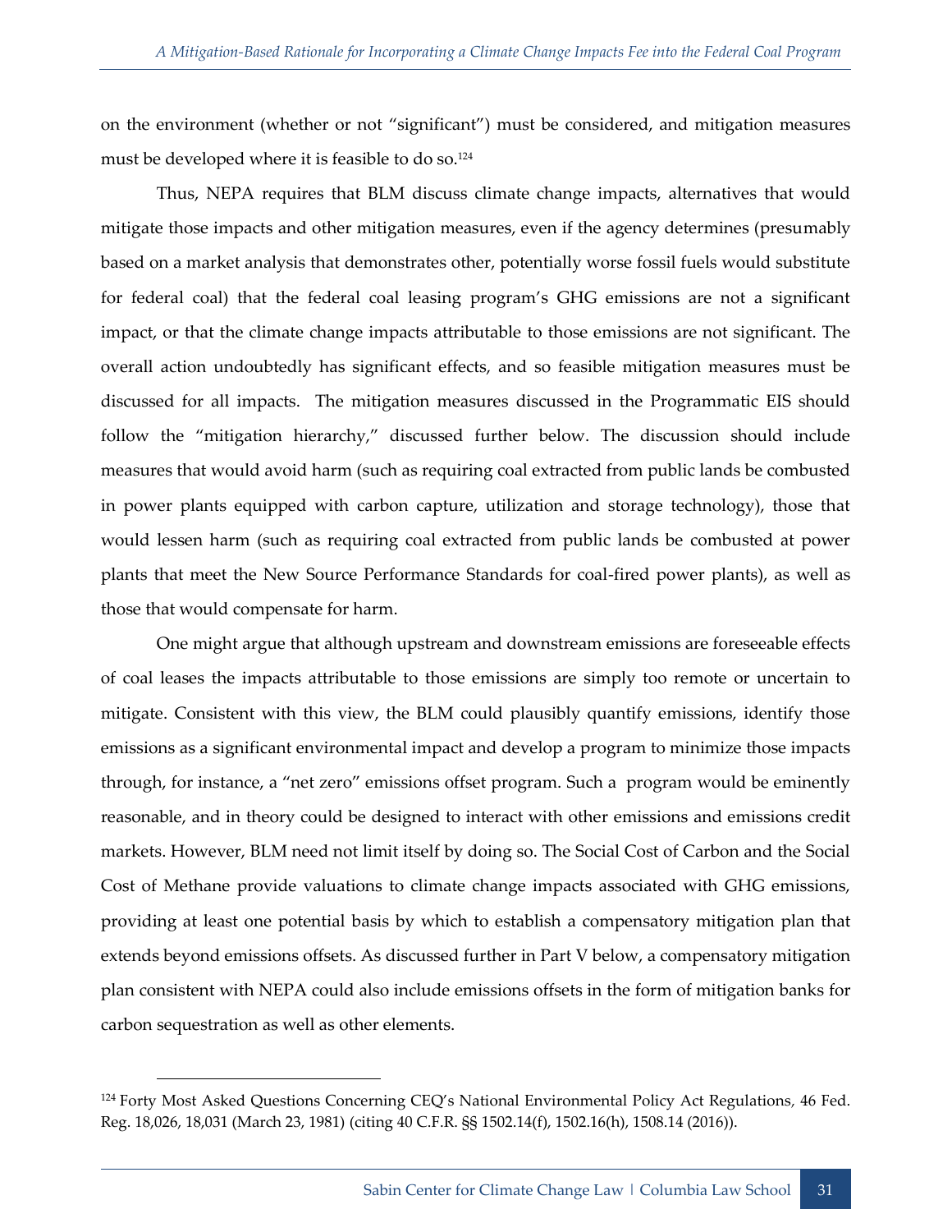on the environment (whether or not "significant") must be considered, and mitigation measures must be developed where it is feasible to do so.[124]

Thus, NEPA requires that BLM discuss climate change impacts, alternatives that would mitigate those impacts and other mitigation measures, even if the agency determines (presumably based on a market analysis that demonstrates other, potentially worse fossil fuels would substitute for federal coal) that the federal coal leasing program's GHG emissions are not a significant impact, or that the climate change impacts attributable to those emissions are not significant. The overall action undoubtedly has significant effects, and so feasible mitigation measures must be discussed for all impacts. The mitigation measures discussed in the Programmatic EIS should follow the "mitigation hierarchy," discussed further below. The discussion should include measures that would avoid harm (such as requiring coal extracted from public lands be combusted in power plants equipped with carbon capture, utilization and storage technology), those that would lessen harm (such as requiring coal extracted from public lands be combusted at power plants that meet the New Source Performance Standards for coal-fired power plants), as well as those that would compensate for harm.

One might argue that although upstream and downstream emissions are foreseeable effects of coal leases the impacts attributable to those emissions are simply too remote or uncertain to mitigate. Consistent with this view, the BLM could plausibly quantify emissions, identify those emissions as a significant environmental impact and develop a program to minimize those impacts through, for instance, a "net zero" emissions offset program. Such a program would be eminently reasonable, and in theory could be designed to interact with other emissions and emissions credit markets. However, BLM need not limit itself by doing so. The Social Cost of Carbon and the Social Cost of Methane provide valuations to climate change impacts associated with GHG emissions, providing at least one potential basis by which to establish a compensatory mitigation plan that extends beyond emissions offsets. As discussed further in Part V below, a compensatory mitigation plan consistent with NEPA could also include emissions offsets in the form of mitigation banks for carbon sequestration as well as other elements.

---

[124] Forty Most Asked Questions Concerning CEQ's National Environmental Policy Act Regulations, 46 Fed. Reg. 18,026, 18,031 (March 23, 1981) (citing 40 C.F.R. §§ 1502.14(f), 1502.16(h), 1508.14 (2016)).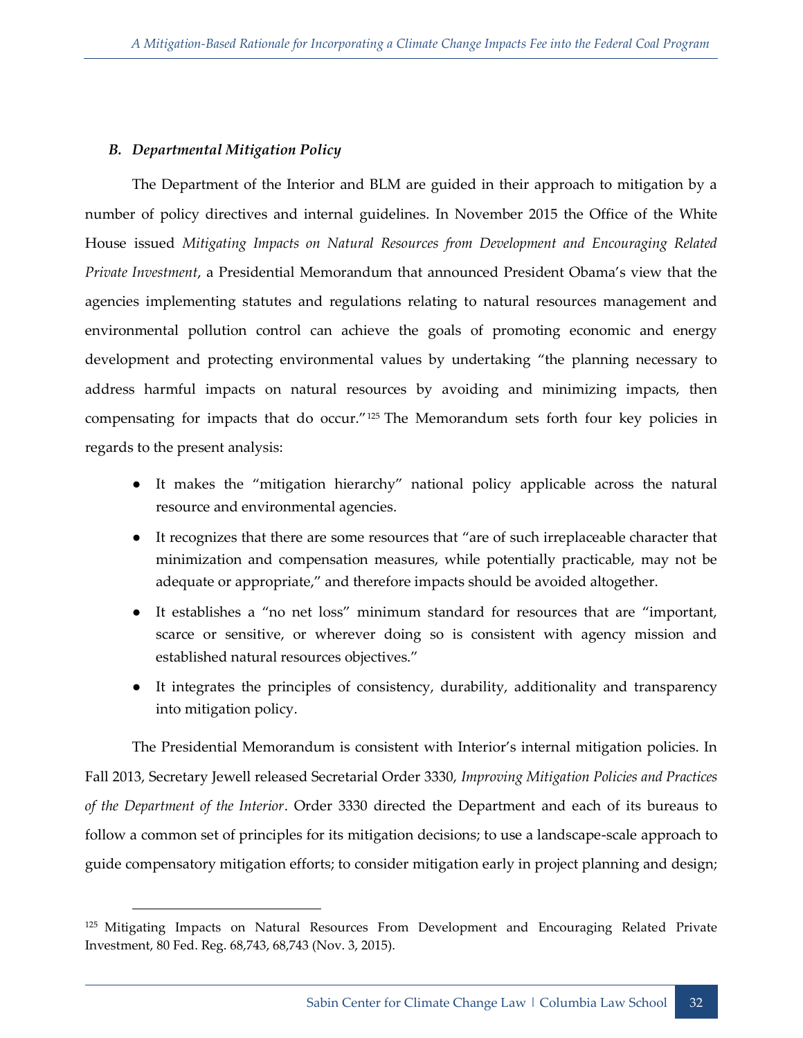### *B. Departmental Mitigation Policy*

The Department of the Interior and BLM are guided in their approach to mitigation by a number of policy directives and internal guidelines. In November 2015 the Office of the White House issued *Mitigating Impacts on Natural Resources from Development and Encouraging Related Private Investment*, a Presidential Memorandum that announced President Obama's view that the agencies implementing statutes and regulations relating to natural resources management and environmental pollution control can achieve the goals of promoting economic and energy development and protecting environmental values by undertaking "the planning necessary to address harmful impacts on natural resources by avoiding and minimizing impacts, then compensating for impacts that do occur."[125] The Memorandum sets forth four key policies in regards to the present analysis:

- It makes the "mitigation hierarchy" national policy applicable across the natural resource and environmental agencies.
- It recognizes that there are some resources that "are of such irreplaceable character that minimization and compensation measures, while potentially practicable, may not be adequate or appropriate," and therefore impacts should be avoided altogether.
- It establishes a "no net loss" minimum standard for resources that are "important, scarce or sensitive, or wherever doing so is consistent with agency mission and established natural resources objectives."
- It integrates the principles of consistency, durability, additionality and transparency into mitigation policy.

The Presidential Memorandum is consistent with Interior's internal mitigation policies. In Fall 2013, Secretary Jewell released Secretarial Order 3330, *Improving Mitigation Policies and Practices of the Department of the Interior*. Order 3330 directed the Department and each of its bureaus to follow a common set of principles for its mitigation decisions; to use a landscape-scale approach to guide compensatory mitigation efforts; to consider mitigation early in project planning and design;

[125] Mitigating Impacts on Natural Resources From Development and Encouraging Related Private Investment, 80 Fed. Reg. 68,743, 68,743 (Nov. 3, 2015).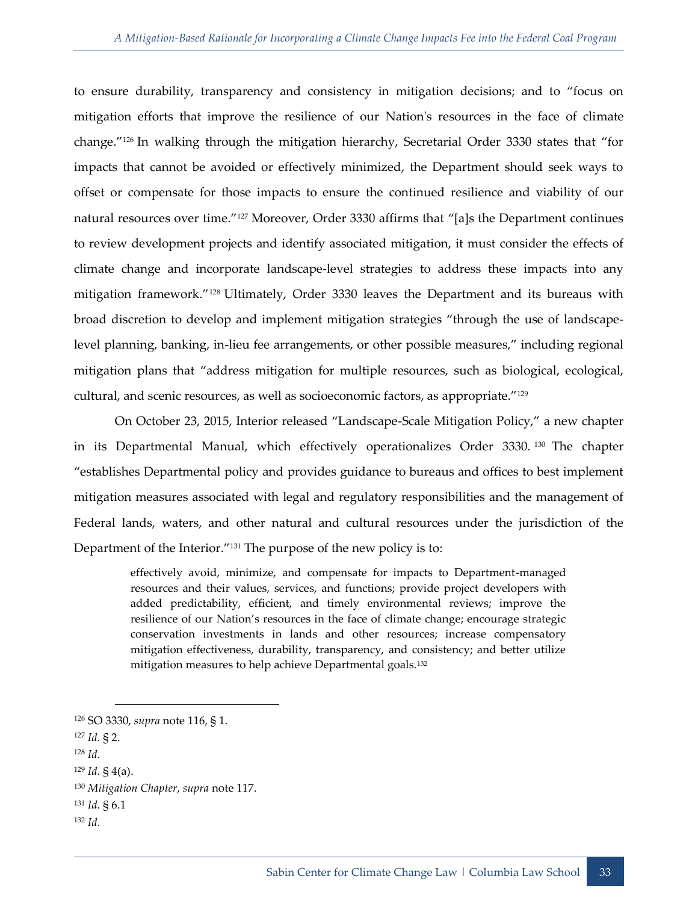to ensure durability, transparency and consistency in mitigation decisions; and to "focus on mitigation efforts that improve the resilience of our Nation's resources in the face of climate change."[126] In walking through the mitigation hierarchy, Secretarial Order 3330 states that "for impacts that cannot be avoided or effectively minimized, the Department should seek ways to offset or compensate for those impacts to ensure the continued resilience and viability of our natural resources over time."[127] Moreover, Order 3330 affirms that "[a]s the Department continues to review development projects and identify associated mitigation, it must consider the effects of climate change and incorporate landscape-level strategies to address these impacts into any mitigation framework."[128] Ultimately, Order 3330 leaves the Department and its bureaus with broad discretion to develop and implement mitigation strategies "through the use of landscape-level planning, banking, in-lieu fee arrangements, or other possible measures," including regional mitigation plans that "address mitigation for multiple resources, such as biological, ecological, cultural, and scenic resources, as well as socioeconomic factors, as appropriate."[129]

On October 23, 2015, Interior released "Landscape-Scale Mitigation Policy," a new chapter in its Departmental Manual, which effectively operationalizes Order 3330.[130] The chapter "establishes Departmental policy and provides guidance to bureaus and offices to best implement mitigation measures associated with legal and regulatory responsibilities and the management of Federal lands, waters, and other natural and cultural resources under the jurisdiction of the Department of the Interior."[131] The purpose of the new policy is to:

> effectively avoid, minimize, and compensate for impacts to Department-managed resources and their values, services, and functions; provide project developers with added predictability, efficient, and timely environmental reviews; improve the resilience of our Nation's resources in the face of climate change; encourage strategic conservation investments in lands and other resources; increase compensatory mitigation effectiveness, durability, transparency, and consistency; and better utilize mitigation measures to help achieve Departmental goals.[132]

---

[126] SO 3330, *supra* note 116, § 1.

[127] *Id.* § 2.

[128] *Id.*

[129] *Id.* § 4(a).

[130] *Mitigation Chapter*, *supra* note 117.

[131] *Id.* § 6.1

[132] *Id.*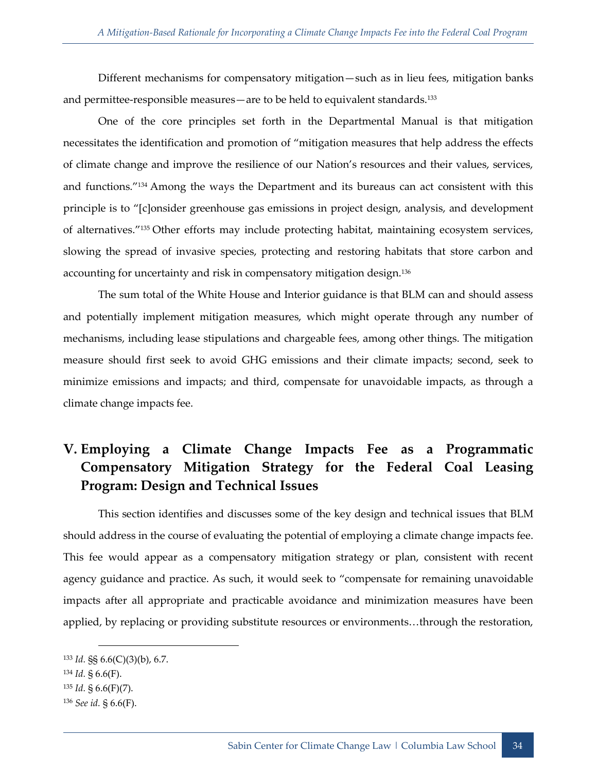Different mechanisms for compensatory mitigation—such as in lieu fees, mitigation banks and permittee-responsible measures—are to be held to equivalent standards.[133]

One of the core principles set forth in the Departmental Manual is that mitigation necessitates the identification and promotion of "mitigation measures that help address the effects of climate change and improve the resilience of our Nation's resources and their values, services, and functions."[134] Among the ways the Department and its bureaus can act consistent with this principle is to "[c]onsider greenhouse gas emissions in project design, analysis, and development of alternatives."[135] Other efforts may include protecting habitat, maintaining ecosystem services, slowing the spread of invasive species, protecting and restoring habitats that store carbon and accounting for uncertainty and risk in compensatory mitigation design.[136]

The sum total of the White House and Interior guidance is that BLM can and should assess and potentially implement mitigation measures, which might operate through any number of mechanisms, including lease stipulations and chargeable fees, among other things. The mitigation measure should first seek to avoid GHG emissions and their climate impacts; second, seek to minimize emissions and impacts; and third, compensate for unavoidable impacts, as through a climate change impacts fee.

## V. Employing a Climate Change Impacts Fee as a Programmatic Compensatory Mitigation Strategy for the Federal Coal Leasing Program: Design and Technical Issues

This section identifies and discusses some of the key design and technical issues that BLM should address in the course of evaluating the potential of employing a climate change impacts fee. This fee would appear as a compensatory mitigation strategy or plan, consistent with recent agency guidance and practice. As such, it would seek to "compensate for remaining unavoidable impacts after all appropriate and practicable avoidance and minimization measures have been applied, by replacing or providing substitute resources or environments…through the restoration,

---

[133] *Id.* §§ 6.6(C)(3)(b), 6.7.

[134] *Id.* § 6.6(F).

[135] *Id.* § 6.6(F)(7).

[136] *See id.* § 6.6(F).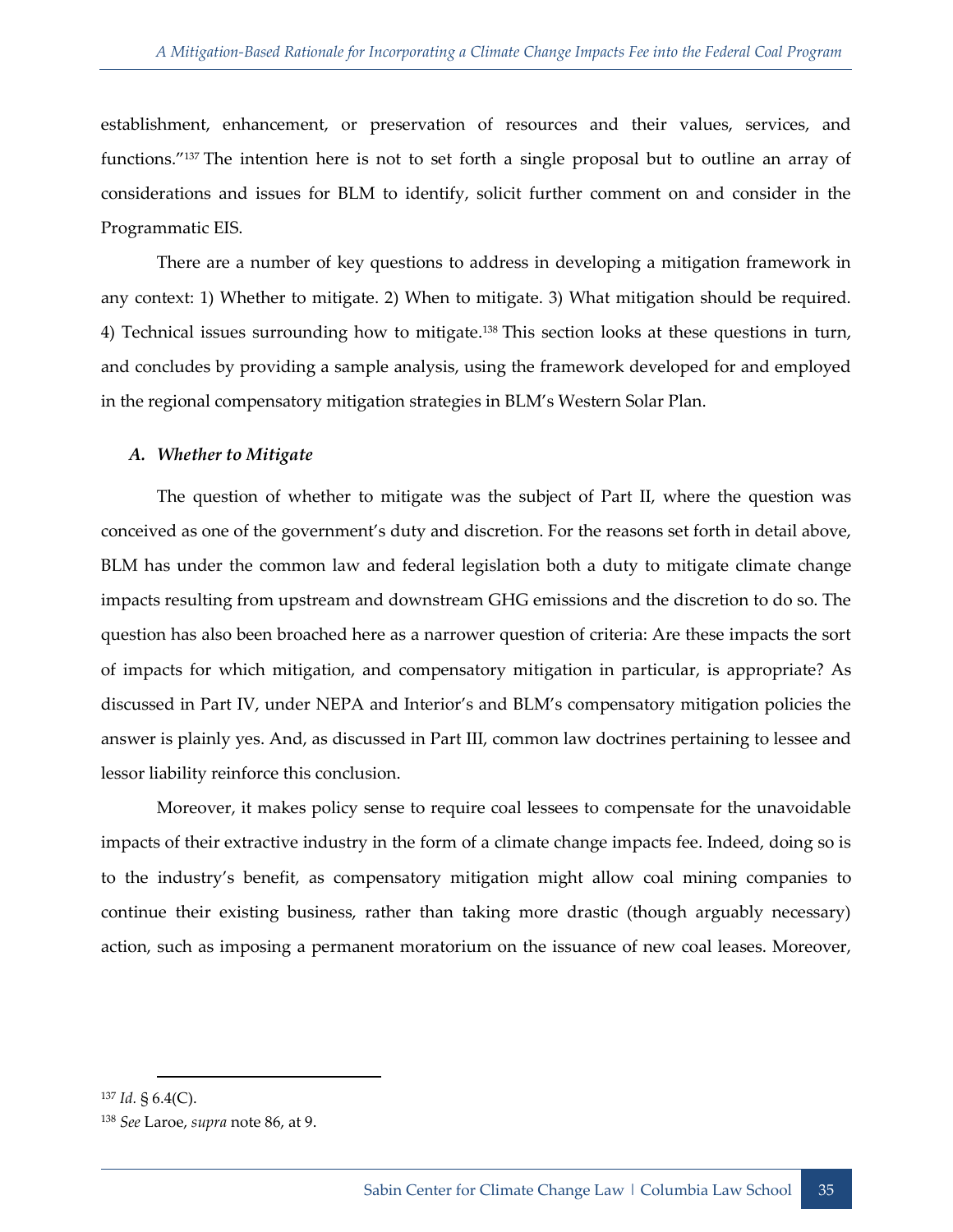establishment, enhancement, or preservation of resources and their values, services, and functions."[137] The intention here is not to set forth a single proposal but to outline an array of considerations and issues for BLM to identify, solicit further comment on and consider in the Programmatic EIS.

There are a number of key questions to address in developing a mitigation framework in any context: 1) Whether to mitigate. 2) When to mitigate. 3) What mitigation should be required. 4) Technical issues surrounding how to mitigate.[138] This section looks at these questions in turn, and concludes by providing a sample analysis, using the framework developed for and employed in the regional compensatory mitigation strategies in BLM's Western Solar Plan.

### *A. Whether to Mitigate*

The question of whether to mitigate was the subject of Part II, where the question was conceived as one of the government's duty and discretion. For the reasons set forth in detail above, BLM has under the common law and federal legislation both a duty to mitigate climate change impacts resulting from upstream and downstream GHG emissions and the discretion to do so. The question has also been broached here as a narrower question of criteria: Are these impacts the sort of impacts for which mitigation, and compensatory mitigation in particular, is appropriate? As discussed in Part IV, under NEPA and Interior's and BLM's compensatory mitigation policies the answer is plainly yes. And, as discussed in Part III, common law doctrines pertaining to lessee and lessor liability reinforce this conclusion.

Moreover, it makes policy sense to require coal lessees to compensate for the unavoidable impacts of their extractive industry in the form of a climate change impacts fee. Indeed, doing so is to the industry's benefit, as compensatory mitigation might allow coal mining companies to continue their existing business, rather than taking more drastic (though arguably necessary) action, such as imposing a permanent moratorium on the issuance of new coal leases. Moreover,

---

[137] *Id.* § 6.4(C).

[138] *See* Laroe, *supra* note 86, at 9.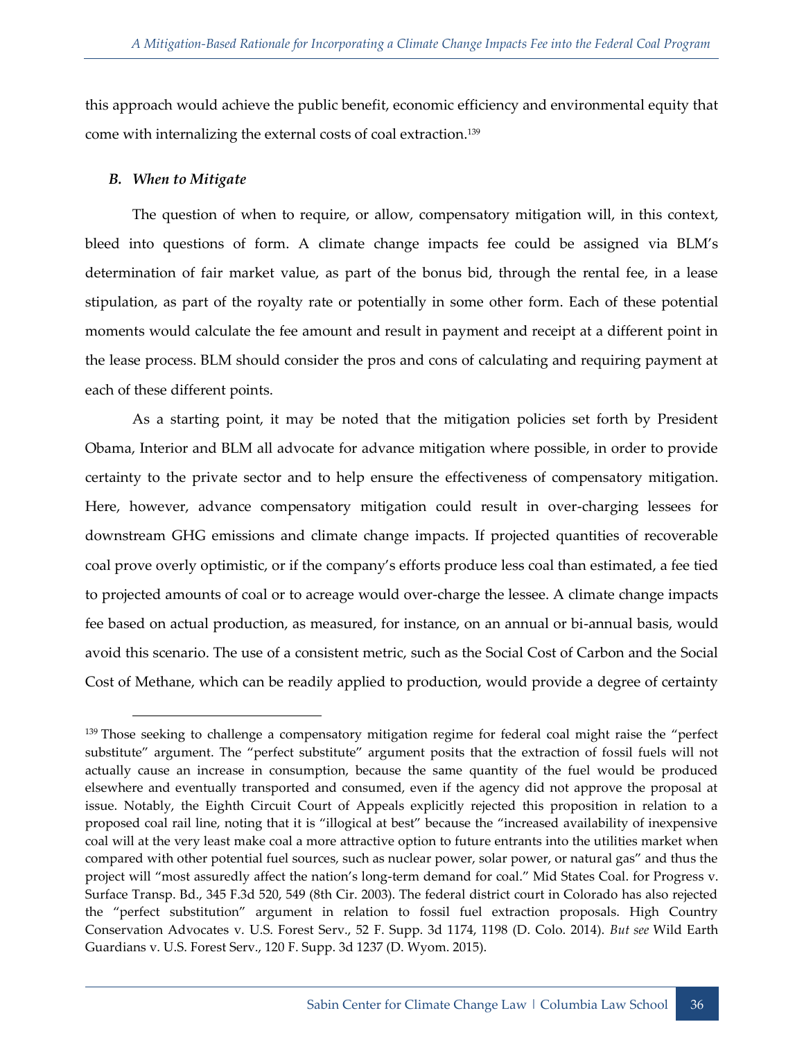this approach would achieve the public benefit, economic efficiency and environmental equity that come with internalizing the external costs of coal extraction.[139]

### *B. When to Mitigate*

The question of when to require, or allow, compensatory mitigation will, in this context, bleed into questions of form. A climate change impacts fee could be assigned via BLM's determination of fair market value, as part of the bonus bid, through the rental fee, in a lease stipulation, as part of the royalty rate or potentially in some other form. Each of these potential moments would calculate the fee amount and result in payment and receipt at a different point in the lease process. BLM should consider the pros and cons of calculating and requiring payment at each of these different points.

As a starting point, it may be noted that the mitigation policies set forth by President Obama, Interior and BLM all advocate for advance mitigation where possible, in order to provide certainty to the private sector and to help ensure the effectiveness of compensatory mitigation. Here, however, advance compensatory mitigation could result in over-charging lessees for downstream GHG emissions and climate change impacts. If projected quantities of recoverable coal prove overly optimistic, or if the company's efforts produce less coal than estimated, a fee tied to projected amounts of coal or to acreage would over-charge the lessee. A climate change impacts fee based on actual production, as measured, for instance, on an annual or bi-annual basis, would avoid this scenario. The use of a consistent metric, such as the Social Cost of Carbon and the Social Cost of Methane, which can be readily applied to production, would provide a degree of certainty

---

[139] Those seeking to challenge a compensatory mitigation regime for federal coal might raise the "perfect substitute" argument. The "perfect substitute" argument posits that the extraction of fossil fuels will not actually cause an increase in consumption, because the same quantity of the fuel would be produced elsewhere and eventually transported and consumed, even if the agency did not approve the proposal at issue. Notably, the Eighth Circuit Court of Appeals explicitly rejected this proposition in relation to a proposed coal rail line, noting that it is "illogical at best" because the "increased availability of inexpensive coal will at the very least make coal a more attractive option to future entrants into the utilities market when compared with other potential fuel sources, such as nuclear power, solar power, or natural gas" and thus the project will "most assuredly affect the nation's long-term demand for coal." Mid States Coal. for Progress v. Surface Transp. Bd., 345 F.3d 520, 549 (8th Cir. 2003). The federal district court in Colorado has also rejected the "perfect substitution" argument in relation to fossil fuel extraction proposals. High Country Conservation Advocates v. U.S. Forest Serv., 52 F. Supp. 3d 1174, 1198 (D. Colo. 2014). *But see* Wild Earth Guardians v. U.S. Forest Serv., 120 F. Supp. 3d 1237 (D. Wyom. 2015).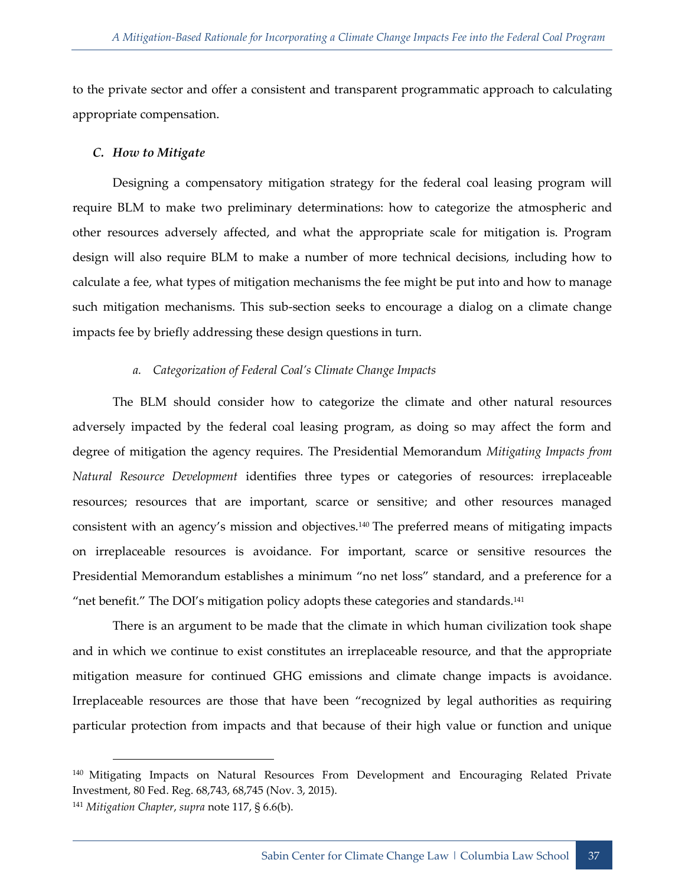to the private sector and offer a consistent and transparent programmatic approach to calculating appropriate compensation.

### *C. How to Mitigate*

Designing a compensatory mitigation strategy for the federal coal leasing program will require BLM to make two preliminary determinations: how to categorize the atmospheric and other resources adversely affected, and what the appropriate scale for mitigation is. Program design will also require BLM to make a number of more technical decisions, including how to calculate a fee, what types of mitigation mechanisms the fee might be put into and how to manage such mitigation mechanisms. This sub-section seeks to encourage a dialog on a climate change impacts fee by briefly addressing these design questions in turn.

#### *a. Categorization of Federal Coal's Climate Change Impacts*

The BLM should consider how to categorize the climate and other natural resources adversely impacted by the federal coal leasing program, as doing so may affect the form and degree of mitigation the agency requires. The Presidential Memorandum *Mitigating Impacts from Natural Resource Development* identifies three types or categories of resources: irreplaceable resources; resources that are important, scarce or sensitive; and other resources managed consistent with an agency's mission and objectives.[140] The preferred means of mitigating impacts on irreplaceable resources is avoidance. For important, scarce or sensitive resources the Presidential Memorandum establishes a minimum "no net loss" standard, and a preference for a "net benefit." The DOI's mitigation policy adopts these categories and standards.[141]

There is an argument to be made that the climate in which human civilization took shape and in which we continue to exist constitutes an irreplaceable resource, and that the appropriate mitigation measure for continued GHG emissions and climate change impacts is avoidance. Irreplaceable resources are those that have been "recognized by legal authorities as requiring particular protection from impacts and that because of their high value or function and unique

---

[140] Mitigating Impacts on Natural Resources From Development and Encouraging Related Private Investment, 80 Fed. Reg. 68,743, 68,745 (Nov. 3, 2015).

[141] *Mitigation Chapter*, *supra* note 117, § 6.6(b).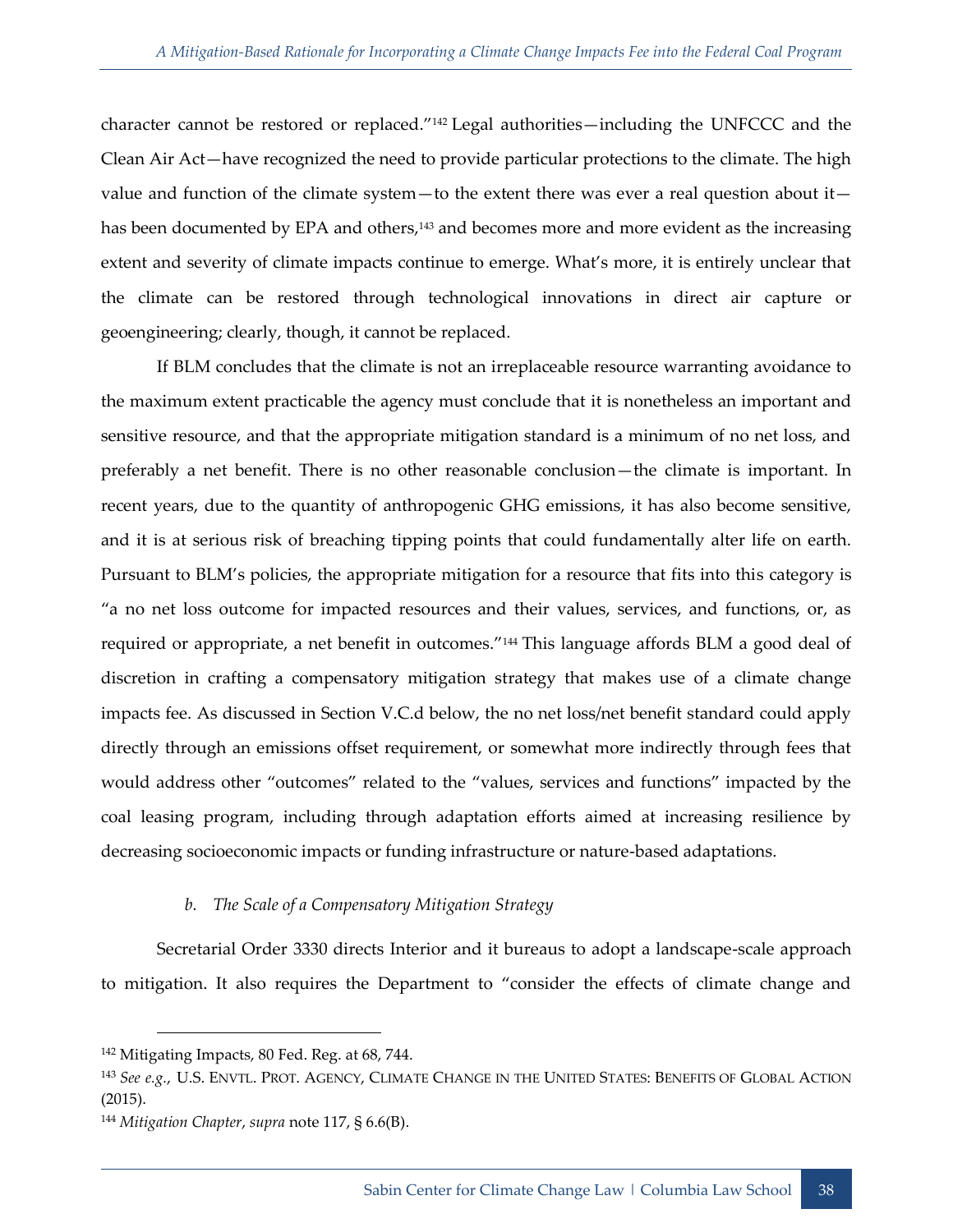character cannot be restored or replaced."[142] Legal authorities—including the UNFCCC and the Clean Air Act—have recognized the need to provide particular protections to the climate. The high value and function of the climate system—to the extent there was ever a real question about it—has been documented by EPA and others,[143] and becomes more and more evident as the increasing extent and severity of climate impacts continue to emerge. What's more, it is entirely unclear that the climate can be restored through technological innovations in direct air capture or geoengineering; clearly, though, it cannot be replaced.

If BLM concludes that the climate is not an irreplaceable resource warranting avoidance to the maximum extent practicable the agency must conclude that it is nonetheless an important and sensitive resource, and that the appropriate mitigation standard is a minimum of no net loss, and preferably a net benefit. There is no other reasonable conclusion—the climate is important. In recent years, due to the quantity of anthropogenic GHG emissions, it has also become sensitive, and it is at serious risk of breaching tipping points that could fundamentally alter life on earth. Pursuant to BLM's policies, the appropriate mitigation for a resource that fits into this category is "a no net loss outcome for impacted resources and their values, services, and functions, or, as required or appropriate, a net benefit in outcomes."[144] This language affords BLM a good deal of discretion in crafting a compensatory mitigation strategy that makes use of a climate change impacts fee. As discussed in Section V.C.d below, the no net loss/net benefit standard could apply directly through an emissions offset requirement, or somewhat more indirectly through fees that would address other "outcomes" related to the "values, services and functions" impacted by the coal leasing program, including through adaptation efforts aimed at increasing resilience by decreasing socioeconomic impacts or funding infrastructure or nature-based adaptations.

#### *b. The Scale of a Compensatory Mitigation Strategy*

Secretarial Order 3330 directs Interior and it bureaus to adopt a landscape-scale approach to mitigation. It also requires the Department to "consider the effects of climate change and

---

[142] Mitigating Impacts, 80 Fed. Reg. at 68, 744.

[143] *See e.g.,* U.S. ENVTL. PROT. AGENCY, CLIMATE CHANGE IN THE UNITED STATES: BENEFITS OF GLOBAL ACTION (2015).

[144] *Mitigation Chapter*, *supra* note 117, § 6.6(B).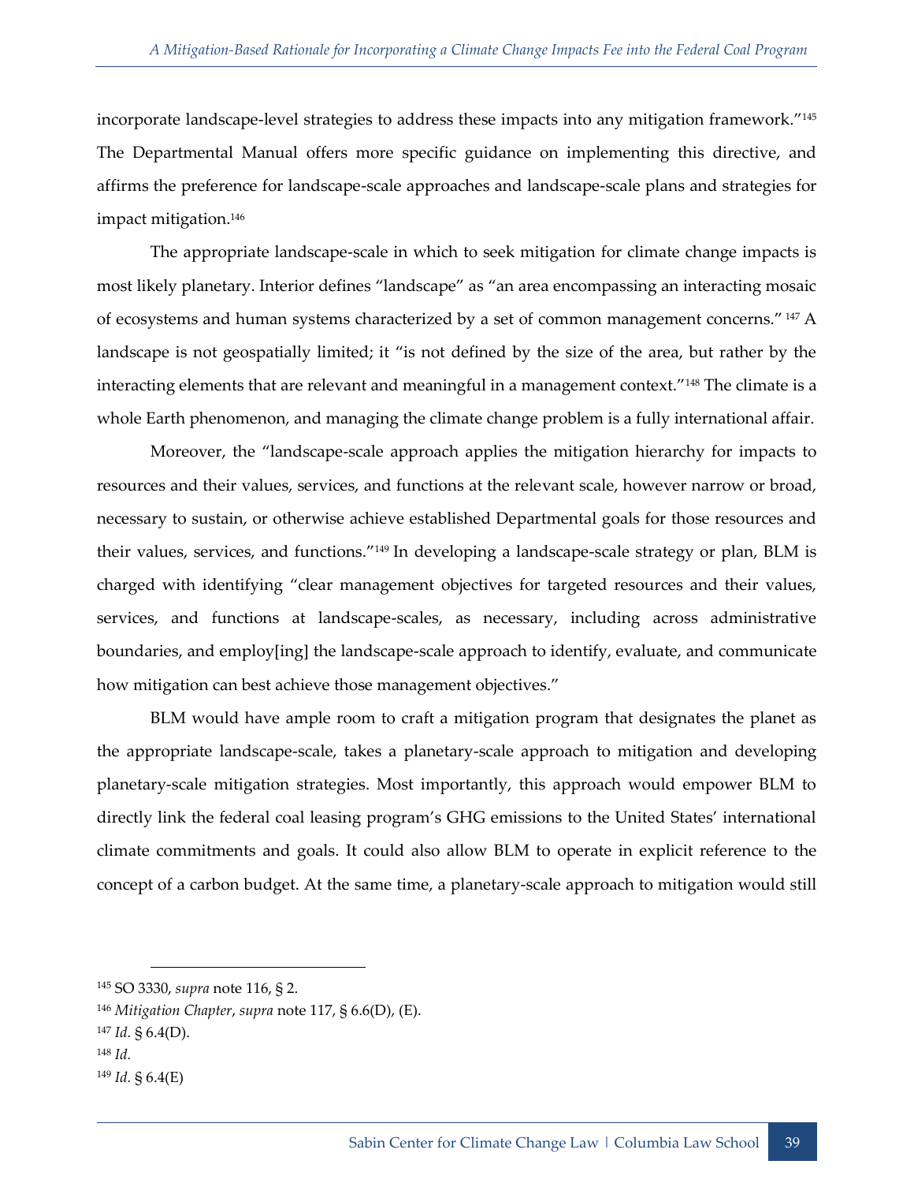incorporate landscape-level strategies to address these impacts into any mitigation framework."[145] The Departmental Manual offers more specific guidance on implementing this directive, and affirms the preference for landscape-scale approaches and landscape-scale plans and strategies for impact mitigation.[146]

The appropriate landscape-scale in which to seek mitigation for climate change impacts is most likely planetary. Interior defines "landscape" as "an area encompassing an interacting mosaic of ecosystems and human systems characterized by a set of common management concerns." [147] A landscape is not geospatially limited; it "is not defined by the size of the area, but rather by the interacting elements that are relevant and meaningful in a management context."[148] The climate is a whole Earth phenomenon, and managing the climate change problem is a fully international affair.

Moreover, the "landscape-scale approach applies the mitigation hierarchy for impacts to resources and their values, services, and functions at the relevant scale, however narrow or broad, necessary to sustain, or otherwise achieve established Departmental goals for those resources and their values, services, and functions."[149] In developing a landscape-scale strategy or plan, BLM is charged with identifying "clear management objectives for targeted resources and their values, services, and functions at landscape-scales, as necessary, including across administrative boundaries, and employ[ing] the landscape-scale approach to identify, evaluate, and communicate how mitigation can best achieve those management objectives."

BLM would have ample room to craft a mitigation program that designates the planet as the appropriate landscape-scale, takes a planetary-scale approach to mitigation and developing planetary-scale mitigation strategies. Most importantly, this approach would empower BLM to directly link the federal coal leasing program's GHG emissions to the United States' international climate commitments and goals. It could also allow BLM to operate in explicit reference to the concept of a carbon budget. At the same time, a planetary-scale approach to mitigation would still

---

[145] SO 3330, *supra* note 116, § 2.

[146] *Mitigation Chapter*, *supra* note 117, § 6.6(D), (E).

[147] *Id.* § 6.4(D).

[148] *Id.*

[149] *Id.* § 6.4(E)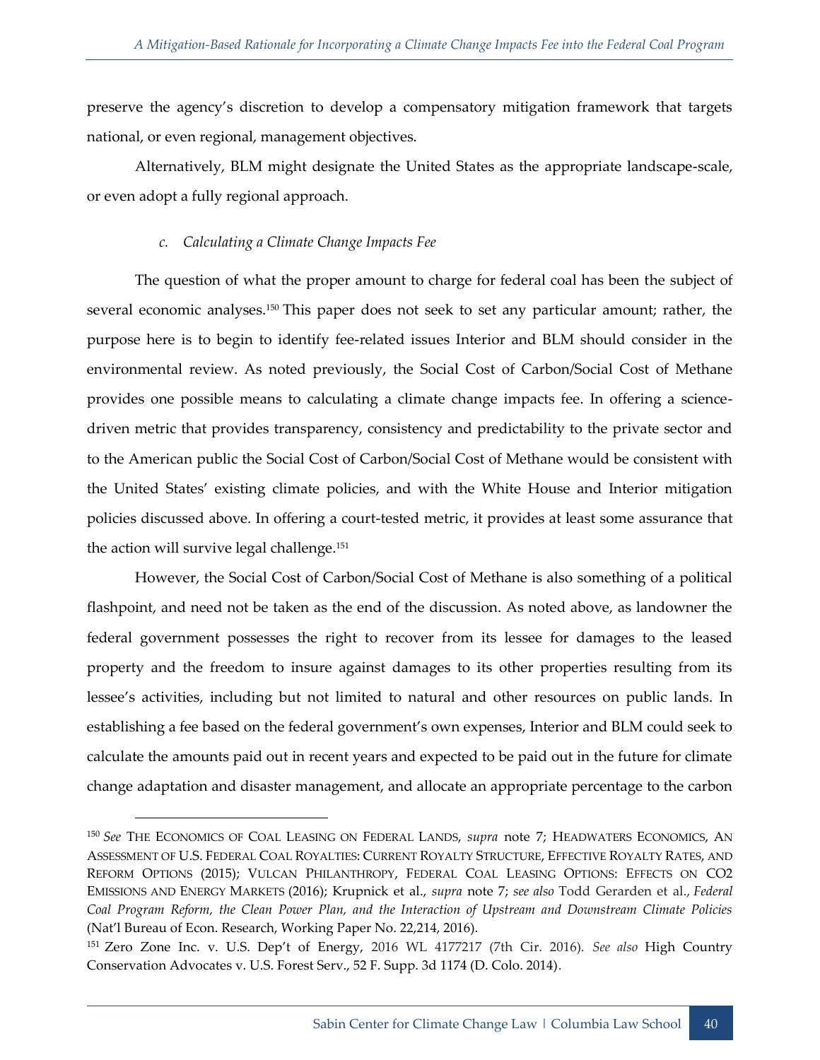preserve the agency's discretion to develop a compensatory mitigation framework that targets national, or even regional, management objectives.

Alternatively, BLM might designate the United States as the appropriate landscape-scale, or even adopt a fully regional approach.

### *c. Calculating a Climate Change Impacts Fee*

The question of what the proper amount to charge for federal coal has been the subject of several economic analyses.[150] This paper does not seek to set any particular amount; rather, the purpose here is to begin to identify fee-related issues Interior and BLM should consider in the environmental review. As noted previously, the Social Cost of Carbon/Social Cost of Methane provides one possible means to calculating a climate change impacts fee. In offering a science-driven metric that provides transparency, consistency and predictability to the private sector and to the American public the Social Cost of Carbon/Social Cost of Methane would be consistent with the United States' existing climate policies, and with the White House and Interior mitigation policies discussed above. In offering a court-tested metric, it provides at least some assurance that the action will survive legal challenge.[151]

However, the Social Cost of Carbon/Social Cost of Methane is also something of a political flashpoint, and need not be taken as the end of the discussion. As noted above, as landowner the federal government possesses the right to recover from its lessee for damages to the leased property and the freedom to insure against damages to its other properties resulting from its lessee's activities, including but not limited to natural and other resources on public lands. In establishing a fee based on the federal government's own expenses, Interior and BLM could seek to calculate the amounts paid out in recent years and expected to be paid out in the future for climate change adaptation and disaster management, and allocate an appropriate percentage to the carbon

---

[150] *See* THE ECONOMICS OF COAL LEASING ON FEDERAL LANDS, *supra* note 7; HEADWATERS ECONOMICS, AN ASSESSMENT OF U.S. FEDERAL COAL ROYALTIES: CURRENT ROYALTY STRUCTURE, EFFECTIVE ROYALTY RATES, AND REFORM OPTIONS (2015); VULCAN PHILANTHROPY, FEDERAL COAL LEASING OPTIONS: EFFECTS ON CO2 EMISSIONS AND ENERGY MARKETS (2016); Krupnick et al., *supra* note 7; *see also* Todd Gerarden et al., *Federal Coal Program Reform, the Clean Power Plan, and the Interaction of Upstream and Downstream Climate Policies* (Nat'l Bureau of Econ. Research, Working Paper No. 22,214, 2016).

[151] Zero Zone Inc. v. U.S. Dep't of Energy, 2016 WL 4177217 (7th Cir. 2016). *See also* High Country Conservation Advocates v. U.S. Forest Serv., 52 F. Supp. 3d 1174 (D. Colo. 2014).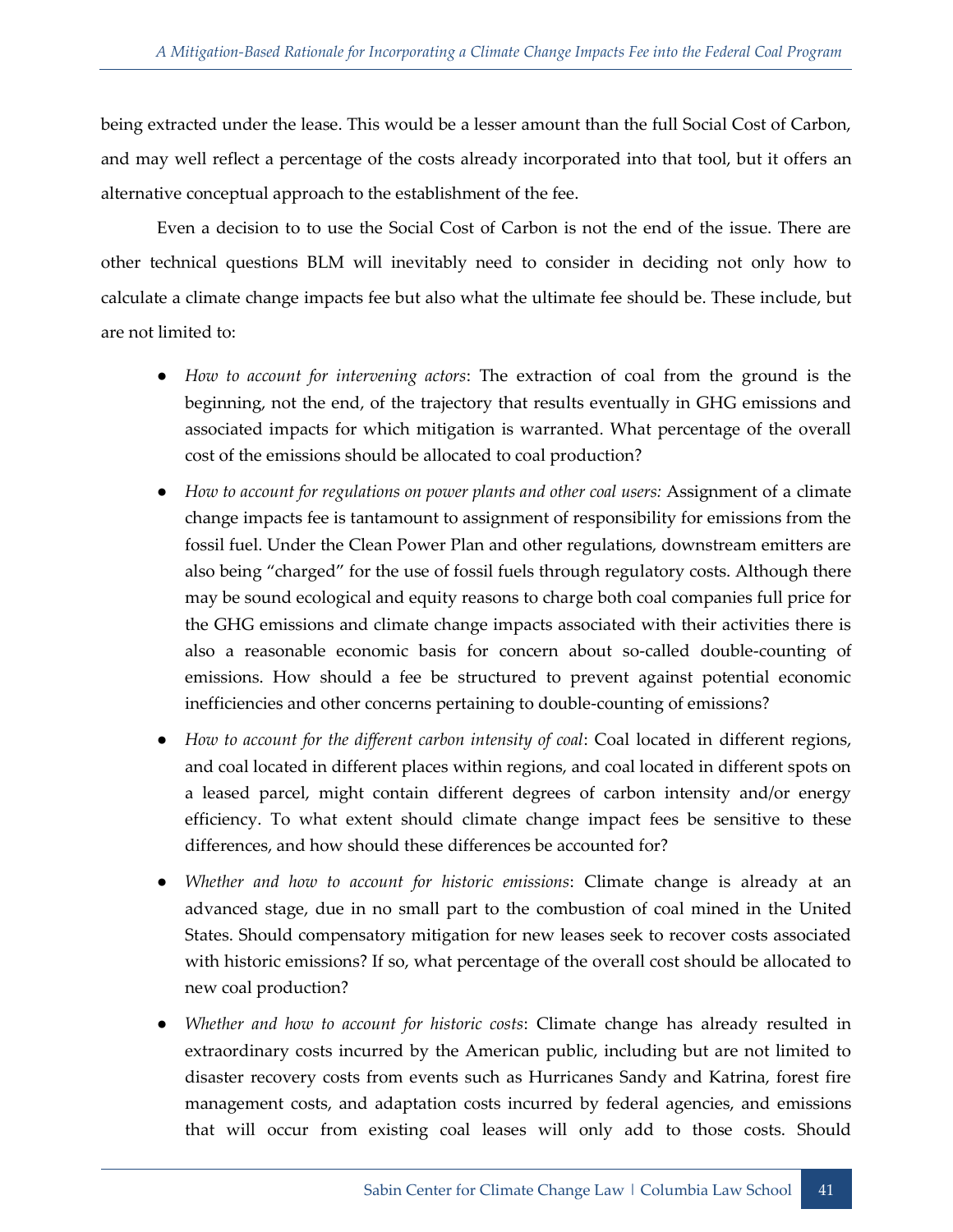being extracted under the lease. This would be a lesser amount than the full Social Cost of Carbon, and may well reflect a percentage of the costs already incorporated into that tool, but it offers an alternative conceptual approach to the establishment of the fee.

Even a decision to to use the Social Cost of Carbon is not the end of the issue. There are other technical questions BLM will inevitably need to consider in deciding not only how to calculate a climate change impacts fee but also what the ultimate fee should be. These include, but are not limited to:

- *How to account for intervening actors*: The extraction of coal from the ground is the beginning, not the end, of the trajectory that results eventually in GHG emissions and associated impacts for which mitigation is warranted. What percentage of the overall cost of the emissions should be allocated to coal production?
- *How to account for regulations on power plants and other coal users:* Assignment of a climate change impacts fee is tantamount to assignment of responsibility for emissions from the fossil fuel. Under the Clean Power Plan and other regulations, downstream emitters are also being "charged" for the use of fossil fuels through regulatory costs. Although there may be sound ecological and equity reasons to charge both coal companies full price for the GHG emissions and climate change impacts associated with their activities there is also a reasonable economic basis for concern about so-called double-counting of emissions. How should a fee be structured to prevent against potential economic inefficiencies and other concerns pertaining to double-counting of emissions?
- *How to account for the different carbon intensity of coal*: Coal located in different regions, and coal located in different places within regions, and coal located in different spots on a leased parcel, might contain different degrees of carbon intensity and/or energy efficiency. To what extent should climate change impact fees be sensitive to these differences, and how should these differences be accounted for?
- *Whether and how to account for historic emissions*: Climate change is already at an advanced stage, due in no small part to the combustion of coal mined in the United States. Should compensatory mitigation for new leases seek to recover costs associated with historic emissions? If so, what percentage of the overall cost should be allocated to new coal production?
- *Whether and how to account for historic costs*: Climate change has already resulted in extraordinary costs incurred by the American public, including but are not limited to disaster recovery costs from events such as Hurricanes Sandy and Katrina, forest fire management costs, and adaptation costs incurred by federal agencies, and emissions that will occur from existing coal leases will only add to those costs. Should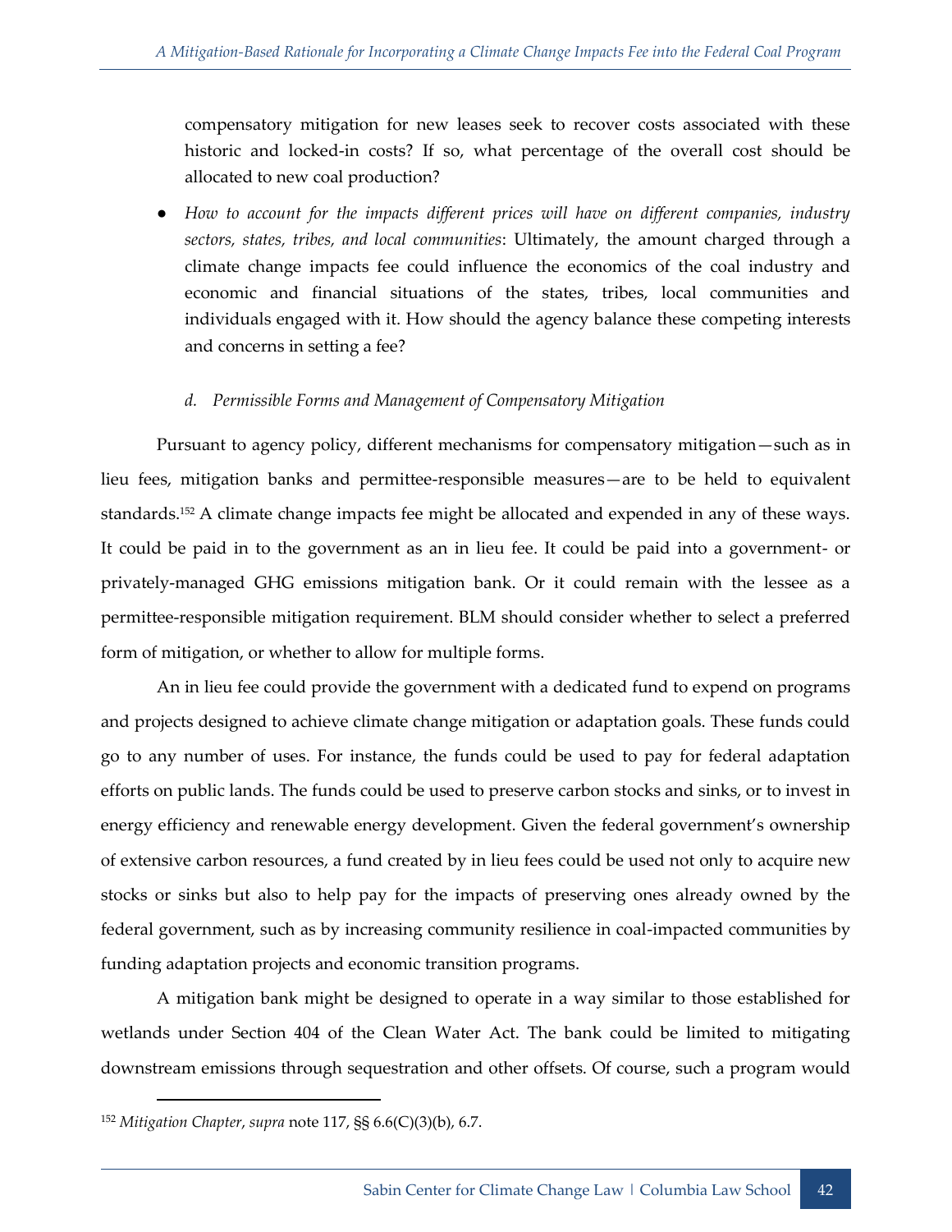compensatory mitigation for new leases seek to recover costs associated with these historic and locked-in costs? If so, what percentage of the overall cost should be allocated to new coal production?

- *How to account for the impacts different prices will have on different companies, industry sectors, states, tribes, and local communities*: Ultimately, the amount charged through a climate change impacts fee could influence the economics of the coal industry and economic and financial situations of the states, tribes, local communities and individuals engaged with it. How should the agency balance these competing interests and concerns in setting a fee?

#### d. Permissible Forms and Management of Compensatory Mitigation

Pursuant to agency policy, different mechanisms for compensatory mitigation—such as in lieu fees, mitigation banks and permittee-responsible measures—are to be held to equivalent standards.[152] A climate change impacts fee might be allocated and expended in any of these ways. It could be paid in to the government as an in lieu fee. It could be paid into a government- or privately-managed GHG emissions mitigation bank. Or it could remain with the lessee as a permittee-responsible mitigation requirement. BLM should consider whether to select a preferred form of mitigation, or whether to allow for multiple forms.

An in lieu fee could provide the government with a dedicated fund to expend on programs and projects designed to achieve climate change mitigation or adaptation goals. These funds could go to any number of uses. For instance, the funds could be used to pay for federal adaptation efforts on public lands. The funds could be used to preserve carbon stocks and sinks, or to invest in energy efficiency and renewable energy development. Given the federal government's ownership of extensive carbon resources, a fund created by in lieu fees could be used not only to acquire new stocks or sinks but also to help pay for the impacts of preserving ones already owned by the federal government, such as by increasing community resilience in coal-impacted communities by funding adaptation projects and economic transition programs.

A mitigation bank might be designed to operate in a way similar to those established for wetlands under Section 404 of the Clean Water Act. The bank could be limited to mitigating downstream emissions through sequestration and other offsets. Of course, such a program would

[152] *Mitigation Chapter*, *supra* note 117, §§ 6.6(C)(3)(b), 6.7.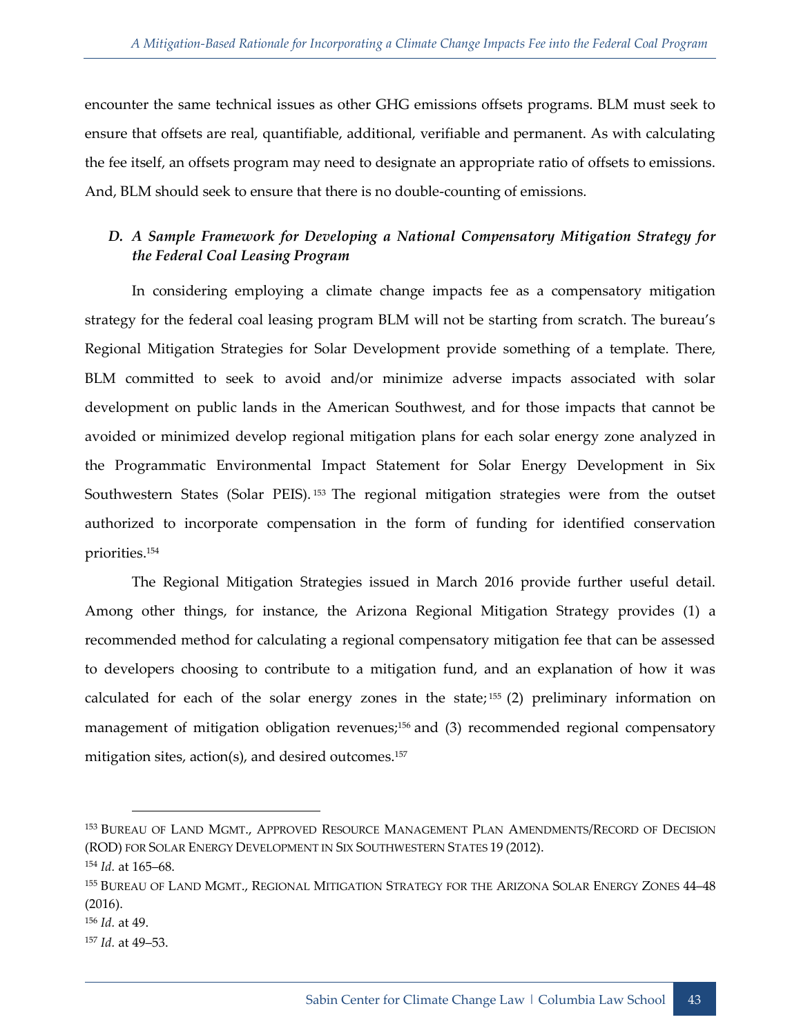encounter the same technical issues as other GHG emissions offsets programs. BLM must seek to ensure that offsets are real, quantifiable, additional, verifiable and permanent. As with calculating the fee itself, an offsets program may need to designate an appropriate ratio of offsets to emissions. And, BLM should seek to ensure that there is no double-counting of emissions.

### *D. A Sample Framework for Developing a National Compensatory Mitigation Strategy for the Federal Coal Leasing Program*

In considering employing a climate change impacts fee as a compensatory mitigation strategy for the federal coal leasing program BLM will not be starting from scratch. The bureau's Regional Mitigation Strategies for Solar Development provide something of a template. There, BLM committed to seek to avoid and/or minimize adverse impacts associated with solar development on public lands in the American Southwest, and for those impacts that cannot be avoided or minimized develop regional mitigation plans for each solar energy zone analyzed in the Programmatic Environmental Impact Statement for Solar Energy Development in Six Southwestern States (Solar PEIS).[153] The regional mitigation strategies were from the outset authorized to incorporate compensation in the form of funding for identified conservation priorities.[154]

The Regional Mitigation Strategies issued in March 2016 provide further useful detail. Among other things, for instance, the Arizona Regional Mitigation Strategy provides (1) a recommended method for calculating a regional compensatory mitigation fee that can be assessed to developers choosing to contribute to a mitigation fund, and an explanation of how it was calculated for each of the solar energy zones in the state;[155] (2) preliminary information on management of mitigation obligation revenues;[156] and (3) recommended regional compensatory mitigation sites, action(s), and desired outcomes.[157]

---

[153] BUREAU OF LAND MGMT., APPROVED RESOURCE MANAGEMENT PLAN AMENDMENTS/RECORD OF DECISION (ROD) FOR SOLAR ENERGY DEVELOPMENT IN SIX SOUTHWESTERN STATES 19 (2012).

[154] *Id.* at 165–68.

[155] BUREAU OF LAND MGMT., REGIONAL MITIGATION STRATEGY FOR THE ARIZONA SOLAR ENERGY ZONES 44–48 (2016).

[156] *Id.* at 49.

[157] *Id.* at 49–53.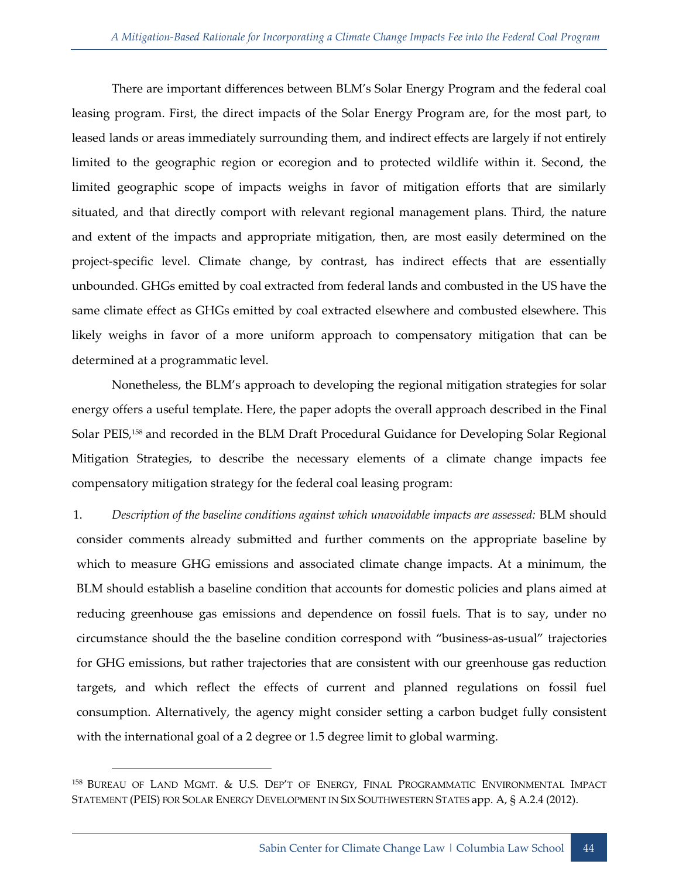There are important differences between BLM's Solar Energy Program and the federal coal leasing program. First, the direct impacts of the Solar Energy Program are, for the most part, to leased lands or areas immediately surrounding them, and indirect effects are largely if not entirely limited to the geographic region or ecoregion and to protected wildlife within it. Second, the limited geographic scope of impacts weighs in favor of mitigation efforts that are similarly situated, and that directly comport with relevant regional management plans. Third, the nature and extent of the impacts and appropriate mitigation, then, are most easily determined on the project-specific level. Climate change, by contrast, has indirect effects that are essentially unbounded. GHGs emitted by coal extracted from federal lands and combusted in the US have the same climate effect as GHGs emitted by coal extracted elsewhere and combusted elsewhere. This likely weighs in favor of a more uniform approach to compensatory mitigation that can be determined at a programmatic level.

Nonetheless, the BLM's approach to developing the regional mitigation strategies for solar energy offers a useful template. Here, the paper adopts the overall approach described in the Final Solar PEIS,[158] and recorded in the BLM Draft Procedural Guidance for Developing Solar Regional Mitigation Strategies, to describe the necessary elements of a climate change impacts fee compensatory mitigation strategy for the federal coal leasing program:

1. *Description of the baseline conditions against which unavoidable impacts are assessed:* BLM should consider comments already submitted and further comments on the appropriate baseline by which to measure GHG emissions and associated climate change impacts. At a minimum, the BLM should establish a baseline condition that accounts for domestic policies and plans aimed at reducing greenhouse gas emissions and dependence on fossil fuels. That is to say, under no circumstance should the the baseline condition correspond with "business-as-usual" trajectories for GHG emissions, but rather trajectories that are consistent with our greenhouse gas reduction targets, and which reflect the effects of current and planned regulations on fossil fuel consumption. Alternatively, the agency might consider setting a carbon budget fully consistent with the international goal of a 2 degree or 1.5 degree limit to global warming.

---

[158] BUREAU OF LAND MGMT. & U.S. DEP'T OF ENERGY, FINAL PROGRAMMATIC ENVIRONMENTAL IMPACT STATEMENT (PEIS) FOR SOLAR ENERGY DEVELOPMENT IN SIX SOUTHWESTERN STATES app. A, § A.2.4 (2012).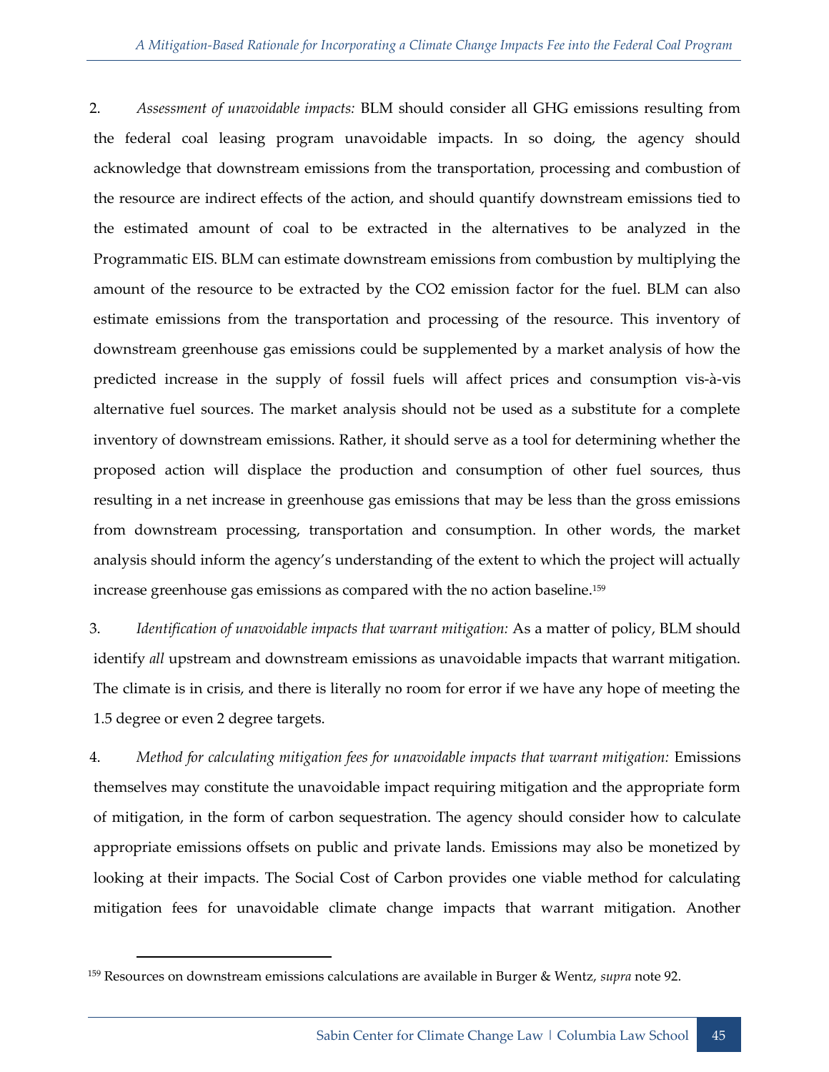2. *Assessment of unavoidable impacts:* BLM should consider all GHG emissions resulting from the federal coal leasing program unavoidable impacts. In so doing, the agency should acknowledge that downstream emissions from the transportation, processing and combustion of the resource are indirect effects of the action, and should quantify downstream emissions tied to the estimated amount of coal to be extracted in the alternatives to be analyzed in the Programmatic EIS. BLM can estimate downstream emissions from combustion by multiplying the amount of the resource to be extracted by the $CO_2$ emission factor for the fuel. BLM can also estimate emissions from the transportation and processing of the resource. This inventory of downstream greenhouse gas emissions could be supplemented by a market analysis of how the predicted increase in the supply of fossil fuels will affect prices and consumption vis-à-vis alternative fuel sources. The market analysis should not be used as a substitute for a complete inventory of downstream emissions. Rather, it should serve as a tool for determining whether the proposed action will displace the production and consumption of other fuel sources, thus resulting in a net increase in greenhouse gas emissions that may be less than the gross emissions from downstream processing, transportation and consumption. In other words, the market analysis should inform the agency's understanding of the extent to which the project will actually increase greenhouse gas emissions as compared with the no action baseline.[159]

3. *Identification of unavoidable impacts that warrant mitigation:* As a matter of policy, BLM should identify *all* upstream and downstream emissions as unavoidable impacts that warrant mitigation. The climate is in crisis, and there is literally no room for error if we have any hope of meeting the 1.5 degree or even 2 degree targets.

4. *Method for calculating mitigation fees for unavoidable impacts that warrant mitigation:* Emissions themselves may constitute the unavoidable impact requiring mitigation and the appropriate form of mitigation, in the form of carbon sequestration. The agency should consider how to calculate appropriate emissions offsets on public and private lands. Emissions may also be monetized by looking at their impacts. The Social Cost of Carbon provides one viable method for calculating mitigation fees for unavoidable climate change impacts that warrant mitigation. Another

[159] Resources on downstream emissions calculations are available in Burger & Wentz, *supra* note 92.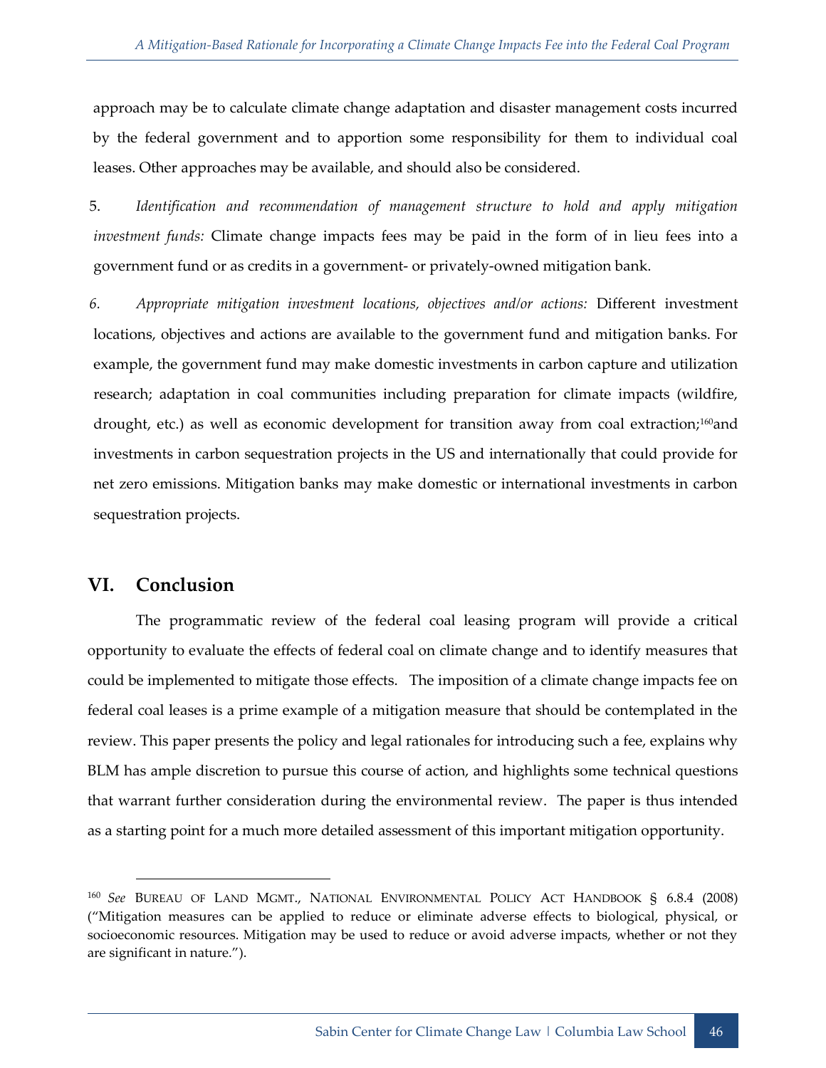approach may be to calculate climate change adaptation and disaster management costs incurred by the federal government and to apportion some responsibility for them to individual coal leases. Other approaches may be available, and should also be considered.

5. *Identification and recommendation of management structure to hold and apply mitigation investment funds:* Climate change impacts fees may be paid in the form of in lieu fees into a government fund or as credits in a government- or privately-owned mitigation bank.

*6. Appropriate mitigation investment locations, objectives and/or actions:* Different investment locations, objectives and actions are available to the government fund and mitigation banks. For example, the government fund may make domestic investments in carbon capture and utilization research; adaptation in coal communities including preparation for climate impacts (wildfire, drought, etc.) as well as economic development for transition away from coal extraction;[160] and investments in carbon sequestration projects in the US and internationally that could provide for net zero emissions. Mitigation banks may make domestic or international investments in carbon sequestration projects.

## VI. Conclusion

The programmatic review of the federal coal leasing program will provide a critical opportunity to evaluate the effects of federal coal on climate change and to identify measures that could be implemented to mitigate those effects. The imposition of a climate change impacts fee on federal coal leases is a prime example of a mitigation measure that should be contemplated in the review. This paper presents the policy and legal rationales for introducing such a fee, explains why BLM has ample discretion to pursue this course of action, and highlights some technical questions that warrant further consideration during the environmental review. The paper is thus intended as a starting point for a much more detailed assessment of this important mitigation opportunity.

---

[160] *See* BUREAU OF LAND MGMT., NATIONAL ENVIRONMENTAL POLICY ACT HANDBOOK § 6.8.4 (2008) ("Mitigation measures can be applied to reduce or eliminate adverse effects to biological, physical, or socioeconomic resources. Mitigation may be used to reduce or avoid adverse impacts, whether or not they are significant in nature.").